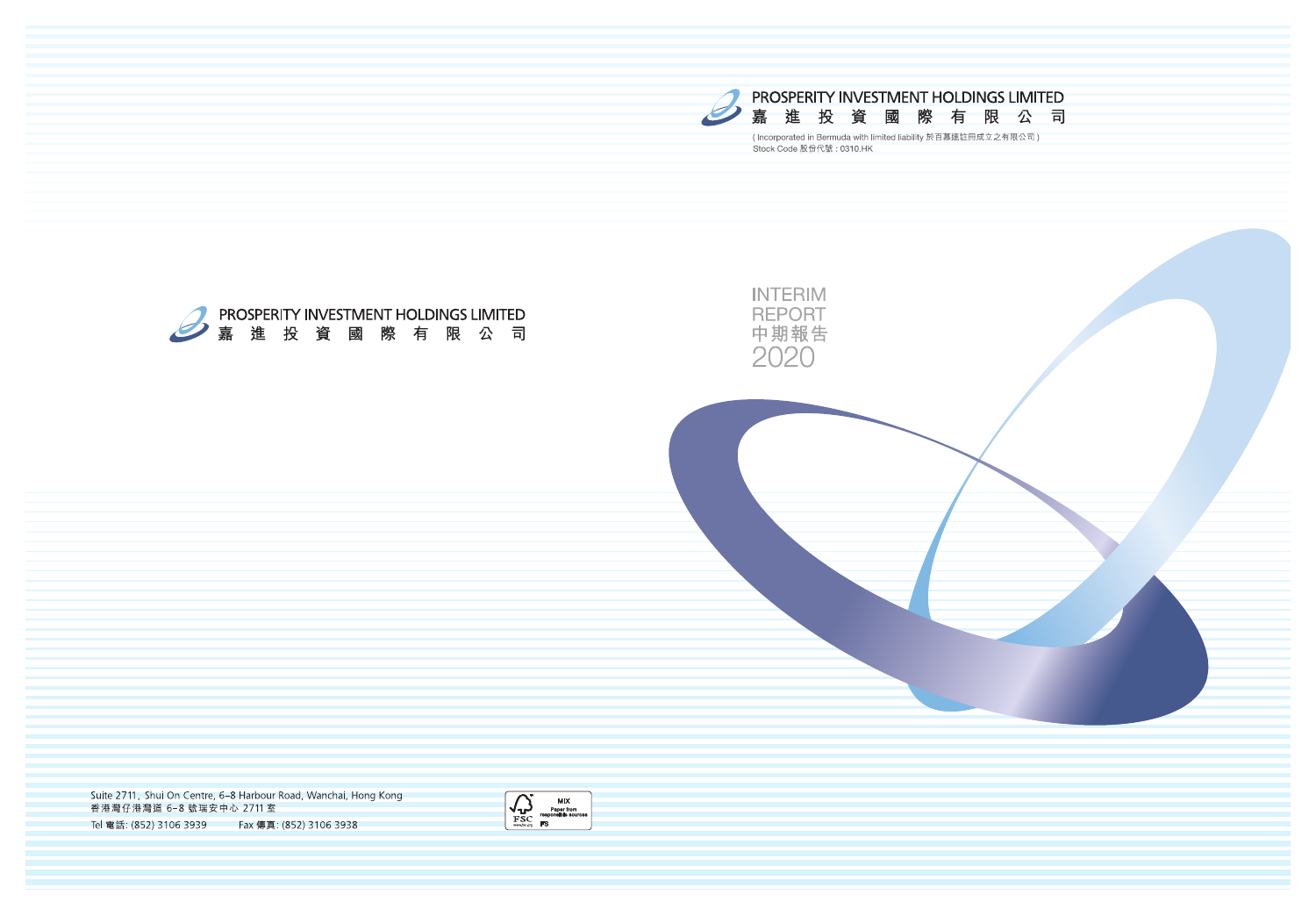# PROSPERITY INVESTMENT HOLDINGS LIMITED
# 嘉 進 投 資 國 際 有 限 公 司

(Incorporated in Bermuda with limited liability 於百慕達註冊成立之有限公司)
Stock Code 股份代號：0310.HK

INTERIM
REPORT
中期報告
2020

PROSPERITY INVESTMENT HOLDINGS LIMITED
嘉 進 投 資 國 際 有 限 公 司

Suite 2711, Shui On Centre, 6–8 Harbour Road, Wanchai, Hong Kong
香港灣仔港灣道 6–8 號瑞安中心 2711 室
Tel 電話: (852) 3106 3939　　Fax 傳真: (852) 3106 3938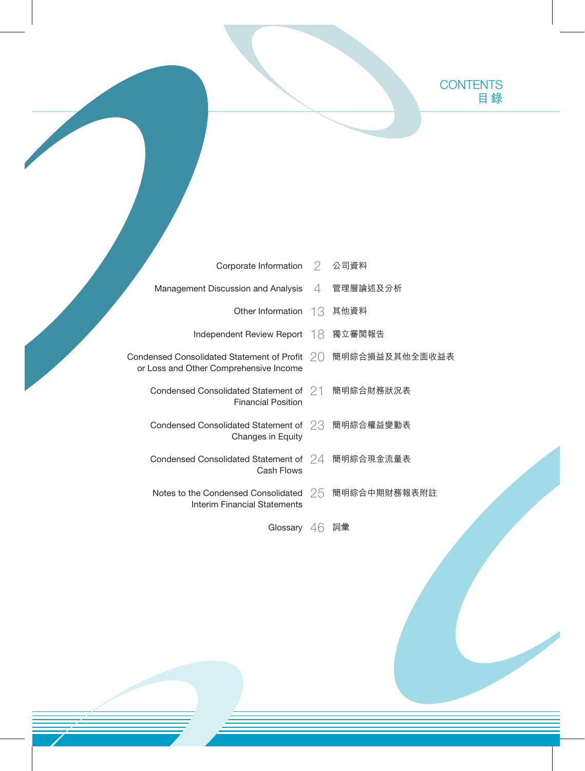# CONTENTS
# 目錄

| | | |
|---|---|---|
| Corporate Information | 2 | 公司資料 |
| Management Discussion and Analysis | 4 | 管理層論述及分析 |
| Other Information | 13 | 其他資料 |
| Independent Review Report | 18 | 獨立審閱報告 |
| Condensed Consolidated Statement of Profit or Loss and Other Comprehensive Income | 20 | 簡明綜合損益及其他全面收益表 |
| Condensed Consolidated Statement of Financial Position | 21 | 簡明綜合財務狀況表 |
| Condensed Consolidated Statement of Changes in Equity | 23 | 簡明綜合權益變動表 |
| Condensed Consolidated Statement of Cash Flows | 24 | 簡明綜合現金流量表 |
| Notes to the Condensed Consolidated Interim Financial Statements | 25 | 簡明綜合中期財務報表附註 |
| Glossary | 46 | 詞彙 |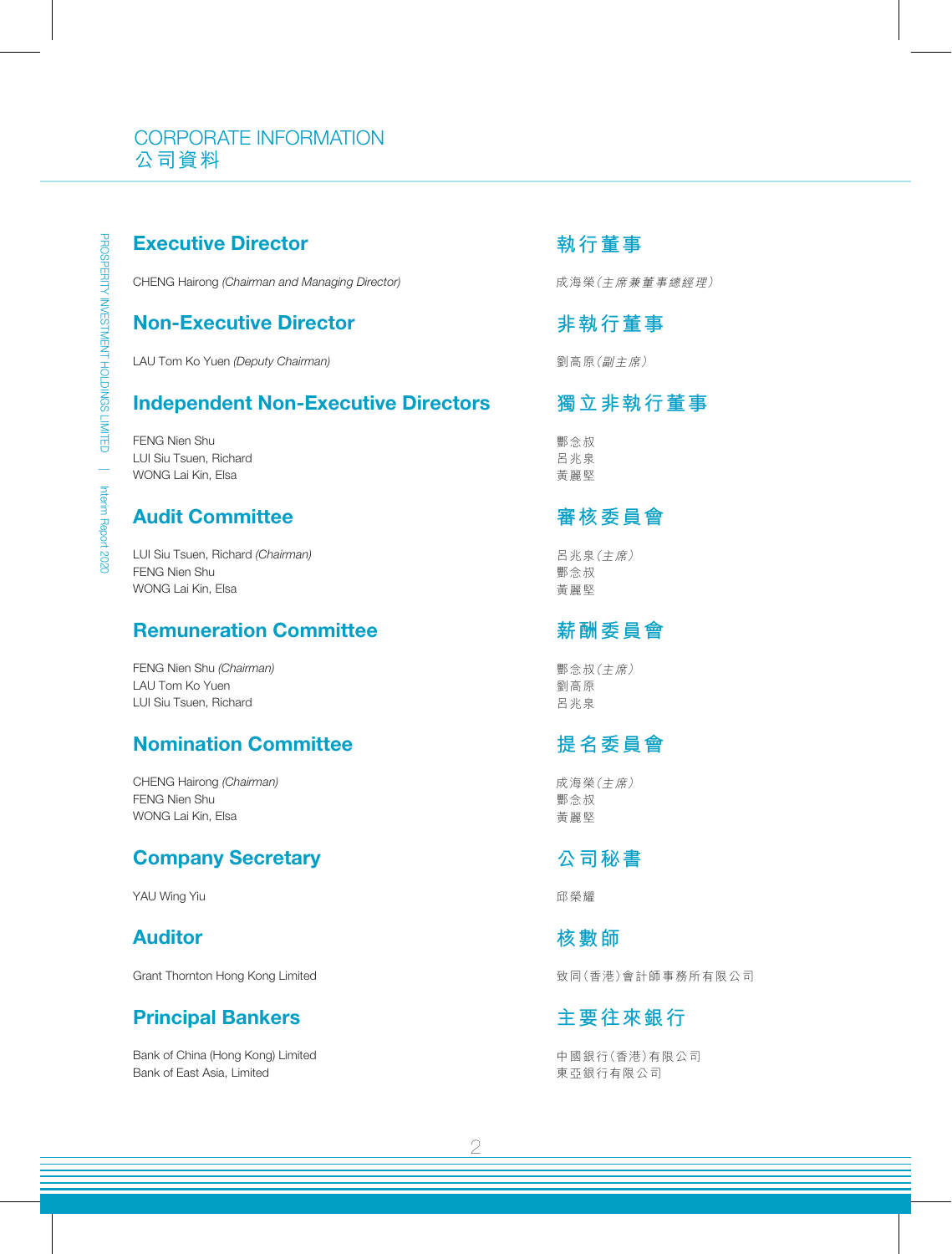# CORPORATE INFORMATION
# 公司資料

## Executive Director

CHENG Hairong *(Chairman and Managing Director)*

## 執行董事

成海榮*（主席兼董事總經理）*

## Non-Executive Director

LAU Tom Ko Yuen *(Deputy Chairman)*

## 非執行董事

劉高原*（副主席）*

## Independent Non-Executive Directors

FENG Nien Shu
LUI Siu Tsuen, Richard
WONG Lai Kin, Elsa

## 獨立非執行董事

酆念叔
呂兆泉
黃麗堅

## Audit Committee

LUI Siu Tsuen, Richard *(Chairman)*
FENG Nien Shu
WONG Lai Kin, Elsa

## 審核委員會

呂兆泉*（主席）*
酆念叔
黃麗堅

## Remuneration Committee

FENG Nien Shu *(Chairman)*
LAU Tom Ko Yuen
LUI Siu Tsuen, Richard

## 薪酬委員會

酆念叔*（主席）*
劉高原
呂兆泉

## Nomination Committee

CHENG Hairong *(Chairman)*
FENG Nien Shu
WONG Lai Kin, Elsa

## 提名委員會

成海榮*（主席）*
酆念叔
黃麗堅

## Company Secretary

YAU Wing Yiu

## 公司秘書

邱榮耀

## Auditor

Grant Thornton Hong Kong Limited

## 核數師

致同（香港）會計師事務所有限公司

## Principal Bankers

Bank of China (Hong Kong) Limited
Bank of East Asia, Limited

## 主要往來銀行

中國銀行（香港）有限公司
東亞銀行有限公司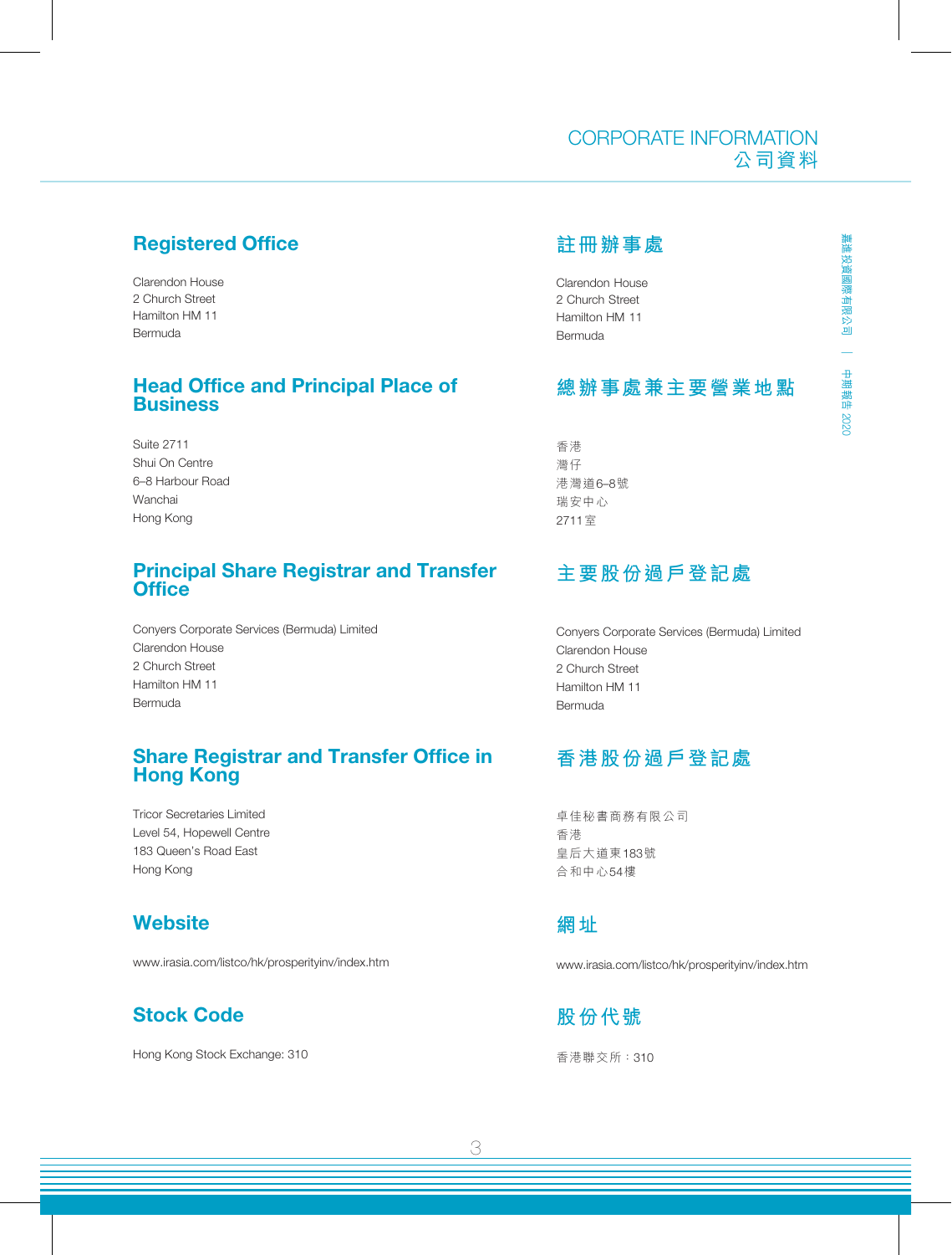# CORPORATE INFORMATION
# 公司資料

## Registered Office

Clarendon House
2 Church Street
Hamilton HM 11
Bermuda

## 註冊辦事處

Clarendon House
2 Church Street
Hamilton HM 11
Bermuda

## Head Office and Principal Place of Business

Suite 2711
Shui On Centre
6–8 Harbour Road
Wanchai
Hong Kong

## 總辦事處兼主要營業地點

香港
灣仔
港灣道6–8號
瑞安中心
2711室

## Principal Share Registrar and Transfer Office

Conyers Corporate Services (Bermuda) Limited
Clarendon House
2 Church Street
Hamilton HM 11
Bermuda

## 主要股份過戶登記處

Conyers Corporate Services (Bermuda) Limited
Clarendon House
2 Church Street
Hamilton HM 11
Bermuda

## Share Registrar and Transfer Office in Hong Kong

Tricor Secretaries Limited
Level 54, Hopewell Centre
183 Queen's Road East
Hong Kong

## 香港股份過戶登記處

卓佳秘書商務有限公司
香港
皇后大道東183號
合和中心54樓

## Website

www.irasia.com/listco/hk/prosperityinv/index.htm

## 網址

www.irasia.com/listco/hk/prosperityinv/index.htm

## Stock Code

Hong Kong Stock Exchange: 310

## 股份代號

香港聯交所：310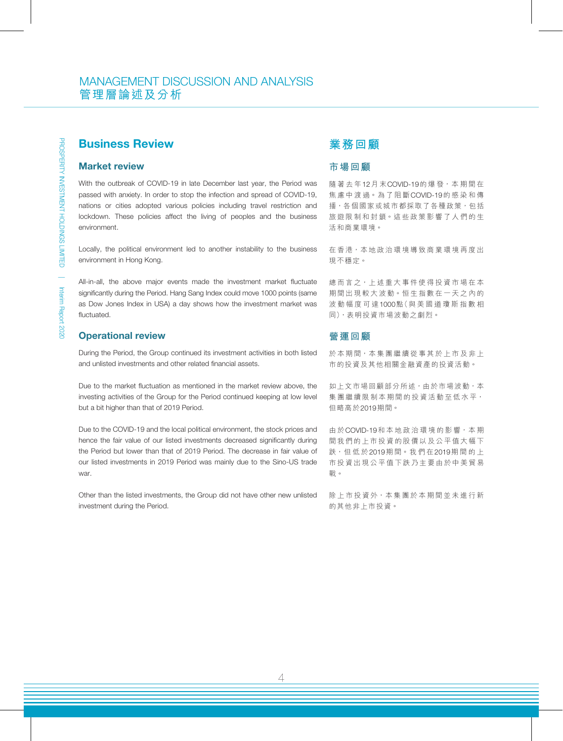# MANAGEMENT DISCUSSION AND ANALYSIS
# 管理層論述及分析

## Business Review

### Market review

With the outbreak of COVID-19 in late December last year, the Period was passed with anxiety. In order to stop the infection and spread of COVID-19, nations or cities adopted various policies including travel restriction and lockdown. These policies affect the living of peoples and the business environment.

Locally, the political environment led to another instability to the business environment in Hong Kong.

All-in-all, the above major events made the investment market fluctuate significantly during the Period. Hang Sang Index could move 1000 points (same as Dow Jones Index in USA) a day shows how the investment market was fluctuated.

### Operational review

During the Period, the Group continued its investment activities in both listed and unlisted investments and other related financial assets.

Due to the market fluctuation as mentioned in the market review above, the investing activities of the Group for the Period continued keeping at low level but a bit higher than that of 2019 Period.

Due to the COVID-19 and the local political environment, the stock prices and hence the fair value of our listed investments decreased significantly during the Period but lower than that of 2019 Period. The decrease in fair value of our listed investments in 2019 Period was mainly due to the Sino-US trade war.

Other than the listed investments, the Group did not have other new unlisted investment during the Period.

## 業務回顧

### 市場回顧

隨著去年12月末COVID-19的爆發，本期間在焦慮中渡過。為了阻斷COVID-19的感染和傳播，各個國家或城市都採取了各種政策，包括旅遊限制和封鎖。這些政策影響了人們的生活和商業環境。

在香港，本地政治環境導致商業環境再度出現不穩定。

總而言之，上述重大事件使得投資市場在本期間出現較大波動。恒生指數在一天之內的波動幅度可達1000點（與美國道瓊斯指數相同），表明投資市場波動之劇烈。

### 營運回顧

於本期間，本集團繼續從事其於上市及非上市的投資及其他相關金融資產的投資活動。

如上文市場回顧部分所述，由於市場波動，本集團繼續限制本期間的投資活動至低水平，但略高於2019期間。

由於COVID-19和本地政治環境的影響，本期間我們的上市投資的股價以及公平值大幅下跌，但低於2019期間。我們在2019期間的上市投資出現公平值下跌乃主要由於中美貿易戰。

除上市投資外，本集團於本期間並未進行新的其他非上市投資。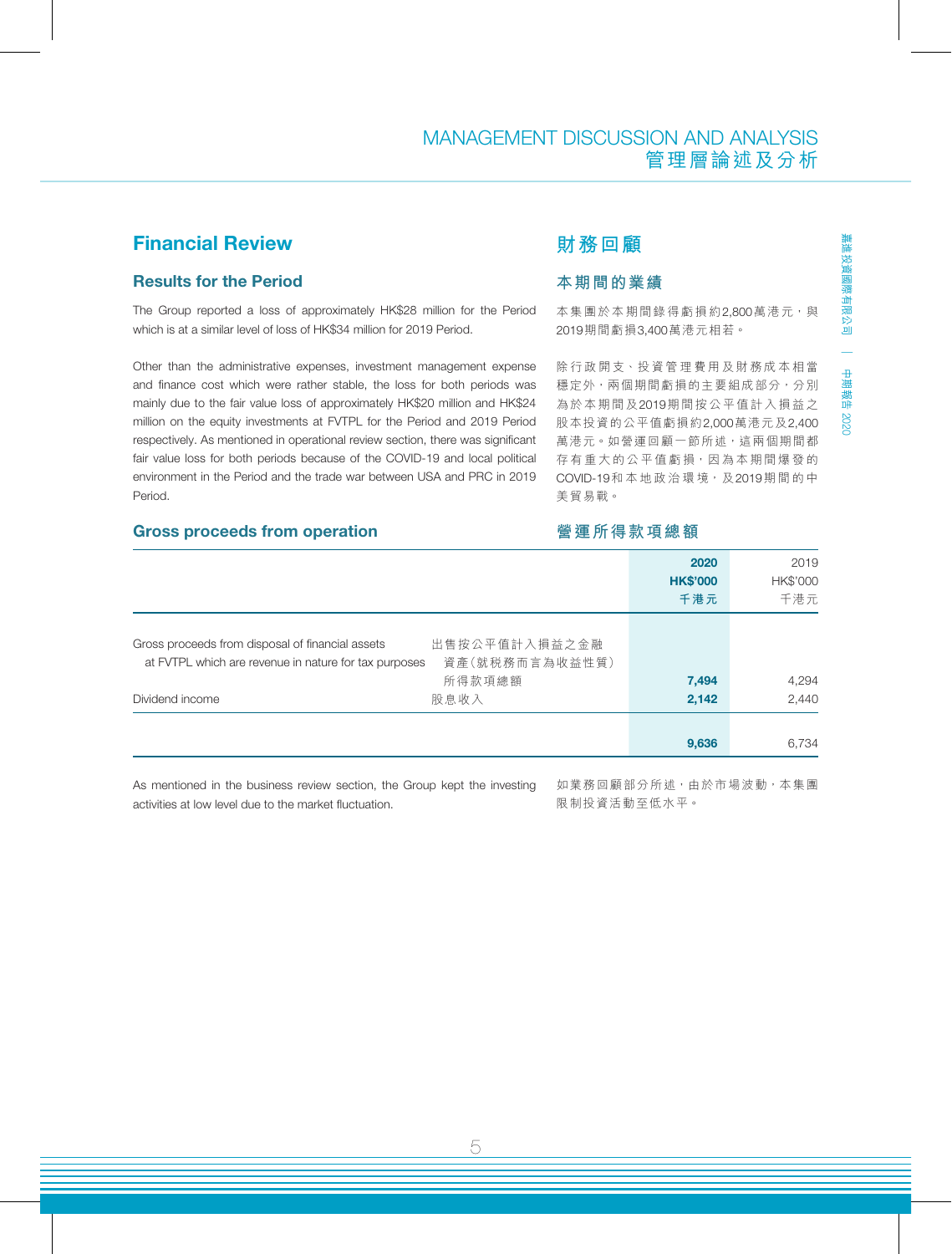## Financial Review

### Results for the Period

The Group reported a loss of approximately HK$28 million for the Period which is at a similar level of loss of HK$34 million for 2019 Period.

Other than the administrative expenses, investment management expense and finance cost which were rather stable, the loss for both periods was mainly due to the fair value loss of approximately HK$20 million and HK$24 million on the equity investments at FVTPL for the Period and 2019 Period respectively. As mentioned in operational review section, there was significant fair value loss for both periods because of the COVID-19 and local political environment in the Period and the trade war between USA and PRC in 2019 Period.

## 財務回顧

### 本期間的業績

本集團於本期間錄得虧損約2,800萬港元，與2019期間虧損3,400萬港元相若。

除行政開支、投資管理費用及財務成本相當穩定外，兩個期間虧損的主要組成部分，分別為於本期間及2019期間按公平值計入損益之股本投資的公平值虧損約2,000萬港元及2,400萬港元。如營運回顧一節所述，這兩個期間都存有重大的公平值虧損，因為本期間爆發的COVID-19和本地政治環境，及2019期間的中美貿易戰。

### Gross proceeds from operation
### 營運所得款項總額

| | | 2020 HK$'000 千港元 | 2019 HK$'000 千港元 |
|---|---|---|---|
| Gross proceeds from disposal of financial assets at FVTPL which are revenue in nature for tax purposes | 出售按公平值計入損益之金融資產(就稅務而言為收益性質)所得款項總額 | **7,494** | 4,294 |
| Dividend income | 股息收入 | **2,142** | 2,440 |
| | | **9,636** | 6,734 |

As mentioned in the business review section, the Group kept the investing activities at low level due to the market fluctuation.

如業務回顧部分所述，由於市場波動，本集團限制投資活動至低水平。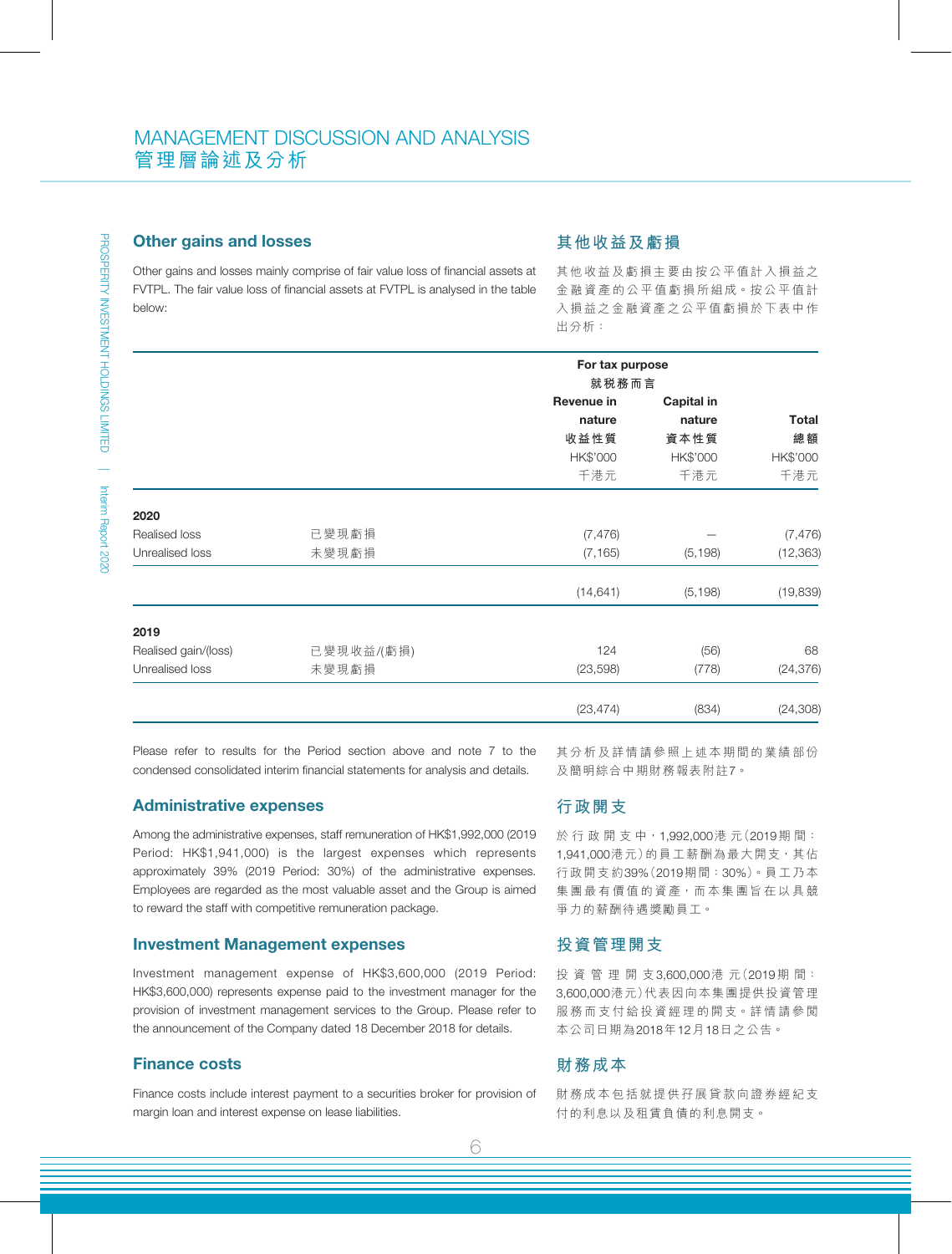## Other gains and losses

Other gains and losses mainly comprise of fair value loss of financial assets at FVTPL. The fair value loss of financial assets at FVTPL is analysed in the table below:

## 其他收益及虧損

其他收益及虧損主要由按公平值計入損益之金融資產的公平值虧損所組成。按公平值計入損益之金融資產之公平值虧損於下表中作出分析：

| | | For tax purpose 就稅務而言 | | |
|---|---|---|---|---|
| | | Revenue in nature 收益性質 HK$'000 千港元 | Capital in nature 資本性質 HK$'000 千港元 | Total 總額 HK$'000 千港元 |
| **2020** | | | | |
| Realised loss | 已變現虧損 | (7,476) | – | (7,476) |
| Unrealised loss | 未變現虧損 | (7,165) | (5,198) | (12,363) |
| | | (14,641) | (5,198) | (19,839) |
| **2019** | | | | |
| Realised gain/(loss) | 已變現收益/(虧損) | 124 | (56) | 68 |
| Unrealised loss | 未變現虧損 | (23,598) | (778) | (24,376) |
| | | (23,474) | (834) | (24,308) |

Please refer to results for the Period section above and note 7 to the condensed consolidated interim financial statements for analysis and details.

其分析及詳情請參照上述本期間的業績部份及簡明綜合中期財務報表附註7。

## Administrative expenses

Among the administrative expenses, staff remuneration of HK$1,992,000 (2019 Period: HK$1,941,000) is the largest expenses which represents approximately 39% (2019 Period: 30%) of the administrative expenses. Employees are regarded as the most valuable asset and the Group is aimed to reward the staff with competitive remuneration package.

## 行政開支

於行政開支中，1,992,000港元（2019期間：1,941,000港元）的員工薪酬為最大開支，其佔行政開支約39%（2019期間：30%）。員工乃本集團最有價值的資產，而本集團旨在以具競爭力的薪酬待遇獎勵員工。

## Investment Management expenses

Investment management expense of HK$3,600,000 (2019 Period: HK$3,600,000) represents expense paid to the investment manager for the provision of investment management services to the Group. Please refer to the announcement of the Company dated 18 December 2018 for details.

## 投資管理開支

投資管理開支3,600,000港元（2019期間：3,600,000港元）代表因向本集團提供投資管理服務而支付給投資經理的開支。詳情請參閱本公司日期為2018年12月18日之公告。

## Finance costs

Finance costs include interest payment to a securities broker for provision of margin loan and interest expense on lease liabilities.

## 財務成本

財務成本包括就提供孖展貸款向證券經紀支付的利息以及租賃負債的利息開支。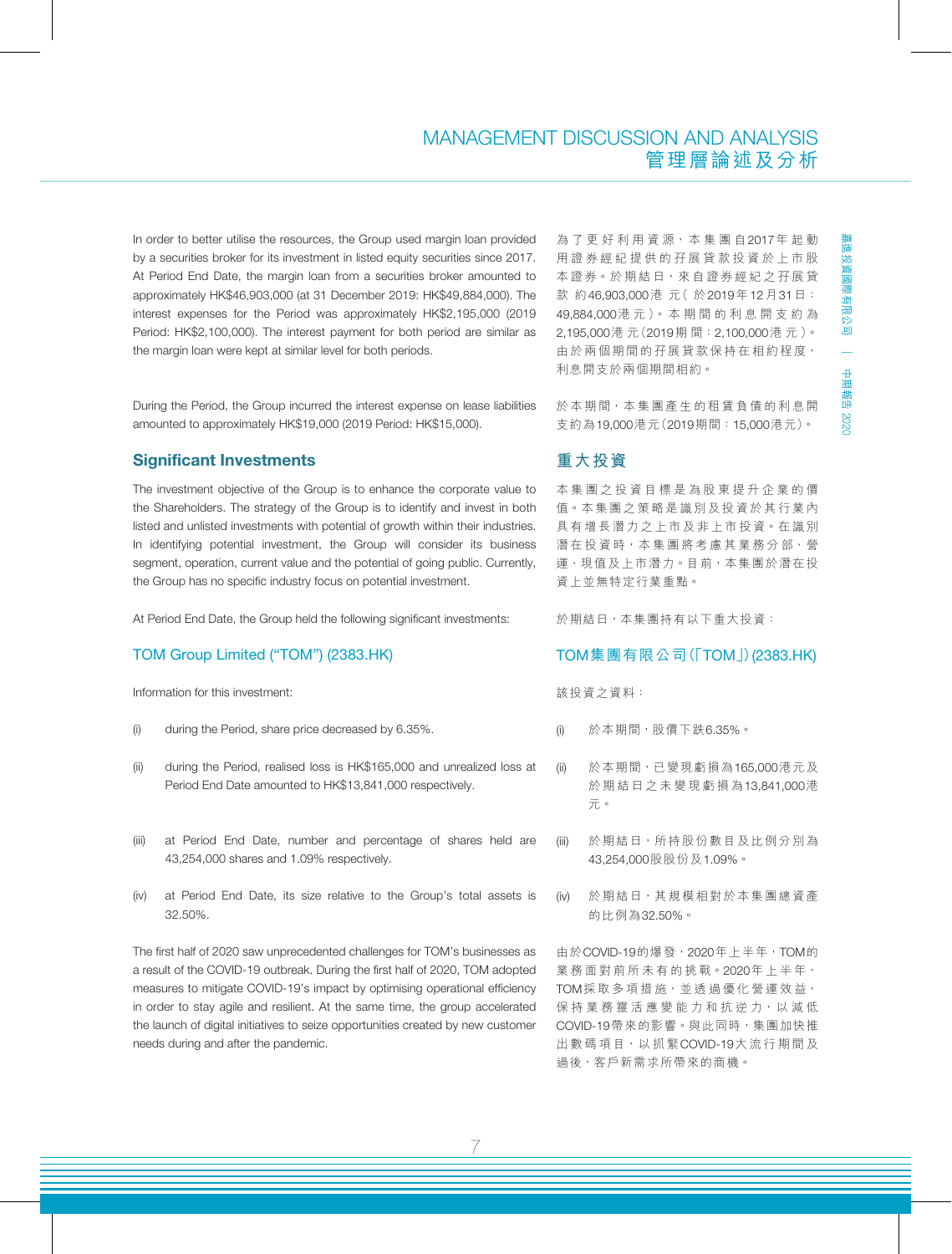In order to better utilise the resources, the Group used margin loan provided by a securities broker for its investment in listed equity securities since 2017. At Period End Date, the margin loan from a securities broker amounted to approximately HK$46,903,000 (at 31 December 2019: HK$49,884,000). The interest expenses for the Period was approximately HK$2,195,000 (2019 Period: HK$2,100,000). The interest payment for both period are similar as the margin loan were kept at similar level for both periods.

為了更好利用資源，本集團自2017年起動用證券經紀提供的孖展貸款投資於上市股本證券。於期結日，來自證券經紀之孖展貸款約46,903,000港元（於2019年12月31日：49,884,000港元）。本期間的利息開支約為2,195,000港元（2019期間：2,100,000港元）。由於兩個期間的孖展貸款保持在相約程度，利息開支於兩個期間相約。

During the Period, the Group incurred the interest expense on lease liabilities amounted to approximately HK$19,000 (2019 Period: HK$15,000).

於本期間，本集團產生的租賃負債的利息開支約為19,000港元（2019期間：15,000港元）。

## Significant Investments

## 重大投資

The investment objective of the Group is to enhance the corporate value to the Shareholders. The strategy of the Group is to identify and invest in both listed and unlisted investments with potential of growth within their industries. In identifying potential investment, the Group will consider its business segment, operation, current value and the potential of going public. Currently, the Group has no specific industry focus on potential investment.

本集團之投資目標是為股東提升企業的價值。本集團之策略是識別及投資於其行業內具有增長潛力之上市及非上市投資。在識別潛在投資時，本集團將考慮其業務分部、營運、現值及上市潛力。目前，本集團於潛在投資上並無特定行業重點。

At Period End Date, the Group held the following significant investments:

於期結日，本集團持有以下重大投資：

### TOM Group Limited (“TOM”) (2383.HK)

### TOM集團有限公司（「TOM」）(2383.HK)

Information for this investment:

(i) during the Period, share price decreased by 6.35%.

(ii) during the Period, realised loss is HK$165,000 and unrealized loss at Period End Date amounted to HK$13,841,000 respectively.

(iii) at Period End Date, number and percentage of shares held are 43,254,000 shares and 1.09% respectively.

(iv) at Period End Date, its size relative to the Group’s total assets is 32.50%.

該投資之資料：

(i) 於本期間，股價下跌6.35%。

(ii) 於本期間，已變現虧損為165,000港元及於期結日之未變現虧損為13,841,000港元。

(iii) 於期結日，所持股份數目及比例分別為43,254,000股股份及1.09%。

(iv) 於期結日，其規模相對於本集團總資產的比例為32.50%。

The first half of 2020 saw unprecedented challenges for TOM’s businesses as a result of the COVID-19 outbreak. During the first half of 2020, TOM adopted measures to mitigate COVID-19’s impact by optimising operational efficiency in order to stay agile and resilient. At the same time, the group accelerated the launch of digital initiatives to seize opportunities created by new customer needs during and after the pandemic.

由於COVID-19的爆發，2020年上半年，TOM的業務面對前所未有的挑戰。2020年上半年，TOM採取多項措施，並透過優化營運效益，保持業務靈活應變能力和抗逆力，以減低COVID-19帶來的影響。與此同時，集團加快推出數碼項目，以抓緊COVID-19大流行期間及過後，客戶新需求所帶來的商機。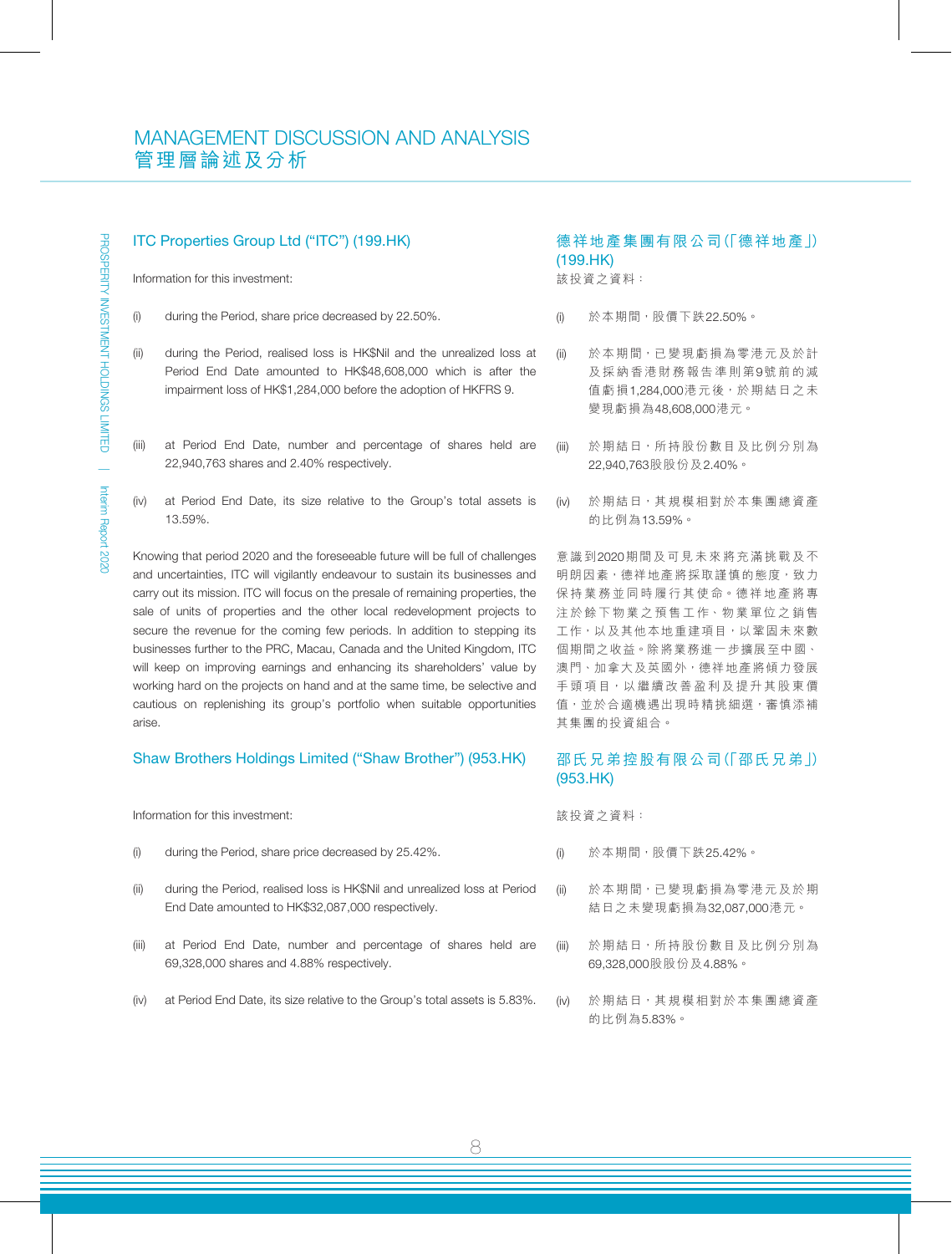## MANAGEMENT DISCUSSION AND ANALYSIS
## 管理層論述及分析

### ITC Properties Group Ltd ("ITC") (199.HK)

Information for this investment:

(i) during the Period, share price decreased by 22.50%.

(ii) during the Period, realised loss is HK$Nil and the unrealized loss at Period End Date amounted to HK$48,608,000 which is after the impairment loss of HK$1,284,000 before the adoption of HKFRS 9.

(iii) at Period End Date, number and percentage of shares held are 22,940,763 shares and 2.40% respectively.

(iv) at Period End Date, its size relative to the Group's total assets is 13.59%.

Knowing that period 2020 and the foreseeable future will be full of challenges and uncertainties, ITC will vigilantly endeavour to sustain its businesses and carry out its mission. ITC will focus on the presale of remaining properties, the sale of units of properties and the other local redevelopment projects to secure the revenue for the coming few periods. In addition to stepping its businesses further to the PRC, Macau, Canada and the United Kingdom, ITC will keep on improving earnings and enhancing its shareholders' value by working hard on the projects on hand and at the same time, be selective and cautious on replenishing its group's portfolio when suitable opportunities arise.

### 德祥地產集團有限公司(「德祥地產」)(199.HK)

該投資之資料：

(i) 於本期間，股價下跌22.50%。

(ii) 於本期間，已變現虧損為零港元及於計及採納香港財務報告準則第9號前的減值虧損1,284,000港元後，於期結日之未變現虧損為48,608,000港元。

(iii) 於期結日，所持股份數目及比例分別為22,940,763股股份及2.40%。

(iv) 於期結日，其規模相對於本集團總資產的比例為13.59%。

意識到2020期間及可見未來將充滿挑戰及不明朗因素，德祥地產將採取謹慎的態度，致力保持業務並同時履行其使命。德祥地產將專注於餘下物業之預售工作、物業單位之銷售工作，以及其他本地重建項目，以鞏固未來數個期間之收益。除將業務進一步擴展至中國、澳門、加拿大及英國外，德祥地產將傾力發展手頭項目，以繼續改善盈利及提升其股東價值，並於合適機遇出現時精挑細選，審慎添補其集團的投資組合。

### Shaw Brothers Holdings Limited ("Shaw Brother") (953.HK)

Information for this investment:

(i) during the Period, share price decreased by 25.42%.

(ii) during the Period, realised loss is HK$Nil and unrealized loss at Period End Date amounted to HK$32,087,000 respectively.

(iii) at Period End Date, number and percentage of shares held are 69,328,000 shares and 4.88% respectively.

(iv) at Period End Date, its size relative to the Group's total assets is 5.83%.

### 邵氏兄弟控股有限公司(「邵氏兄弟」)(953.HK)

該投資之資料：

(i) 於本期間，股價下跌25.42%。

(ii) 於本期間，已變現虧損為零港元及於期結日之未變現虧損為32,087,000港元。

(iii) 於期結日，所持股份數目及比例分別為69,328,000股股份及4.88%。

(iv) 於期結日，其規模相對於本集團總資產的比例為5.83%。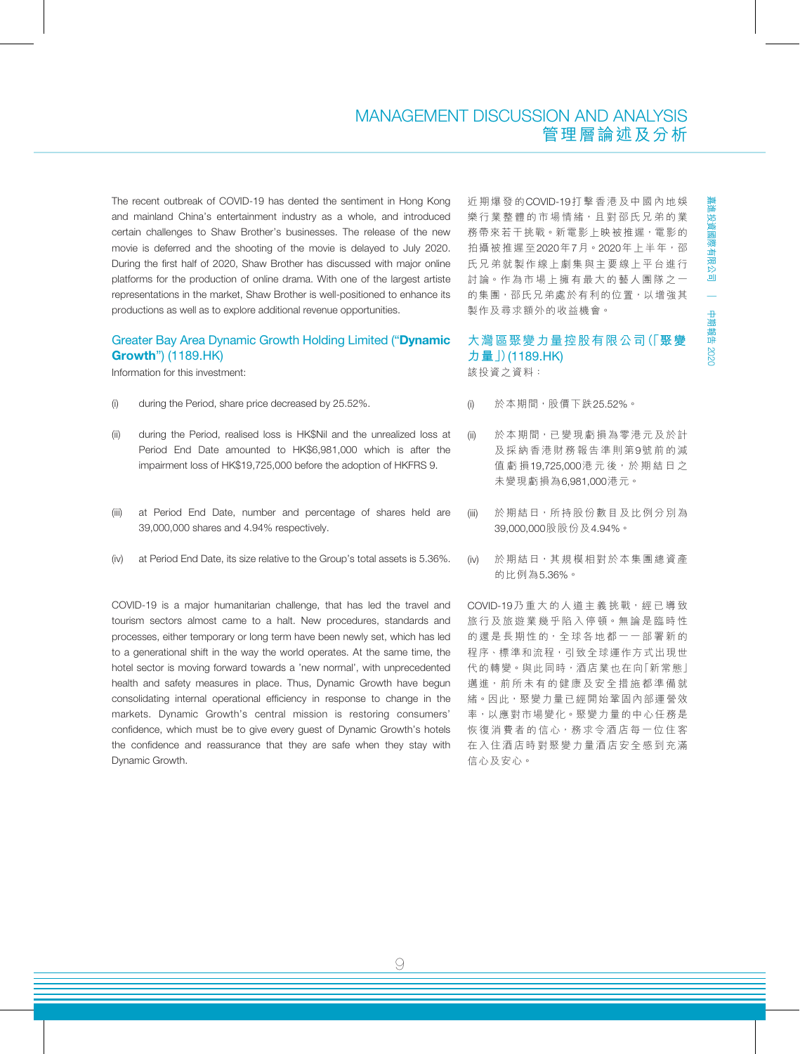The recent outbreak of COVID-19 has dented the sentiment in Hong Kong and mainland China's entertainment industry as a whole, and introduced certain challenges to Shaw Brother's businesses. The release of the new movie is deferred and the shooting of the movie is delayed to July 2020. During the first half of 2020, Shaw Brother has discussed with major online platforms for the production of online drama. With one of the largest artiste representations in the market, Shaw Brother is well-positioned to enhance its productions as well as to explore additional revenue opportunities.

近期爆發的COVID-19打擊香港及中國內地娛樂行業整體的市場情緒，且對邵氏兄弟的業務帶來若干挑戰。新電影上映被推遲，電影的拍攝被推遲至2020年7月。2020年上半年，邵氏兄弟就製作線上劇集與主要線上平台進行討論。作為市場上擁有最大的藝人團隊之一的集團，邵氏兄弟處於有利的位置，以增強其製作及尋求額外的收益機會。

## Greater Bay Area Dynamic Growth Holding Limited ("**Dynamic Growth**") (1189.HK)

Information for this investment:

(i) during the Period, share price decreased by 25.52%.

(ii) during the Period, realised loss is HK$Nil and the unrealized loss at Period End Date amounted to HK$6,981,000 which is after the impairment loss of HK$19,725,000 before the adoption of HKFRS 9.

(iii) at Period End Date, number and percentage of shares held are 39,000,000 shares and 4.94% respectively.

(iv) at Period End Date, its size relative to the Group's total assets is 5.36%.

COVID-19 is a major humanitarian challenge, that has led the travel and tourism sectors almost came to a halt. New procedures, standards and processes, either temporary or long term have been newly set, which has led to a generational shift in the way the world operates. At the same time, the hotel sector is moving forward towards a 'new normal', with unprecedented health and safety measures in place. Thus, Dynamic Growth have begun consolidating internal operational efficiency in response to change in the markets. Dynamic Growth's central mission is restoring consumers' confidence, which must be to give every guest of Dynamic Growth's hotels the confidence and reassurance that they are safe when they stay with Dynamic Growth.

## 大灣區聚變力量控股有限公司(「聚變力量」)(1189.HK)

該投資之資料：

(i) 於本期間，股價下跌25.52%。

(ii) 於本期間，已變現虧損為零港元及於計及採納香港財務報告準則第9號前的減值虧損19,725,000港元後，於期結日之未變現虧損為6,981,000港元。

(iii) 於期結日，所持股份數目及比例分別為39,000,000股股份及4.94%。

(iv) 於期結日，其規模相對於本集團總資產的比例為5.36%。

COVID-19乃重大的人道主義挑戰，經已導致旅行及旅遊業幾乎陷入停頓。無論是臨時性的還是長期性的，全球各地都一一部署新的程序、標準和流程，引致全球運作方式出現世代的轉變。與此同時，酒店業也在向「新常態」邁進，前所未有的健康及安全措施都準備就緒。因此，聚變力量已經開始鞏固內部運營效率，以應對市場變化。聚變力量的中心任務是恢復消費者的信心，務求令酒店每一位住客在入住酒店時對聚變力量酒店安全感到充滿信心及安心。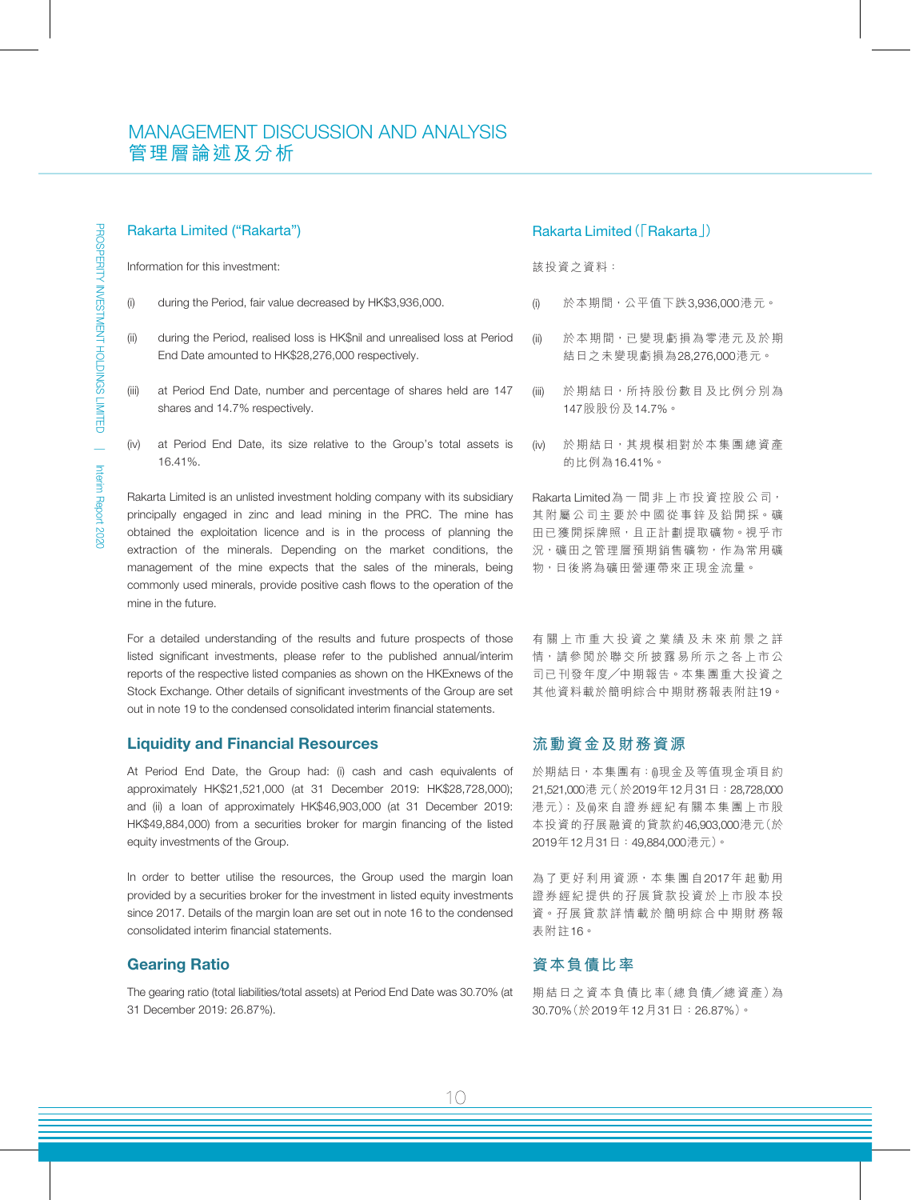### Rakarta Limited ("Rakarta")

Information for this investment:

(i) during the Period, fair value decreased by HK$3,936,000.

(ii) during the Period, realised loss is HK$nil and unrealised loss at Period End Date amounted to HK$28,276,000 respectively.

(iii) at Period End Date, number and percentage of shares held are 147 shares and 14.7% respectively.

(iv) at Period End Date, its size relative to the Group's total assets is 16.41%.

Rakarta Limited is an unlisted investment holding company with its subsidiary principally engaged in zinc and lead mining in the PRC. The mine has obtained the exploitation licence and is in the process of planning the extraction of the minerals. Depending on the market conditions, the management of the mine expects that the sales of the minerals, being commonly used minerals, provide positive cash flows to the operation of the mine in the future.

For a detailed understanding of the results and future prospects of those listed significant investments, please refer to the published annual/interim reports of the respective listed companies as shown on the HKExnews of the Stock Exchange. Other details of significant investments of the Group are set out in note 19 to the condensed consolidated interim financial statements.

## Liquidity and Financial Resources

At Period End Date, the Group had: (i) cash and cash equivalents of approximately HK$21,521,000 (at 31 December 2019: HK$28,728,000); and (ii) a loan of approximately HK$46,903,000 (at 31 December 2019: HK$49,884,000) from a securities broker for margin financing of the listed equity investments of the Group.

In order to better utilise the resources, the Group used the margin loan provided by a securities broker for the investment in listed equity investments since 2017. Details of the margin loan are set out in note 16 to the condensed consolidated interim financial statements.

## Gearing Ratio

The gearing ratio (total liabilities/total assets) at Period End Date was 30.70% (at 31 December 2019: 26.87%).

### Rakarta Limited(「Rakarta」)

該投資之資料：

(i) 於本期間，公平值下跌3,936,000港元。

(ii) 於本期間，已變現虧損為零港元及於期結日之未變現虧損為28,276,000港元。

(iii) 於期結日，所持股份數目及比例分別為147股股份及14.7%。

(iv) 於期結日，其規模相對於本集團總資產的比例為16.41%。

Rakarta Limited為一間非上市投資控股公司，其附屬公司主要於中國從事鋅及鉛開採。礦田已獲開採牌照，且正計劃提取礦物。視乎市況，礦田之管理層預期銷售礦物，作為常用礦物，日後將為礦田營運帶來正現金流量。

有關上市重大投資之業績及未來前景之詳情，請參閱於聯交所披露易所示之各上市公司已刊發年度╱中期報告。本集團重大投資之其他資料載於簡明綜合中期財務報表附註19。

## 流動資金及財務資源

於期結日，本集團有：(i)現金及等值現金項目約21,521,000港元（於2019年12月31日：28,728,000港元）；及(ii)來自證券經紀有關本集團上市股本投資的孖展融資的貸款約46,903,000港元（於2019年12月31日：49,884,000港元）。

為了更好利用資源，本集團自2017年起動用證券經紀提供的孖展貸款投資於上市股本投資。孖展貸款詳情載於簡明綜合中期財務報表附註16。

## 資本負債比率

期結日之資本負債比率（總負債╱總資產）為30.70%（於2019年12月31日：26.87%）。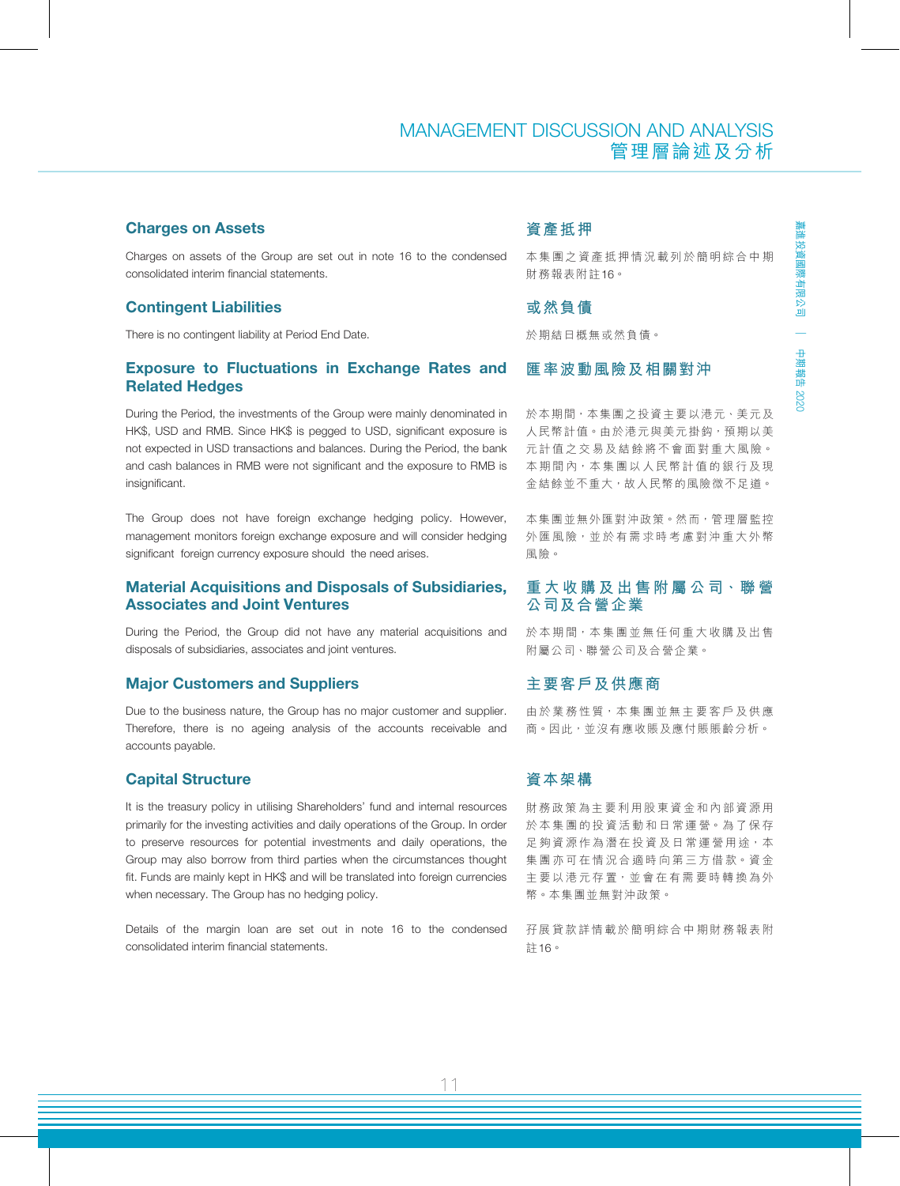## Charges on Assets

Charges on assets of the Group are set out in note 16 to the condensed consolidated interim financial statements.

## 資產抵押

本集團之資產抵押情況載列於簡明綜合中期財務報表附註16。

## Contingent Liabilities

There is no contingent liability at Period End Date.

## 或然負債

於期結日概無或然負債。

## Exposure to Fluctuations in Exchange Rates and Related Hedges

During the Period, the investments of the Group were mainly denominated in HK$, USD and RMB. Since HK$ is pegged to USD, significant exposure is not expected in USD transactions and balances. During the Period, the bank and cash balances in RMB were not significant and the exposure to RMB is insignificant.

The Group does not have foreign exchange hedging policy. However, management monitors foreign exchange exposure and will consider hedging significant foreign currency exposure should the need arises.

## 匯率波動風險及相關對沖

於本期間，本集團之投資主要以港元、美元及人民幣計值。由於港元與美元掛鈎，預期以美元計值之交易及結餘將不會面對重大風險。本期間內，本集團以人民幣計值的銀行及現金結餘並不重大，故人民幣的風險微不足道。

本集團並無外匯對沖政策。然而，管理層監控外匯風險，並於有需求時考慮對沖重大外幣風險。

## Material Acquisitions and Disposals of Subsidiaries, Associates and Joint Ventures

During the Period, the Group did not have any material acquisitions and disposals of subsidiaries, associates and joint ventures.

## 重大收購及出售附屬公司、聯營公司及合營企業

於本期間，本集團並無任何重大收購及出售附屬公司、聯營公司及合營企業。

## Major Customers and Suppliers

Due to the business nature, the Group has no major customer and supplier. Therefore, there is no ageing analysis of the accounts receivable and accounts payable.

## 主要客戶及供應商

由於業務性質，本集團並無主要客戶及供應商。因此，並沒有應收賬及應付賬賬齡分析。

## Capital Structure

It is the treasury policy in utilising Shareholders' fund and internal resources primarily for the investing activities and daily operations of the Group. In order to preserve resources for potential investments and daily operations, the Group may also borrow from third parties when the circumstances thought fit. Funds are mainly kept in HK$ and will be translated into foreign currencies when necessary. The Group has no hedging policy.

Details of the margin loan are set out in note 16 to the condensed consolidated interim financial statements.

## 資本架構

財務政策為主要利用股東資金和內部資源用於本集團的投資活動和日常運營。為了保存足夠資源作為潛在投資及日常運營用途，本集團亦可在情況合適時向第三方借款。資金主要以港元存置，並會在有需要時轉換為外幣。本集團並無對沖政策。

孖展貸款詳情載於簡明綜合中期財務報表附註16。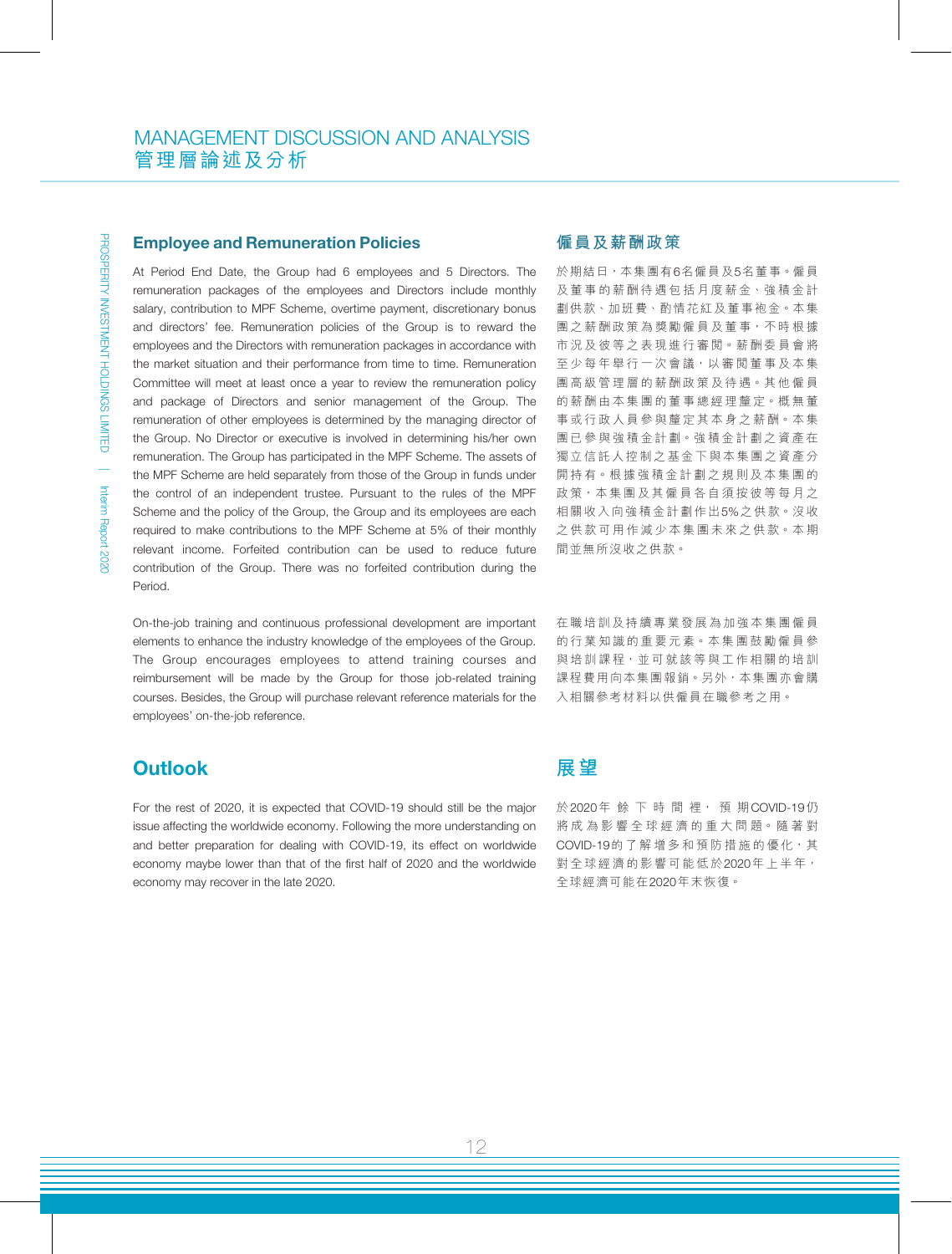## Employee and Remuneration Policies

At Period End Date, the Group had 6 employees and 5 Directors. The remuneration packages of the employees and Directors include monthly salary, contribution to MPF Scheme, overtime payment, discretionary bonus and directors' fee. Remuneration policies of the Group is to reward the employees and the Directors with remuneration packages in accordance with the market situation and their performance from time to time. Remuneration Committee will meet at least once a year to review the remuneration policy and package of Directors and senior management of the Group. The remuneration of other employees is determined by the managing director of the Group. No Director or executive is involved in determining his/her own remuneration. The Group has participated in the MPF Scheme. The assets of the MPF Scheme are held separately from those of the Group in funds under the control of an independent trustee. Pursuant to the rules of the MPF Scheme and the policy of the Group, the Group and its employees are each required to make contributions to the MPF Scheme at 5% of their monthly relevant income. Forfeited contribution can be used to reduce future contribution of the Group. There was no forfeited contribution during the Period.

On-the-job training and continuous professional development are important elements to enhance the industry knowledge of the employees of the Group. The Group encourages employees to attend training courses and reimbursement will be made by the Group for those job-related training courses. Besides, the Group will purchase relevant reference materials for the employees' on-the-job reference.

## 僱員及薪酬政策

於期結日，本集團有6名僱員及5名董事。僱員及董事的薪酬待遇包括月度薪金、強積金計劃供款、加班費、酌情花紅及董事袍金。本集團之薪酬政策為獎勵僱員及董事，不時根據市況及彼等之表現進行審閱。薪酬委員會將至少每年舉行一次會議，以審閱董事及本集團高級管理層的薪酬政策及待遇。其他僱員的薪酬由本集團的董事總經理釐定。概無董事或行政人員參與釐定其本身之薪酬。本集團已參與強積金計劃。強積金計劃之資產在獨立信託人控制之基金下與本集團之資產分開持有。根據強積金計劃之規則及本集團的政策，本集團及其僱員各自須按彼等每月之相關收入向強積金計劃作出5%之供款。沒收之供款可用作減少本集團未來之供款。本期間並無所沒收之供款。

在職培訓及持續專業發展為加強本集團僱員的行業知識的重要元素。本集團鼓勵僱員參與培訓課程，並可就該等與工作相關的培訓課程費用向本集團報銷。另外，本集團亦會購入相關參考材料以供僱員在職參考之用。

## Outlook

For the rest of 2020, it is expected that COVID-19 should still be the major issue affecting the worldwide economy. Following the more understanding on and better preparation for dealing with COVID-19, its effect on worldwide economy maybe lower than that of the first half of 2020 and the worldwide economy may recover in the late 2020.

## 展望

於2020年餘下時間裡，預期COVID-19仍將成為影響全球經濟的重大問題。隨著對COVID-19的了解增多和預防措施的優化，其對全球經濟的影響可能低於2020年上半年，全球經濟可能在2020年末恢復。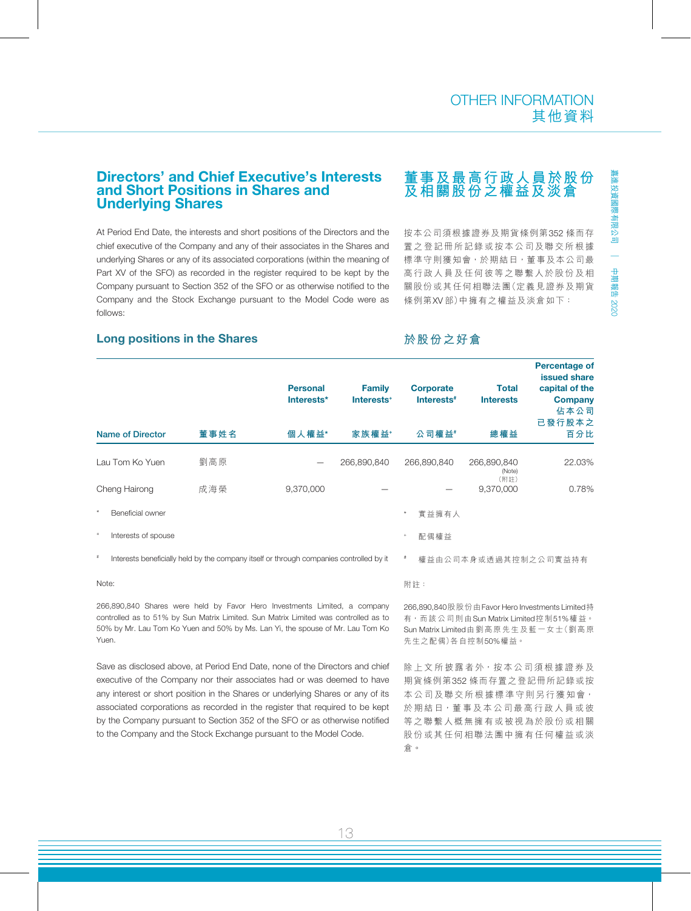## Directors' and Chief Executive's Interests and Short Positions in Shares and Underlying Shares

At Period End Date, the interests and short positions of the Directors and the chief executive of the Company and any of their associates in the Shares and underlying Shares or any of its associated corporations (within the meaning of Part XV of the SFO) as recorded in the register required to be kept by the Company pursuant to Section 352 of the SFO or as otherwise notified to the Company and the Stock Exchange pursuant to the Model Code were as follows:

## 董事及最高行政人員於股份及相關股份之權益及淡倉

按本公司須根據證券及期貨條例第352條而存置之登記冊所記錄或按本公司及聯交所根據標準守則獲知會，於期結日，董事及本公司最高行政人員及任何彼等之聯繫人於股份及相關股份或其任何相聯法團（定義見證券及期貨條例第XV部）中擁有之權益及淡倉如下：

### Long positions in the Shares

### 於股份之好倉

| Name of Director | 董事姓名 | Personal Interests* 個人權益* | Family Interests+ 家族權益+ | Corporate Interests# 公司權益# | Total Interests 總權益 | Percentage of issued share capital of the Company 佔本公司已發行股本之百分比 |
|---|---|---|---|---|---|---|
| Lau Tom Ko Yuen | 劉高原 | — | 266,890,840 | 266,890,840 | 266,890,840 (Note) (附註) | 22.03% |
| Cheng Hairong | 成海榮 | 9,370,000 | — | — | 9,370,000 | 0.78% |

\* Beneficial owner

\+ Interests of spouse

\# Interests beneficially held by the company itself or through companies controlled by it

\* 實益擁有人

\+ 配偶權益

\# 權益由公司本身或透過其控制之公司實益持有

Note:

266,890,840 Shares were held by Favor Hero Investments Limited, a company controlled as to 51% by Sun Matrix Limited. Sun Matrix Limited was controlled as to 50% by Mr. Lau Tom Ko Yuen and 50% by Ms. Lan Yi, the spouse of Mr. Lau Tom Ko Yuen.

附註：

266,890,840股股份由Favor Hero Investments Limited持有，而該公司則由Sun Matrix Limited控制51%權益。Sun Matrix Limited由劉高原先生及藍一女士（劉高原先生之配偶）各自控制50%權益。

Save as disclosed above, at Period End Date, none of the Directors and chief executive of the Company nor their associates had or was deemed to have any interest or short position in the Shares or underlying Shares or any of its associated corporations as recorded in the register that required to be kept by the Company pursuant to Section 352 of the SFO or as otherwise notified to the Company and the Stock Exchange pursuant to the Model Code.

除上文所披露者外，按本公司須根據證券及期貨條例第352條而存置之登記冊所記錄或按本公司及聯交所根據標準守則另行獲知會，於期結日，董事及本公司最高行政人員或彼等之聯繫人概無擁有或被視為於股份或相關股份或其任何相聯法團中擁有任何權益或淡倉。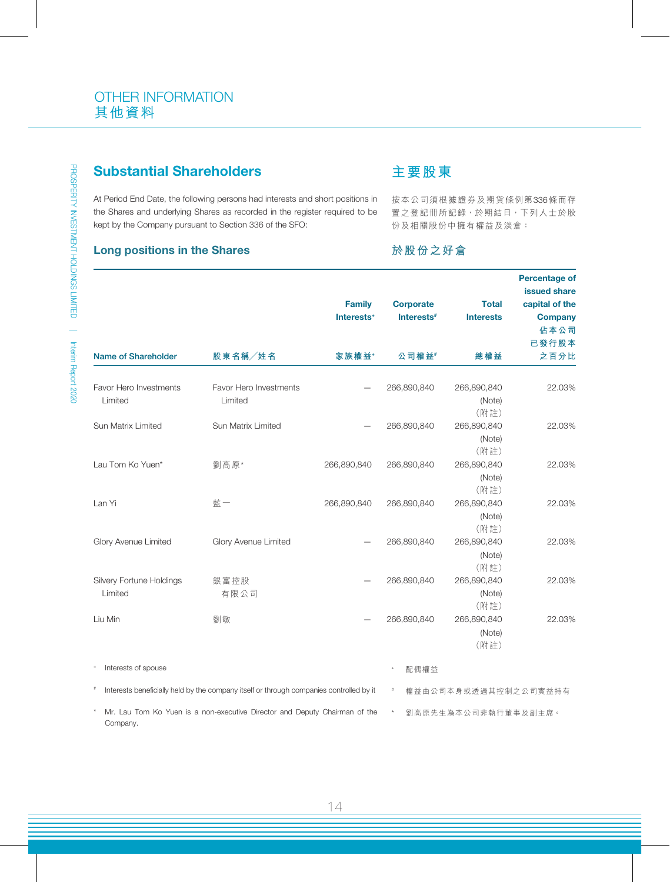# OTHER INFORMATION
# 其他資料

## Substantial Shareholders

## 主要股東

At Period End Date, the following persons had interests and short positions in the Shares and underlying Shares as recorded in the register required to be kept by the Company pursuant to Section 336 of the SFO:

按本公司須根據證券及期貨條例第336條而存置之登記冊所記錄，於期結日，下列人士於股份及相關股份中擁有權益及淡倉：

### Long positions in the Shares

### 於股份之好倉

| Name of Shareholder | 股東名稱／姓名 | Family Interests+ 家族權益+ | Corporate Interests# 公司權益# | Total Interests 總權益 | Percentage of issued share capital of the Company 佔本公司已發行股本之百分比 |
|---|---|---|---|---|---|
| Favor Hero Investments Limited | Favor Hero Investments Limited | — | 266,890,840 | 266,890,840 (Note) (附註) | 22.03% |
| Sun Matrix Limited | Sun Matrix Limited | — | 266,890,840 | 266,890,840 (Note) (附註) | 22.03% |
| Lau Tom Ko Yuen* | 劉高原* | 266,890,840 | 266,890,840 | 266,890,840 (Note) (附註) | 22.03% |
| Lan Yi | 藍一 | 266,890,840 | 266,890,840 | 266,890,840 (Note) (附註) | 22.03% |
| Glory Avenue Limited | Glory Avenue Limited | — | 266,890,840 | 266,890,840 (Note) (附註) | 22.03% |
| Silvery Fortune Holdings Limited | 銀富控股有限公司 | — | 266,890,840 | 266,890,840 (Note) (附註) | 22.03% |
| Liu Min | 劉敏 | — | 266,890,840 | 266,890,840 (Note) (附註) | 22.03% |

+ Interests of spouse

# Interests beneficially held by the company itself or through companies controlled by it

* Mr. Lau Tom Ko Yuen is a non-executive Director and Deputy Chairman of the Company.

+ 配偶權益

# 權益由公司本身或透過其控制之公司實益持有

* 劉高原先生為本公司非執行董事及副主席。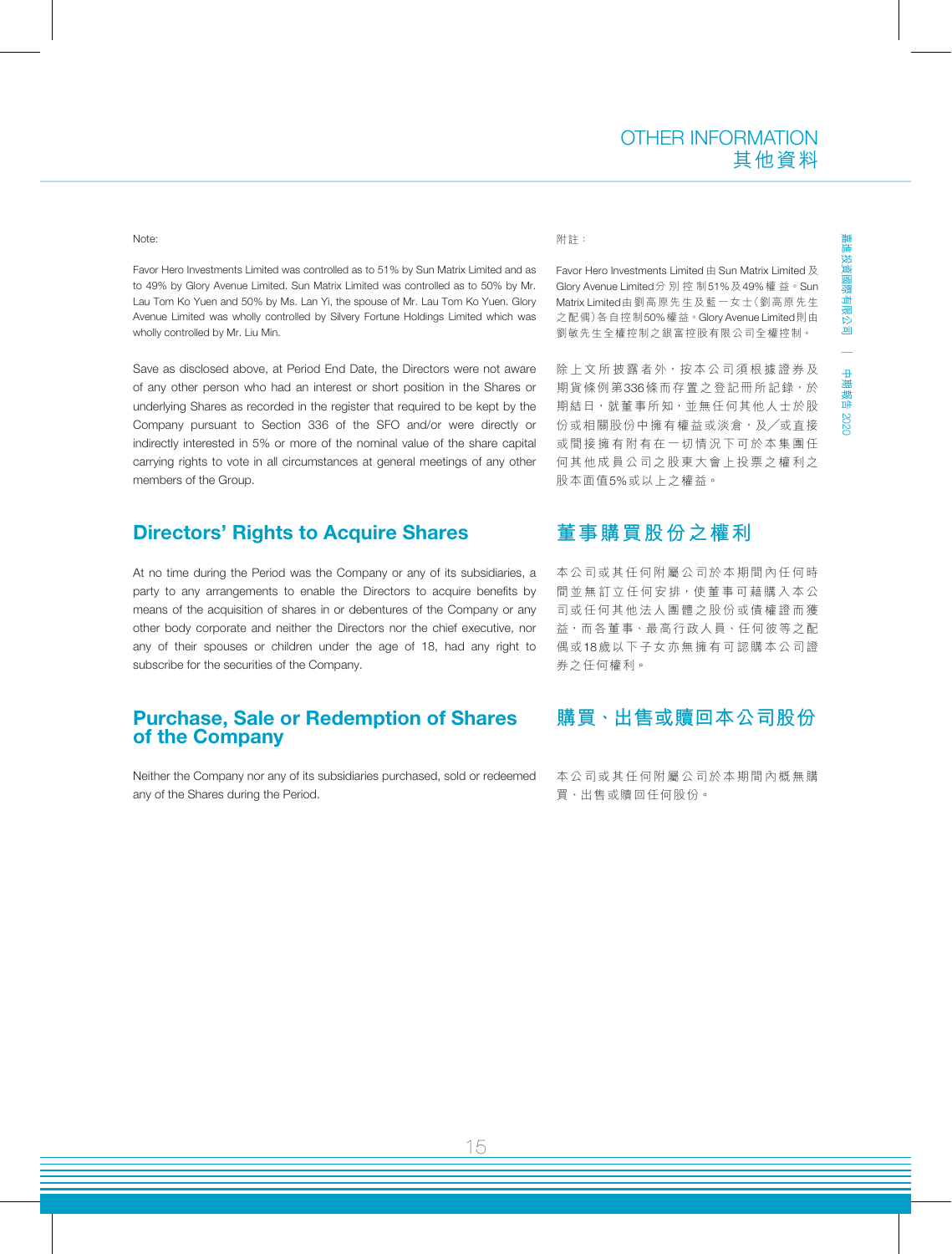Note:

Favor Hero Investments Limited was controlled as to 51% by Sun Matrix Limited and as to 49% by Glory Avenue Limited. Sun Matrix Limited was controlled as to 50% by Mr. Lau Tom Ko Yuen and 50% by Ms. Lan Yi, the spouse of Mr. Lau Tom Ko Yuen. Glory Avenue Limited was wholly controlled by Silvery Fortune Holdings Limited which was wholly controlled by Mr. Liu Min.

附註：

Favor Hero Investments Limited由Sun Matrix Limited及Glory Avenue Limited分別控制51%及49%權益。Sun Matrix Limited由劉高原先生及藍一女士（劉高原先生之配偶）各自控制50%權益。Glory Avenue Limited則由劉敏先生全權控制之銀富控股有限公司全權控制。

Save as disclosed above, at Period End Date, the Directors were not aware of any other person who had an interest or short position in the Shares or underlying Shares as recorded in the register that required to be kept by the Company pursuant to Section 336 of the SFO and/or were directly or indirectly interested in 5% or more of the nominal value of the share capital carrying rights to vote in all circumstances at general meetings of any other members of the Group.

除上文所披露者外，按本公司須根據證券及期貨條例第336條而存置之登記冊所記錄，於期結日，就董事所知，並無任何其他人士於股份或相關股份中擁有權益或淡倉，及╱或直接或間接擁有附有在一切情況下可於本集團任何其他成員公司之股東大會上投票之權利之股本面值5%或以上之權益。

## Directors' Rights to Acquire Shares

At no time during the Period was the Company or any of its subsidiaries, a party to any arrangements to enable the Directors to acquire benefits by means of the acquisition of shares in or debentures of the Company or any other body corporate and neither the Directors nor the chief executive, nor any of their spouses or children under the age of 18, had any right to subscribe for the securities of the Company.

## 董事購買股份之權利

本公司或其任何附屬公司於本期間內任何時間並無訂立任何安排，使董事可藉購入本公司或任何其他法人團體之股份或債權證而獲益，而各董事、最高行政人員、任何彼等之配偶或18歲以下子女亦無擁有可認購本公司證券之任何權利。

## Purchase, Sale or Redemption of Shares of the Company

Neither the Company nor any of its subsidiaries purchased, sold or redeemed any of the Shares during the Period.

## 購買、出售或贖回本公司股份

本公司或其任何附屬公司於本期間內概無購買、出售或贖回任何股份。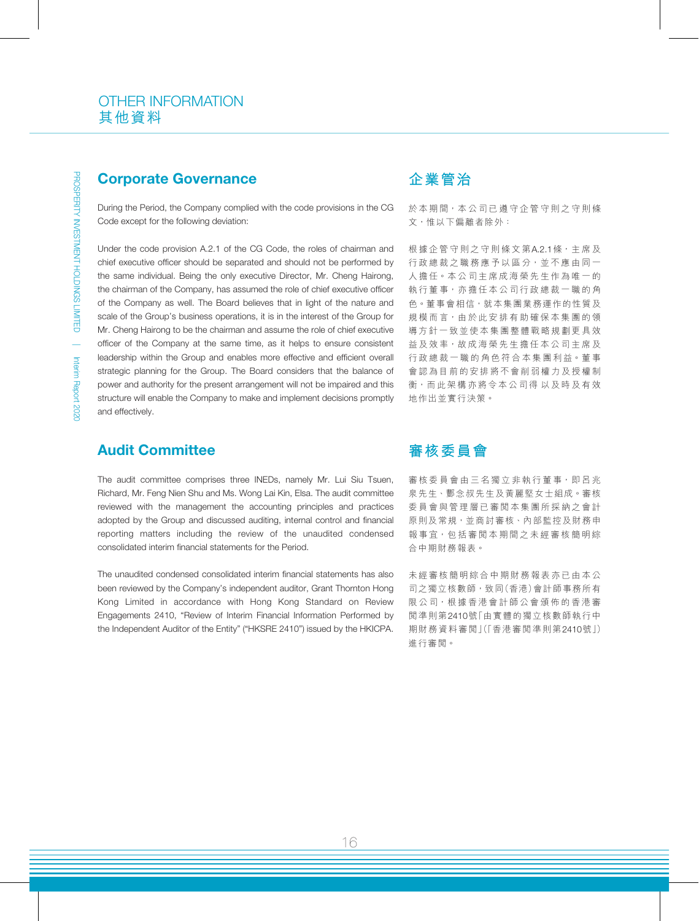# OTHER INFORMATION
# 其他資料

## Corporate Governance

During the Period, the Company complied with the code provisions in the CG Code except for the following deviation:

Under the code provision A.2.1 of the CG Code, the roles of chairman and chief executive officer should be separated and should not be performed by the same individual. Being the only executive Director, Mr. Cheng Hairong, the chairman of the Company, has assumed the role of chief executive officer of the Company as well. The Board believes that in light of the nature and scale of the Group's business operations, it is in the interest of the Group for Mr. Cheng Hairong to be the chairman and assume the role of chief executive officer of the Company at the same time, as it helps to ensure consistent leadership within the Group and enables more effective and efficient overall strategic planning for the Group. The Board considers that the balance of power and authority for the present arrangement will not be impaired and this structure will enable the Company to make and implement decisions promptly and effectively.

## 企業管治

於本期間，本公司已遵守企管守則之守則條文，惟以下偏離者除外：

根據企管守則之守則條文第A.2.1條，主席及行政總裁之職務應予以區分，並不應由同一人擔任。本公司主席成海榮先生作為唯一的執行董事，亦擔任本公司行政總裁一職的角色。董事會相信，就本集團業務運作的性質及規模而言，由於此安排有助確保本集團的領導方針一致並使本集團整體戰略規劃更具效益及效率，故成海榮先生擔任本公司主席及行政總裁一職的角色符合本集團利益。董事會認為目前的安排將不會削弱權力及授權制衡，而此架構亦將令本公司得以及時及有效地作出並實行決策。

## Audit Committee

The audit committee comprises three INEDs, namely Mr. Lui Siu Tsuen, Richard, Mr. Feng Nien Shu and Ms. Wong Lai Kin, Elsa. The audit committee reviewed with the management the accounting principles and practices adopted by the Group and discussed auditing, internal control and financial reporting matters including the review of the unaudited condensed consolidated interim financial statements for the Period.

The unaudited condensed consolidated interim financial statements has also been reviewed by the Company's independent auditor, Grant Thornton Hong Kong Limited in accordance with Hong Kong Standard on Review Engagements 2410, "Review of Interim Financial Information Performed by the Independent Auditor of the Entity" ("HKSRE 2410") issued by the HKICPA.

## 審核委員會

審核委員會由三名獨立非執行董事，即呂兆泉先生、馮念叔先生及黃麗堅女士組成。審核委員會與管理層已審閱本集團所採納之會計原則及常規，並商討審核、內部監控及財務申報事宜，包括審閱本期間之未經審核簡明綜合中期財務報表。

未經審核簡明綜合中期財務報表亦已由本公司之獨立核數師，致同（香港）會計師事務所有限公司，根據香港會計師公會頒佈的香港審閱準則第2410號「由實體的獨立核數師執行中期財務資料審閱」（「香港審閱準則第2410號」）進行審閱。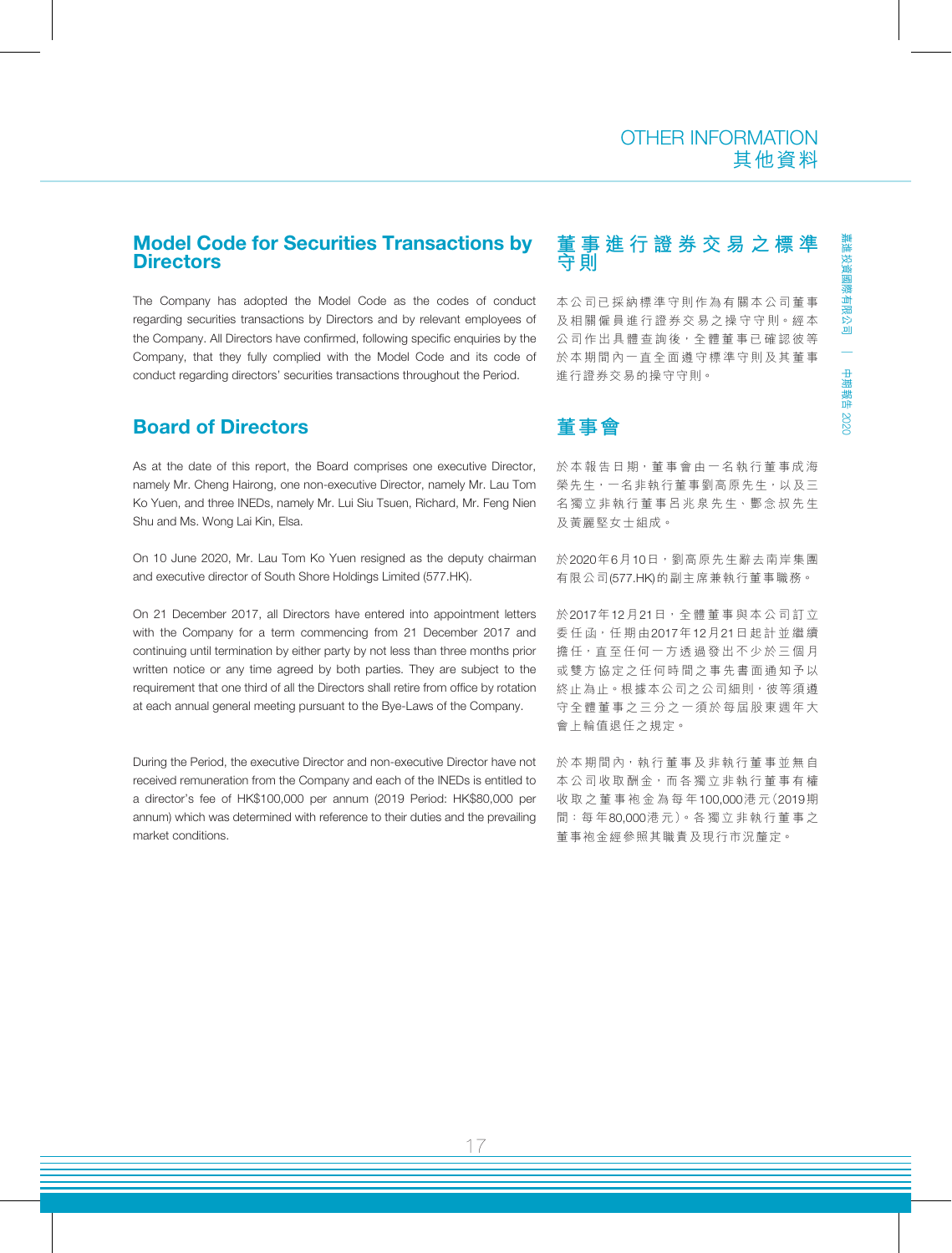## Model Code for Securities Transactions by Directors

## 董事進行證券交易之標準守則

The Company has adopted the Model Code as the codes of conduct regarding securities transactions by Directors and by relevant employees of the Company. All Directors have confirmed, following specific enquiries by the Company, that they fully complied with the Model Code and its code of conduct regarding directors' securities transactions throughout the Period.

本公司已採納標準守則作為有關本公司董事及相關僱員進行證券交易之操守守則。經本公司作出具體查詢後，全體董事已確認彼等於本期間內一直全面遵守標準守則及其董事進行證券交易的操守守則。

## Board of Directors

## 董事會

As at the date of this report, the Board comprises one executive Director, namely Mr. Cheng Hairong, one non-executive Director, namely Mr. Lau Tom Ko Yuen, and three INEDs, namely Mr. Lui Siu Tsuen, Richard, Mr. Feng Nien Shu and Ms. Wong Lai Kin, Elsa.

於本報告日期，董事會由一名執行董事成海榮先生，一名非執行董事劉高原先生，以及三名獨立非執行董事呂兆泉先生、酆念叔先生及黃麗堅女士組成。

On 10 June 2020, Mr. Lau Tom Ko Yuen resigned as the deputy chairman and executive director of South Shore Holdings Limited (577.HK).

於2020年6月10日，劉高原先生辭去南岸集團有限公司(577.HK)的副主席兼執行董事職務。

On 21 December 2017, all Directors have entered into appointment letters with the Company for a term commencing from 21 December 2017 and continuing until termination by either party by not less than three months prior written notice or any time agreed by both parties. They are subject to the requirement that one third of all the Directors shall retire from office by rotation at each annual general meeting pursuant to the Bye-Laws of the Company.

於2017年12月21日，全體董事與本公司訂立委任函，任期由2017年12月21日起計並繼續擔任，直至任何一方透過發出不少於三個月或雙方協定之任何時間之事先書面通知予以終止為止。根據本公司之公司細則，彼等須遵守全體董事之三分之一須於每屆股東週年大會上輪值退任之規定。

During the Period, the executive Director and non-executive Director have not received remuneration from the Company and each of the INEDs is entitled to a director's fee of HK$100,000 per annum (2019 Period: HK$80,000 per annum) which was determined with reference to their duties and the prevailing market conditions.

於本期間內，執行董事及非執行董事並無自本公司收取酬金，而各獨立非執行董事有權收取之董事袍金為每年100,000港元(2019期間：每年80,000港元)。各獨立非執行董事之董事袍金經參照其職責及現行市況釐定。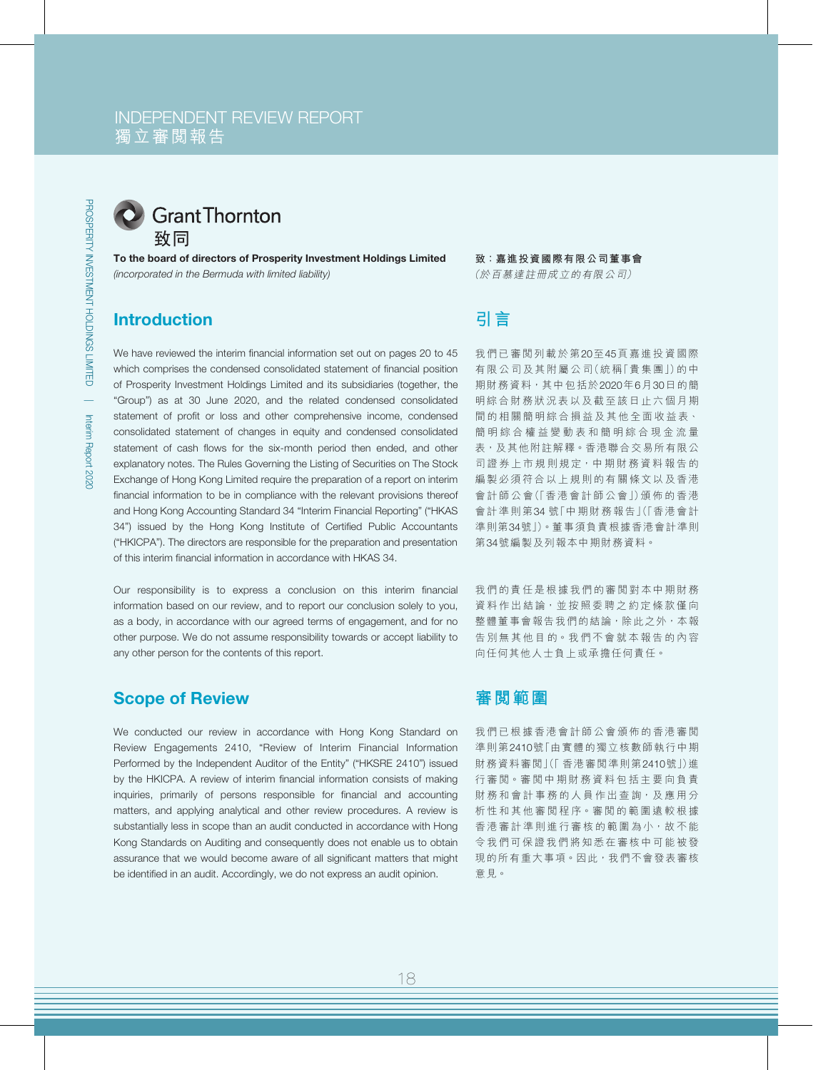# INDEPENDENT REVIEW REPORT
# 獨立審閱報告

Grant Thornton
致同

**To the board of directors of Prosperity Investment Holdings Limited**
*(incorporated in the Bermuda with limited liability)*

**致：嘉進投資國際有限公司董事會**
*（於百慕達註冊成立的有限公司）*

## Introduction

We have reviewed the interim financial information set out on pages 20 to 45 which comprises the condensed consolidated statement of financial position of Prosperity Investment Holdings Limited and its subsidiaries (together, the "Group") as at 30 June 2020, and the related condensed consolidated statement of profit or loss and other comprehensive income, condensed consolidated statement of changes in equity and condensed consolidated statement of cash flows for the six-month period then ended, and other explanatory notes. The Rules Governing the Listing of Securities on The Stock Exchange of Hong Kong Limited require the preparation of a report on interim financial information to be in compliance with the relevant provisions thereof and Hong Kong Accounting Standard 34 "Interim Financial Reporting" ("HKAS 34") issued by the Hong Kong Institute of Certified Public Accountants ("HKICPA"). The directors are responsible for the preparation and presentation of this interim financial information in accordance with HKAS 34.

Our responsibility is to express a conclusion on this interim financial information based on our review, and to report our conclusion solely to you, as a body, in accordance with our agreed terms of engagement, and for no other purpose. We do not assume responsibility towards or accept liability to any other person for the contents of this report.

## 引言

我們已審閱列載於第20至45頁嘉進投資國際有限公司及其附屬公司（統稱「貴集團」）的中期財務資料，其中包括於2020年6月30日的簡明綜合財務狀況表以及截至該日止六個月期間的相關簡明綜合損益及其他全面收益表、簡明綜合權益變動表和簡明綜合現金流量表，及其他附註解釋。香港聯合交易所有限公司證券上市規則規定，中期財務資料報告的編製必須符合以上規則的有關條文以及香港會計師公會（「香港會計師公會」）頒佈的香港會計準則第34 號「中期財務報告」（「香港會計準則第34號」）。董事須負責根據香港會計準則第34號編製及列報本中期財務資料。

我們的責任是根據我們的審閱對本中期財務資料作出結論，並按照委聘之約定條款僅向整體董事會報告我們的結論，除此之外，本報告別無其他目的。我們不會就本報告的內容向任何其他人士負上或承擔任何責任。

## Scope of Review

We conducted our review in accordance with Hong Kong Standard on Review Engagements 2410, "Review of Interim Financial Information Performed by the Independent Auditor of the Entity" ("HKSRE 2410") issued by the HKICPA. A review of interim financial information consists of making inquiries, primarily of persons responsible for financial and accounting matters, and applying analytical and other review procedures. A review is substantially less in scope than an audit conducted in accordance with Hong Kong Standards on Auditing and consequently does not enable us to obtain assurance that we would become aware of all significant matters that might be identified in an audit. Accordingly, we do not express an audit opinion.

## 審閱範圍

我們已根據香港會計師公會頒佈的香港審閱準則第2410號「由實體的獨立核數師執行中期財務資料審閱」（「香港審閱準則第2410號」）進行審閱。審閱中期財務資料包括主要向負責財務和會計事務的人員作出查詢，及應用分析性和其他審閱程序。審閱的範圍遠較根據香港審計準則進行審核的範圍為小，故不能令我們可保證我們將知悉在審核中可能被發現的所有重大事項。因此，我們不會發表審核意見。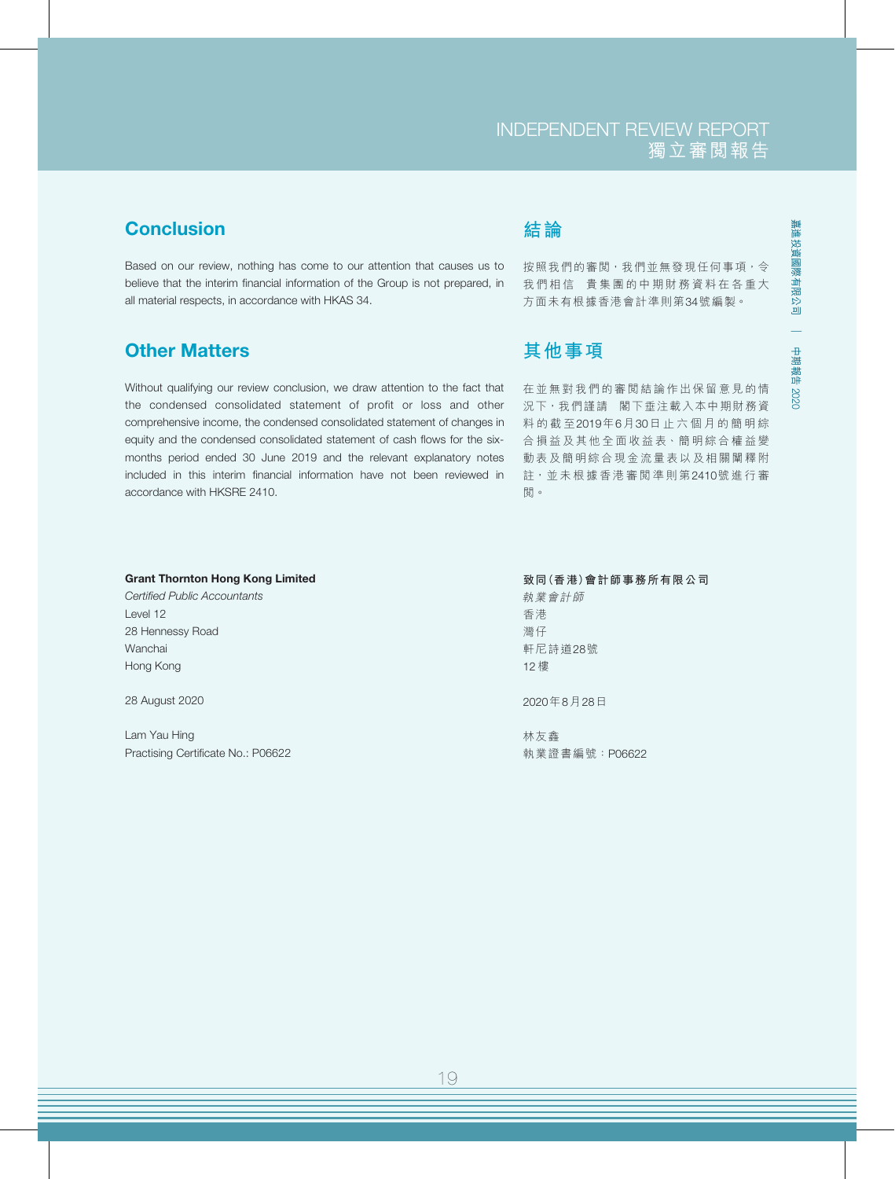## Conclusion

Based on our review, nothing has come to our attention that causes us to believe that the interim financial information of the Group is not prepared, in all material respects, in accordance with HKAS 34.

## 結論

按照我們的審閱，我們並無發現任何事項，令我們相信　貴集團的中期財務資料在各重大方面未有根據香港會計準則第34號編製。

## Other Matters

Without qualifying our review conclusion, we draw attention to the fact that the condensed consolidated statement of profit or loss and other comprehensive income, the condensed consolidated statement of changes in equity and the condensed consolidated statement of cash flows for the six-months period ended 30 June 2019 and the relevant explanatory notes included in this interim financial information have not been reviewed in accordance with HKSRE 2410.

## 其他事項

在並無對我們的審閱結論作出保留意見的情況下，我們謹請　閣下垂注載入本中期財務資料的截至2019年6月30日止六個月的簡明綜合損益及其他全面收益表、簡明綜合權益變動表及簡明綜合現金流量表以及相關闡釋附註，並未根據香港審閱準則第2410號進行審閱。

**Grant Thornton Hong Kong Limited**
*Certified Public Accountants*
Level 12
28 Hennessy Road
Wanchai
Hong Kong

28 August 2020

Lam Yau Hing
Practising Certificate No.: P06622

**致同(香港)會計師事務所有限公司**
*執業會計師*
香港
灣仔
軒尼詩道28號
12樓

2020年8月28日

林友鑫
執業證書編號：P06622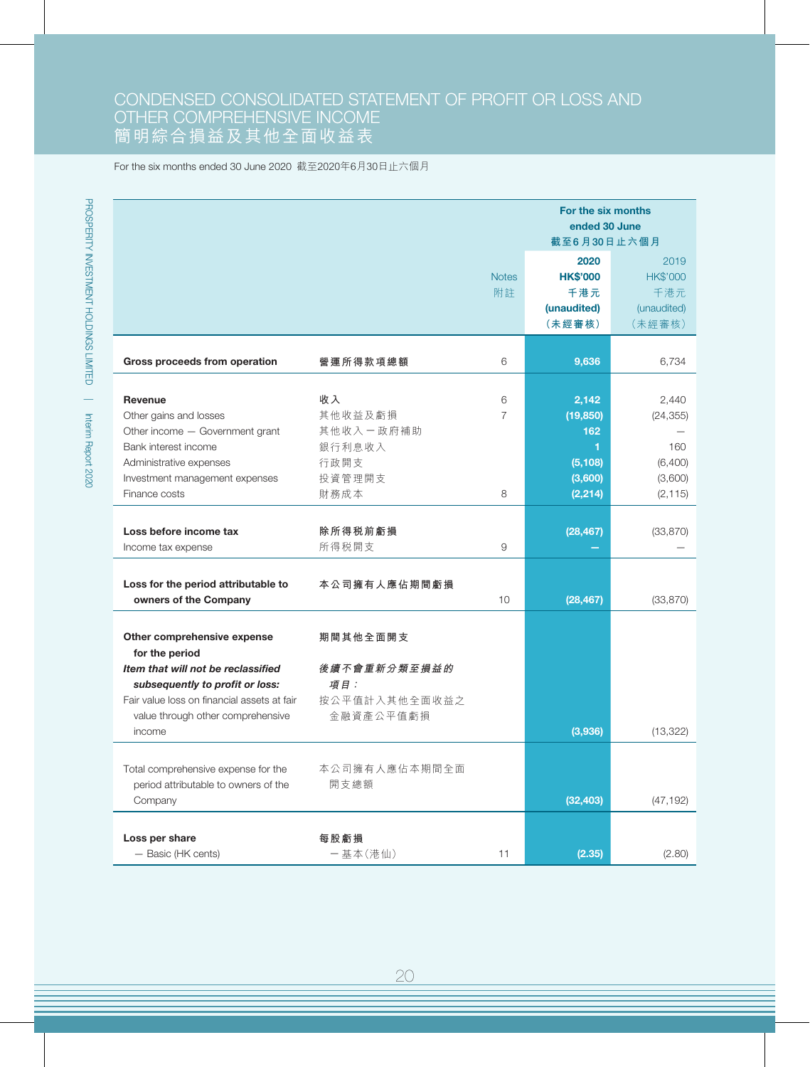# CONDENSED CONSOLIDATED STATEMENT OF PROFIT OR LOSS AND OTHER COMPREHENSIVE INCOME
# 簡明綜合損益及其他全面收益表

For the six months ended 30 June 2020 截至2020年6月30日止六個月

| | | Notes 附註 | For the six months ended 30 June 截至6月30日止六個月 2020 HK$'000 千港元 (unaudited) (未經審核) | 2019 HK$'000 千港元 (unaudited) (未經審核) |
|---|---|---|---|---|
| **Gross proceeds from operation** | **營運所得款項總額** | 6 | **9,636** | 6,734 |
| **Revenue** | **收入** | 6 | **2,142** | 2,440 |
| Other gains and losses | 其他收益及虧損 | 7 | **(19,850)** | (24,355) |
| Other income — Government grant | 其他收入 — 政府補助 | | **162** | — |
| Bank interest income | 銀行利息收入 | | **1** | 160 |
| Administrative expenses | 行政開支 | | **(5,108)** | (6,400) |
| Investment management expenses | 投資管理開支 | | **(3,600)** | (3,600) |
| Finance costs | 財務成本 | 8 | **(2,214)** | (2,115) |
| **Loss before income tax** | **除所得稅前虧損** | | **(28,467)** | (33,870) |
| Income tax expense | 所得稅開支 | 9 | **—** | — |
| **Loss for the period attributable to owners of the Company** | **本公司擁有人應佔期間虧損** | 10 | **(28,467)** | (33,870) |
| **Other comprehensive expense for the period** | **期間其他全面開支** | | | |
| ***Item that will not be reclassified subsequently to profit or loss:*** | ***後續不會重新分類至損益的項目：*** | | | |
| Fair value loss on financial assets at fair value through other comprehensive income | 按公平值計入其他全面收益之金融資產公平值虧損 | | **(3,936)** | (13,322) |
| Total comprehensive expense for the period attributable to owners of the Company | 本公司擁有人應佔本期間全面開支總額 | | **(32,403)** | (47,192) |
| **Loss per share** | **每股虧損** | | | |
| — Basic (HK cents) | — 基本(港仙) | 11 | **(2.35)** | (2.80) |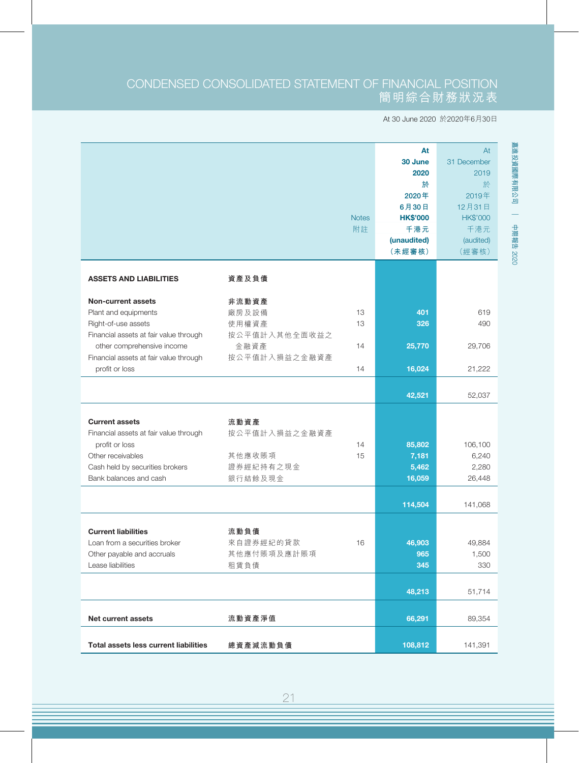# CONDENSED CONSOLIDATED STATEMENT OF FINANCIAL POSITION
# 簡明綜合財務狀況表

At 30 June 2020 於2020年6月30日

| | | Notes 附註 | At 30 June 2020 於 2020年 6月30日 HK$'000 千港元 (unaudited) (未經審核) | At 31 December 2019 於 2019年 12月31日 HK$'000 千港元 (audited) (經審核) |
|---|---|---|---|---|
| **ASSETS AND LIABILITIES** | **資產及負債** | | | |
| **Non-current assets** | **非流動資產** | | | |
| Plant and equipments | 廠房及設備 | 13 | **401** | 619 |
| Right-of-use assets | 使用權資產 | 13 | **326** | 490 |
| Financial assets at fair value through other comprehensive income | 按公平值計入其他全面收益之金融資產 | 14 | **25,770** | 29,706 |
| Financial assets at fair value through profit or loss | 按公平值計入損益之金融資產 | 14 | **16,024** | 21,222 |
| | | | **42,521** | 52,037 |
| **Current assets** | **流動資產** | | | |
| Financial assets at fair value through profit or loss | 按公平值計入損益之金融資產 | 14 | **85,802** | 106,100 |
| Other receivables | 其他應收賬項 | 15 | **7,181** | 6,240 |
| Cash held by securities brokers | 證券經紀持有之現金 | | **5,462** | 2,280 |
| Bank balances and cash | 銀行結餘及現金 | | **16,059** | 26,448 |
| | | | **114,504** | 141,068 |
| **Current liabilities** | **流動負債** | | | |
| Loan from a securities broker | 來自證券經紀的貸款 | 16 | **46,903** | 49,884 |
| Other payable and accruals | 其他應付賬項及應計賬項 | | **965** | 1,500 |
| Lease liabilities | 租賃負債 | | **345** | 330 |
| | | | **48,213** | 51,714 |
| **Net current assets** | **流動資產淨值** | | **66,291** | 89,354 |
| **Total assets less current liabilities** | **總資產減流動負債** | | **108,812** | 141,391 |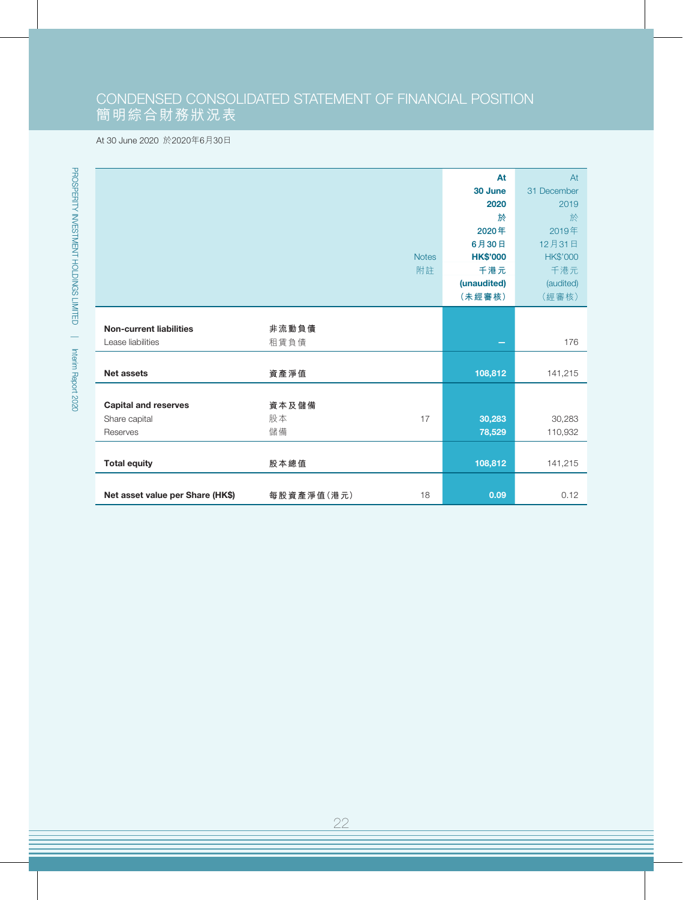# CONDENSED CONSOLIDATED STATEMENT OF FINANCIAL POSITION
# 簡明綜合財務狀況表

At 30 June 2020 於2020年6月30日

| | | Notes<br>附註 | At<br>30 June<br>2020<br>於<br>2020年<br>6月30日<br>HK$'000<br>千港元<br>(unaudited)<br>（未經審核） | At<br>31 December<br>2019<br>於<br>2019年<br>12月31日<br>HK$'000<br>千港元<br>(audited)<br>（經審核） |
|---|---|---|---|---|
| **Non-current liabilities** | **非流動負債** | | | |
| Lease liabilities | 租賃負債 | | – | 176 |
| **Net assets** | **資產淨值** | | **108,812** | 141,215 |
| **Capital and reserves** | **資本及儲備** | | | |
| Share capital | 股本 | 17 | **30,283** | 30,283 |
| Reserves | 儲備 | | **78,529** | 110,932 |
| **Total equity** | **股本總值** | | **108,812** | 141,215 |
| **Net asset value per Share (HK$)** | **每股資產淨值（港元）** | 18 | **0.09** | 0.12 |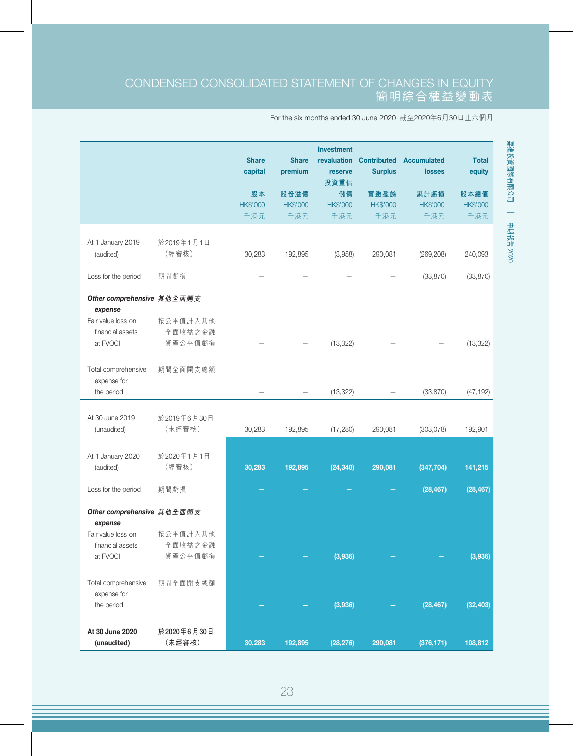# CONDENSED CONSOLIDATED STATEMENT OF CHANGES IN EQUITY
# 簡明綜合權益變動表

For the six months ended 30 June 2020 截至2020年6月30日止六個月

| | | Share capital 股本 HK$'000 千港元 | Share premium 股份溢價 HK$'000 千港元 | Investment revaluation reserve 投資重估儲備 HK$'000 千港元 | Contributed Surplus 實繳盈餘 HK$'000 千港元 | Accumulated losses 累計虧損 HK$'000 千港元 | Total equity 股本總值 HK$'000 千港元 |
|---|---|---|---|---|---|---|---|
| At 1 January 2019 (audited) | 於2019年1月1日（經審核） | 30,283 | 192,895 | (3,958) | 290,081 | (269,208) | 240,093 |
| Loss for the period | 期間虧損 | – | – | – | – | (33,870) | (33,870) |
| ***Other comprehensive expense*** | ***其他全面開支*** | | | | | | |
| Fair value loss on financial assets at FVOCI | 按公平值計入其他全面收益之金融資產公平值虧損 | – | – | (13,322) | – | – | (13,322) |
| Total comprehensive expense for the period | 期間全面開支總額 | – | – | (13,322) | – | (33,870) | (47,192) |
| At 30 June 2019 (unaudited) | 於2019年6月30日（未經審核） | 30,283 | 192,895 | (17,280) | 290,081 | (303,078) | 192,901 |
| At 1 January 2020 (audited) | 於2020年1月1日（經審核） | **30,283** | **192,895** | **(24,340)** | **290,081** | **(347,704)** | **141,215** |
| Loss for the period | 期間虧損 | **–** | **–** | **–** | **–** | **(28,467)** | **(28,467)** |
| ***Other comprehensive expense*** | ***其他全面開支*** | | | | | | |
| Fair value loss on financial assets at FVOCI | 按公平值計入其他全面收益之金融資產公平值虧損 | **–** | **–** | **(3,936)** | **–** | **–** | **(3,936)** |
| Total comprehensive expense for the period | 期間全面開支總額 | **–** | **–** | **(3,936)** | **–** | **(28,467)** | **(32,403)** |
| **At 30 June 2020 (unaudited)** | **於2020年6月30日（未經審核）** | **30,283** | **192,895** | **(28,276)** | **290,081** | **(376,171)** | **108,812** |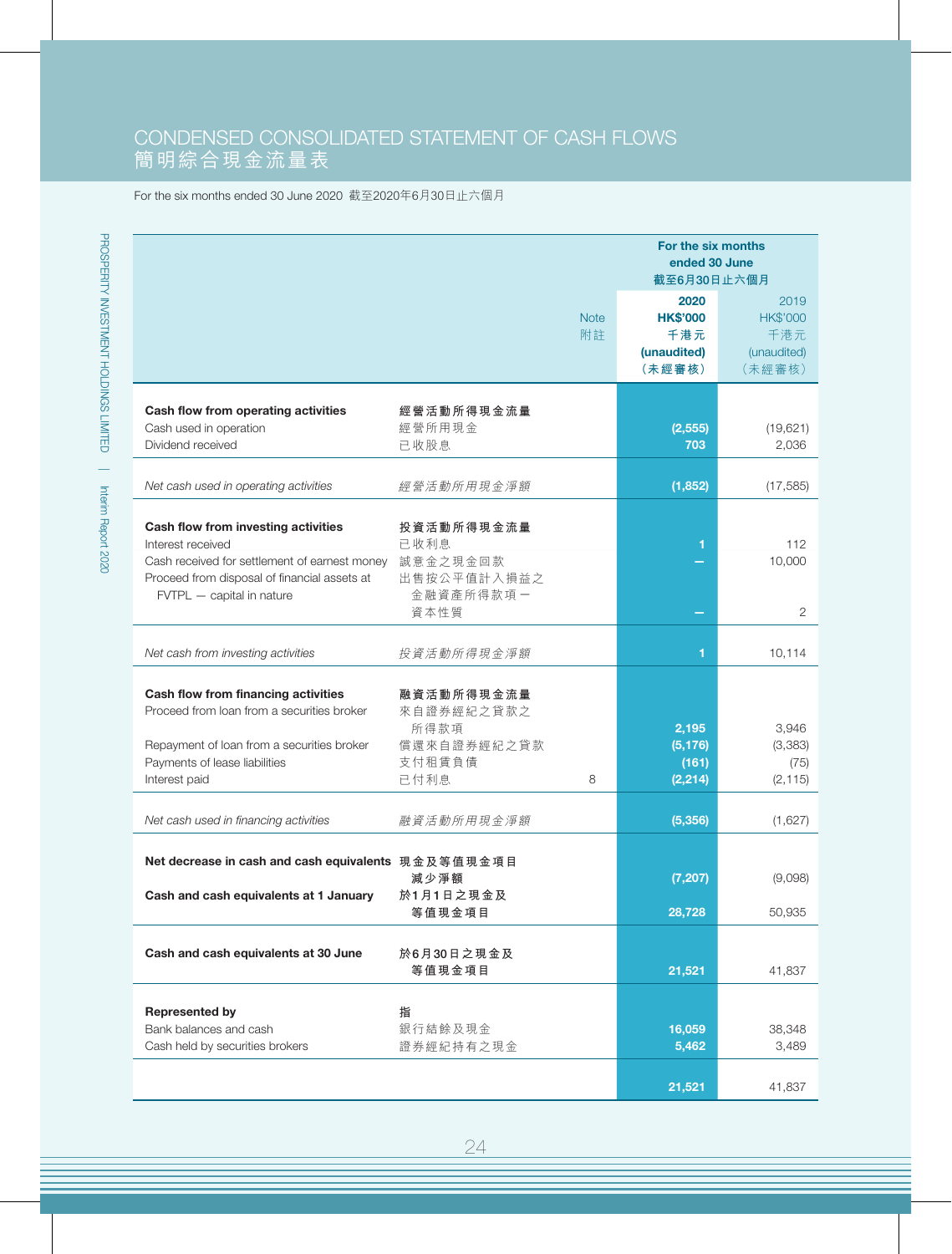# CONDENSED CONSOLIDATED STATEMENT OF CASH FLOWS
# 簡明綜合現金流量表

For the six months ended 30 June 2020 截至2020年6月30日止六個月

| | | Note 附註 | For the six months ended 30 June 截至6月30日止六個月 2020 HK$'000 千港元 (unaudited) (未經審核) | 2019 HK$'000 千港元 (unaudited) (未經審核) |
|---|---|---|---|---|
| **Cash flow from operating activities** | **經營活動所得現金流量** | | | |
| Cash used in operation | 經營所用現金 | | **(2,555)** | (19,621) |
| Dividend received | 已收股息 | | **703** | 2,036 |
| *Net cash used in operating activities* | *經營活動所用現金淨額* | | **(1,852)** | (17,585) |
| **Cash flow from investing activities** | **投資活動所得現金流量** | | | |
| Interest received | 已收利息 | | **1** | 112 |
| Cash received for settlement of earnest money | 誠意金之現金回款 | | **–** | 10,000 |
| Proceed from disposal of financial assets at FVTPL — capital in nature | 出售按公平值計入損益之金融資產所得款項 — 資本性質 | | **–** | 2 |
| *Net cash from investing activities* | *投資活動所得現金淨額* | | **1** | 10,114 |
| **Cash flow from financing activities** | **融資活動所得現金流量** | | | |
| Proceed from loan from a securities broker | 來自證券經紀之貸款之所得款項 | | **2,195** | 3,946 |
| Repayment of loan from a securities broker | 償還來自證券經紀之貸款 | | **(5,176)** | (3,383) |
| Payments of lease liabilities | 支付租賃負債 | | **(161)** | (75) |
| Interest paid | 已付利息 | 8 | **(2,214)** | (2,115) |
| *Net cash used in financing activities* | *融資活動所用現金淨額* | | **(5,356)** | (1,627) |
| **Net decrease in cash and cash equivalents** | **現金及等值現金項目減少淨額** | | **(7,207)** | (9,098) |
| **Cash and cash equivalents at 1 January** | **於1月1日之現金及等值現金項目** | | **28,728** | 50,935 |
| **Cash and cash equivalents at 30 June** | **於6月30日之現金及等值現金項目** | | **21,521** | 41,837 |
| **Represented by** | **指** | | | |
| Bank balances and cash | 銀行結餘及現金 | | **16,059** | 38,348 |
| Cash held by securities brokers | 證券經紀持有之現金 | | **5,462** | 3,489 |
| | | | **21,521** | 41,837 |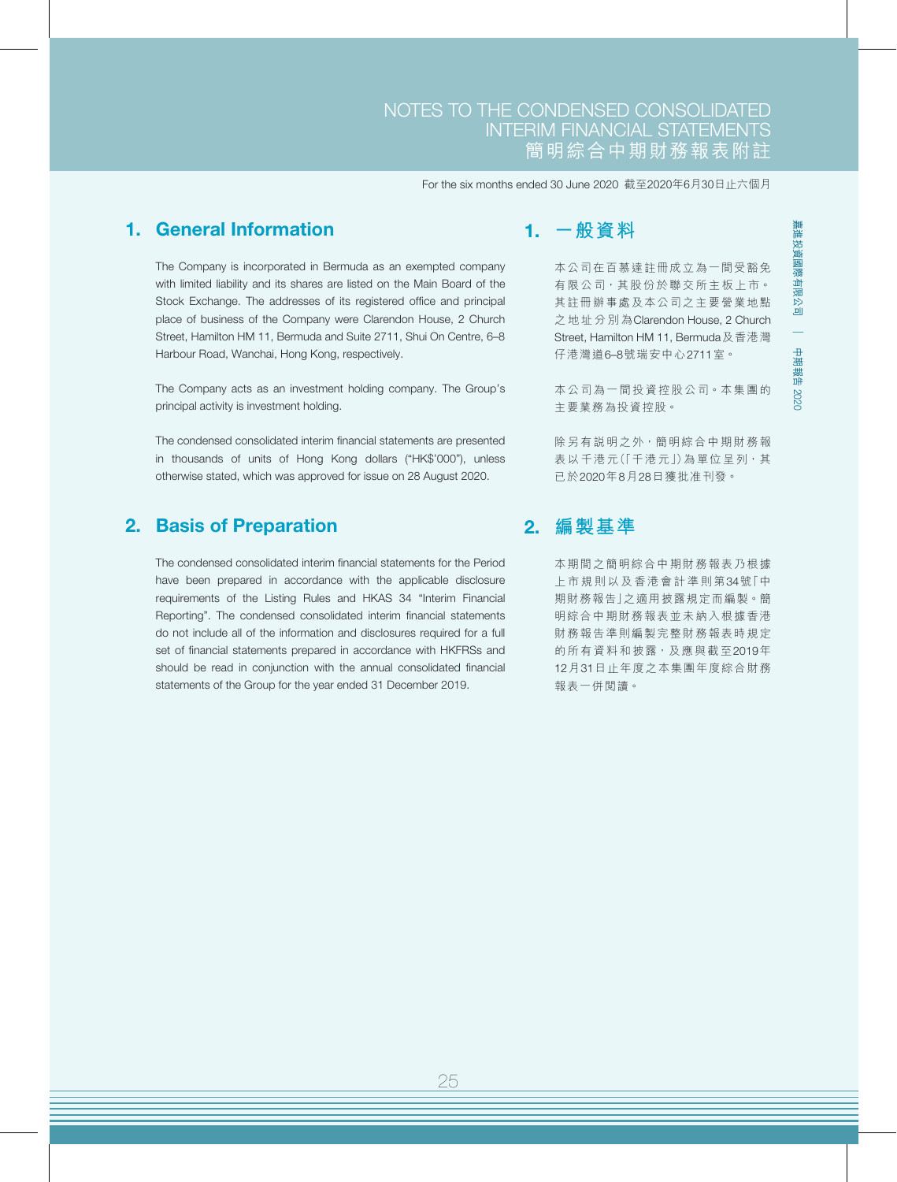# NOTES TO THE CONDENSED CONSOLIDATED INTERIM FINANCIAL STATEMENTS
# 簡明綜合中期財務報表附註

For the six months ended 30 June 2020 截至2020年6月30日止六個月

## 1. General Information

The Company is incorporated in Bermuda as an exempted company with limited liability and its shares are listed on the Main Board of the Stock Exchange. The addresses of its registered office and principal place of business of the Company were Clarendon House, 2 Church Street, Hamilton HM 11, Bermuda and Suite 2711, Shui On Centre, 6–8 Harbour Road, Wanchai, Hong Kong, respectively.

The Company acts as an investment holding company. The Group's principal activity is investment holding.

The condensed consolidated interim financial statements are presented in thousands of units of Hong Kong dollars ("HK$'000"), unless otherwise stated, which was approved for issue on 28 August 2020.

## 1. 一般資料

本公司在百慕達註冊成立為一間受豁免有限公司，其股份於聯交所主板上市。其註冊辦事處及本公司之主要營業地點之地址分別為Clarendon House, 2 Church Street, Hamilton HM 11, Bermuda及香港灣仔港灣道6–8號瑞安中心2711室。

本公司為一間投資控股公司。本集團的主要業務為投資控股。

除另有說明之外，簡明綜合中期財務報表以千港元(「千港元」)為單位呈列，其已於2020年8月28日獲批准刊發。

## 2. Basis of Preparation

The condensed consolidated interim financial statements for the Period have been prepared in accordance with the applicable disclosure requirements of the Listing Rules and HKAS 34 "Interim Financial Reporting". The condensed consolidated interim financial statements do not include all of the information and disclosures required for a full set of financial statements prepared in accordance with HKFRSs and should be read in conjunction with the annual consolidated financial statements of the Group for the year ended 31 December 2019.

## 2. 編製基準

本期間之簡明綜合中期財務報表乃根據上市規則以及香港會計準則第34號「中期財務報告」之適用披露規定而編製。簡明綜合中期財務報表並未納入根據香港財務報告準則編製完整財務報表時規定的所有資料和披露，及應與截至2019年12月31日止年度之本集團年度綜合財務報表一併閱讀。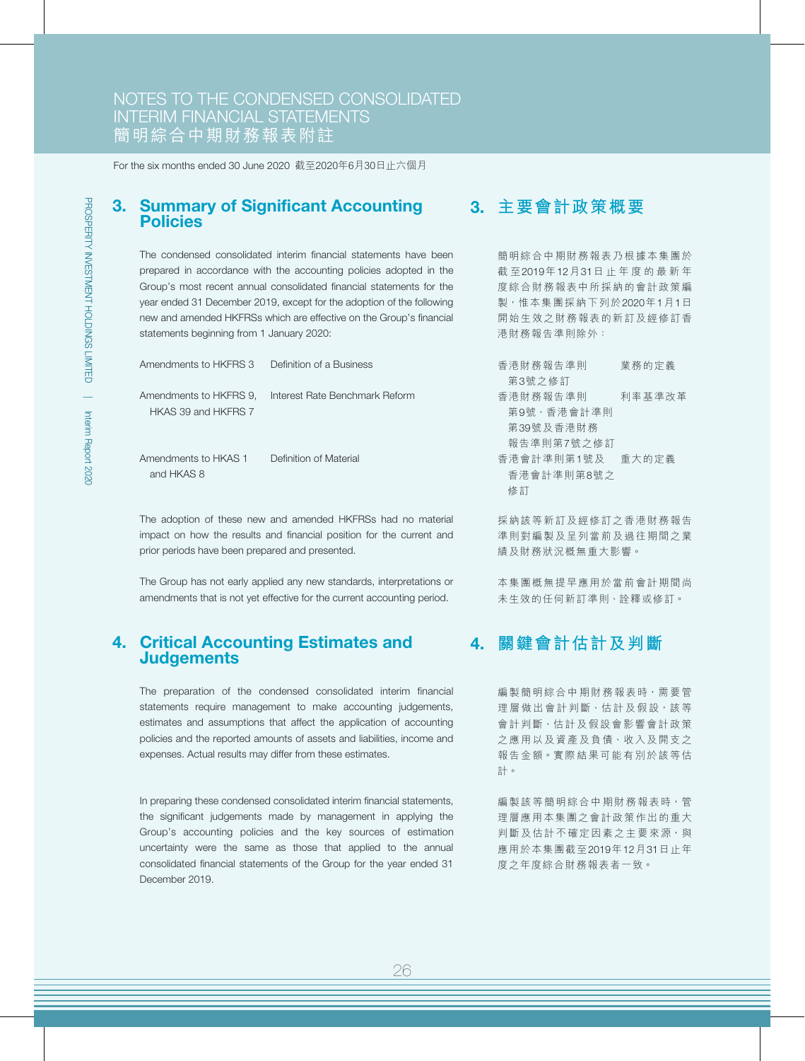# NOTES TO THE CONDENSED CONSOLIDATED INTERIM FINANCIAL STATEMENTS
# 簡明綜合中期財務報表附註

For the six months ended 30 June 2020 截至2020年6月30日止六個月

## 3. Summary of Significant Accounting Policies

The condensed consolidated interim financial statements have been prepared in accordance with the accounting policies adopted in the Group's most recent annual consolidated financial statements for the year ended 31 December 2019, except for the adoption of the following new and amended HKFRSs which are effective on the Group's financial statements beginning from 1 January 2020:

| | |
|---|---|
| Amendments to HKFRS 3 | Definition of a Business |
| Amendments to HKFRS 9, HKAS 39 and HKFRS 7 | Interest Rate Benchmark Reform |
| Amendments to HKAS 1 and HKAS 8 | Definition of Material |

The adoption of these new and amended HKFRSs had no material impact on how the results and financial position for the current and prior periods have been prepared and presented.

The Group has not early applied any new standards, interpretations or amendments that is not yet effective for the current accounting period.

## 3. 主要會計政策概要

簡明綜合中期財務報表乃根據本集團於截至2019年12月31日止年度的最新年度綜合財務報表中所採納的會計政策編製，惟本集團採納下列於2020年1月1日開始生效之財務報表的新訂及經修訂香港財務報告準則除外：

| | |
|---|---|
| 香港財務報告準則第3號之修訂 | 業務的定義 |
| 香港財務報告準則第9號、香港會計準則第39號及香港財務報告準則第7號之修訂 | 利率基準改革 |
| 香港會計準則第1號及香港會計準則第8號之修訂 | 重大的定義 |

採納該等新訂及經修訂之香港財務報告準則對編製及呈列當前及過往期間之業績及財務狀況概無重大影響。

本集團概無提早應用於當前會計期間尚未生效的任何新訂準則、詮釋或修訂。

## 4. Critical Accounting Estimates and Judgements

The preparation of the condensed consolidated interim financial statements require management to make accounting judgements, estimates and assumptions that affect the application of accounting policies and the reported amounts of assets and liabilities, income and expenses. Actual results may differ from these estimates.

In preparing these condensed consolidated interim financial statements, the significant judgements made by management in applying the Group's accounting policies and the key sources of estimation uncertainty were the same as those that applied to the annual consolidated financial statements of the Group for the year ended 31 December 2019.

## 4. 關鍵會計估計及判斷

編製簡明綜合中期財務報表時，需要管理層做出會計判斷、估計及假設，該等會計判斷、估計及假設會影響會計政策之應用以及資產及負債、收入及開支之報告金額。實際結果可能有別於該等估計。

編製該等簡明綜合中期財務報表時，管理層應用本集團之會計政策作出的重大判斷及估計不確定因素之主要來源，與應用於本集團截至2019年12月31日止年度之年度綜合財務報表者一致。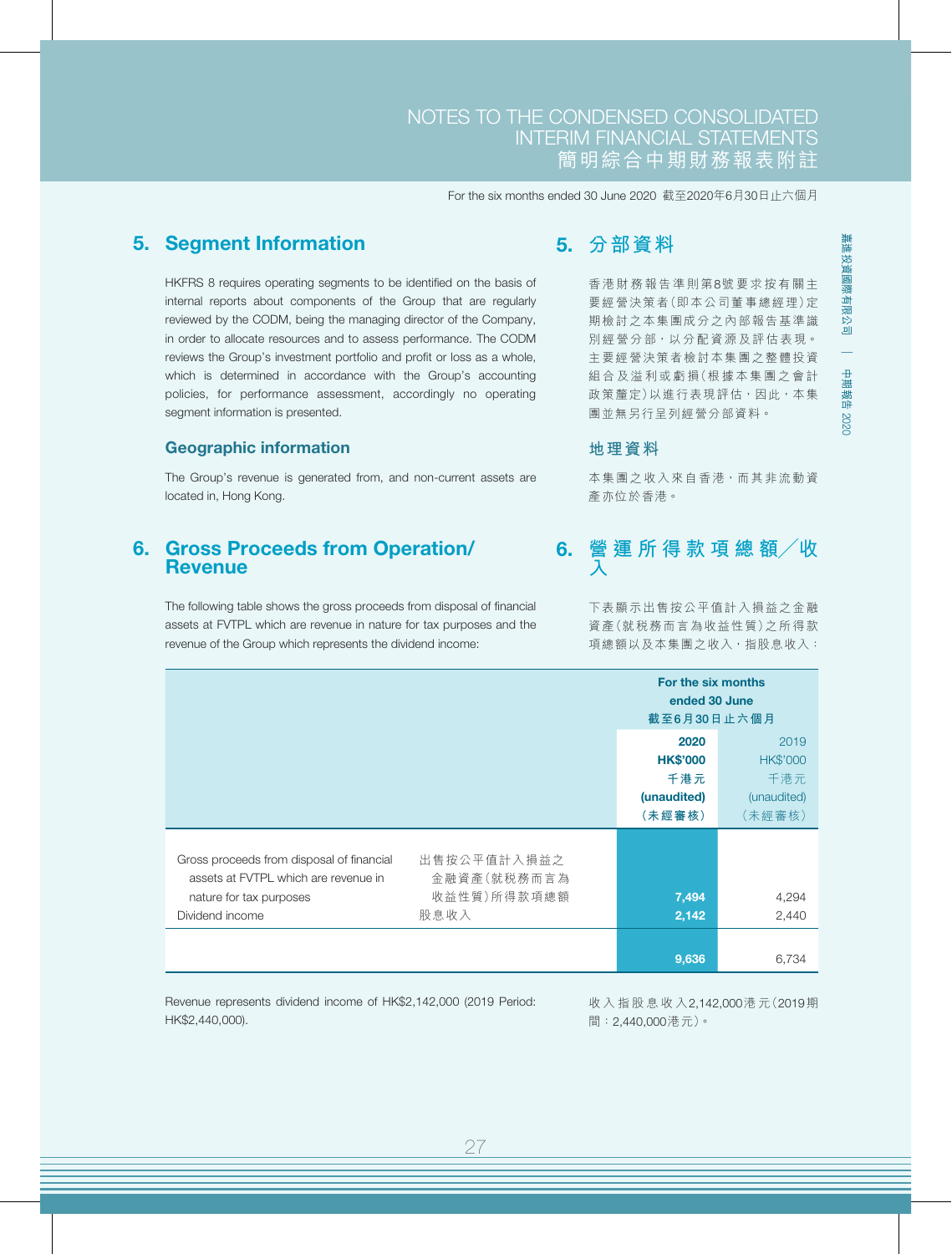For the six months ended 30 June 2020 截至2020年6月30日止六個月

## 5. Segment Information

HKFRS 8 requires operating segments to be identified on the basis of internal reports about components of the Group that are regularly reviewed by the CODM, being the managing director of the Company, in order to allocate resources and to assess performance. The CODM reviews the Group's investment portfolio and profit or loss as a whole, which is determined in accordance with the Group's accounting policies, for performance assessment, accordingly no operating segment information is presented.

### Geographic information

The Group's revenue is generated from, and non-current assets are located in, Hong Kong.

## 5. 分部資料

香港財務報告準則第8號要求按有關主要經營決策者（即本公司董事總經理）定期檢討之本集團成分之內部報告基準識別經營分部，以分配資源及評估表現。主要經營決策者檢討本集團之整體投資組合及溢利或虧損（根據本集團之會計政策釐定）以進行表現評估，因此，本集團並無另行呈列經營分部資料。

### 地理資料

本集團之收入來自香港，而其非流動資產亦位於香港。

## 6. Gross Proceeds from Operation/ Revenue

The following table shows the gross proceeds from disposal of financial assets at FVTPL which are revenue in nature for tax purposes and the revenue of the Group which represents the dividend income:

## 6. 營運所得款項總額／收入

下表顯示出售按公平值計入損益之金融資產（就稅務而言為收益性質）之所得款項總額以及本集團之收入，指股息收入：

| | | For the six months ended 30 June 截至6月30日止六個月 | |
|---|---|---|---|
| | | **2020 HK$'000 千港元 (unaudited) （未經審核）** | 2019 HK$'000 千港元 (unaudited) （未經審核） |
| Gross proceeds from disposal of financial assets at FVTPL which are revenue in nature for tax purposes | 出售按公平值計入損益之金融資產（就稅務而言為收益性質）所得款項總額 | **7,494** | 4,294 |
| Dividend income | 股息收入 | **2,142** | 2,440 |
| | | **9,636** | 6,734 |

Revenue represents dividend income of HK$2,142,000 (2019 Period: HK$2,440,000).

收入指股息收入2,142,000港元（2019期間：2,440,000港元）。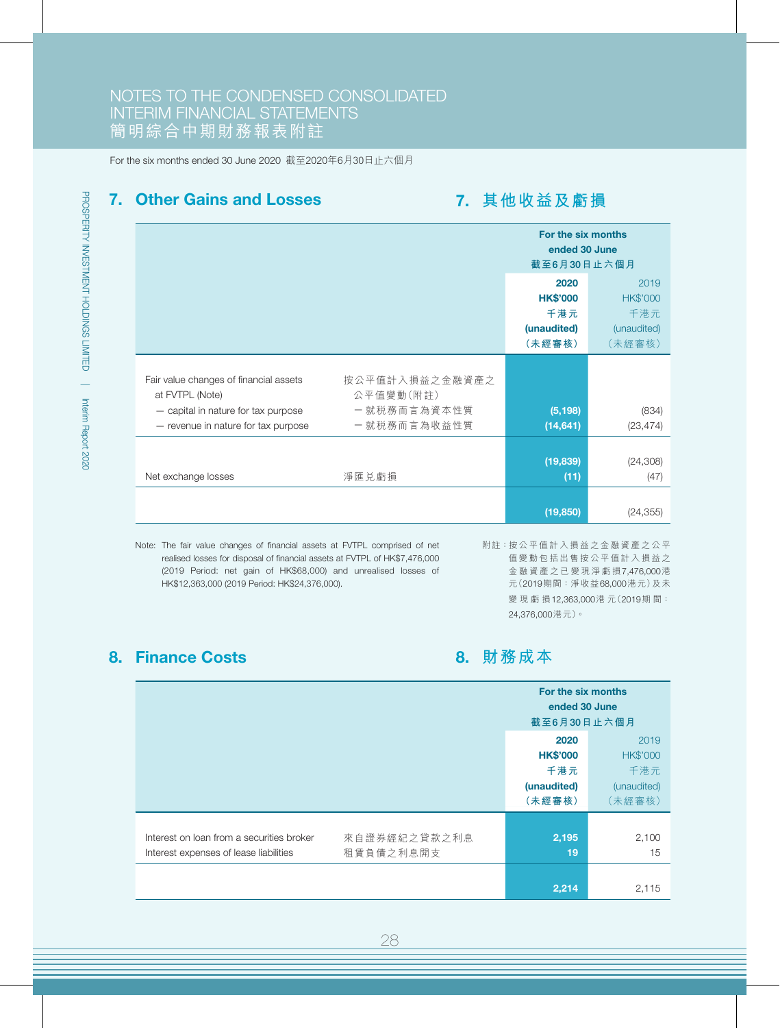## 7. Other Gains and Losses 7. 其他收益及虧損

| | | For the six months ended 30 June 截至6月30日止六個月 | |
|---|---|---|---|
| | | **2020** **HK$'000** **千港元** **(unaudited)** **（未經審核）** | 2019 HK$'000 千港元 (unaudited) （未經審核） |
| Fair value changes of financial assets at FVTPL (Note) | 按公平值計入損益之金融資產之公平值變動（附註） | | |
| — capital in nature for tax purpose | 一就稅務而言為資本性質 | **(5,198)** | (834) |
| — revenue in nature for tax purpose | 一就稅務而言為收益性質 | **(14,641)** | (23,474) |
| | | **(19,839)** | (24,308) |
| Net exchange losses | 淨匯兌虧損 | **(11)** | (47) |
| | | **(19,850)** | (24,355) |

Note: The fair value changes of financial assets at FVTPL comprised of net realised losses for disposal of financial assets at FVTPL of HK$7,476,000 (2019 Period: net gain of HK$68,000) and unrealised losses of HK$12,363,000 (2019 Period: HK$24,376,000).

附註：按公平值計入損益之金融資產之公平值變動包括出售按公平值計入損益之金融資產之已變現淨虧損7,476,000港元（2019期間：淨收益68,000港元）及未變現虧損12,363,000港元（2019期間：24,376,000港元）。

## 8. Finance Costs 8. 財務成本

| | | For the six months ended 30 June 截至6月30日止六個月 | |
|---|---|---|---|
| | | **2020** **HK$'000** **千港元** **(unaudited)** **（未經審核）** | 2019 HK$'000 千港元 (unaudited) （未經審核） |
| Interest on loan from a securities broker | 來自證券經紀之貸款之利息 | **2,195** | 2,100 |
| Interest expenses of lease liabilities | 租賃負債之利息開支 | **19** | 15 |
| | | **2,214** | 2,115 |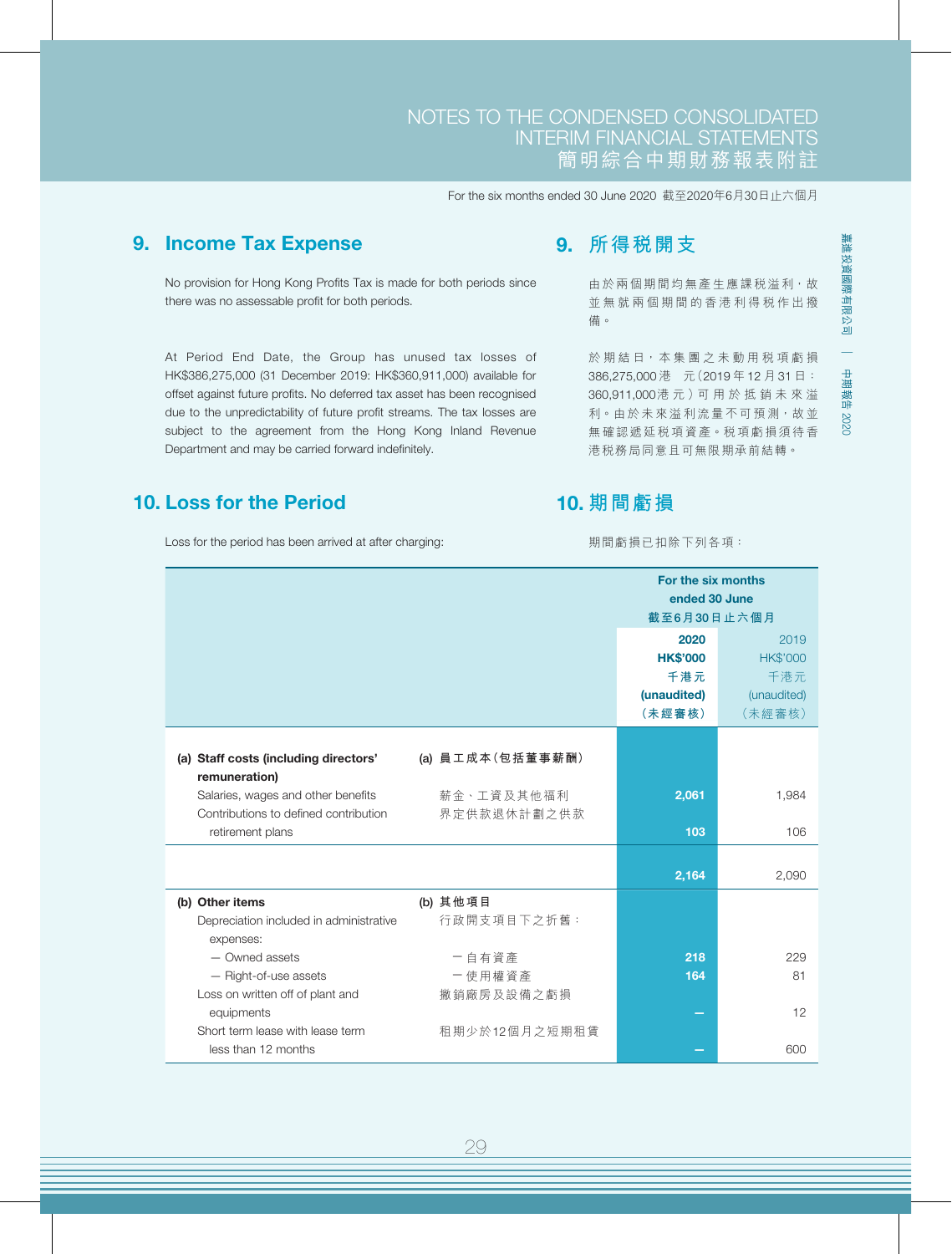# NOTES TO THE CONDENSED CONSOLIDATED INTERIM FINANCIAL STATEMENTS
# 簡明綜合中期財務報表附註

For the six months ended 30 June 2020 截至2020年6月30日止六個月

## 9. Income Tax Expense

No provision for Hong Kong Profits Tax is made for both periods since there was no assessable profit for both periods.

At Period End Date, the Group has unused tax losses of HK$386,275,000 (31 December 2019: HK$360,911,000) available for offset against future profits. No deferred tax asset has been recognised due to the unpredictability of future profit streams. The tax losses are subject to the agreement from the Hong Kong Inland Revenue Department and may be carried forward indefinitely.

## 9. 所得稅開支

由於兩個期間均無產生應課稅溢利，故並無就兩個期間的香港利得稅作出撥備。

於期結日，本集團之未動用稅項虧損386,275,000港元（2019年12月31日：360,911,000港元）可用於抵銷未來溢利。由於未來溢利流量不可預測，故並無確認遞延稅項資產。稅項虧損須待香港稅務局同意且可無限期承前結轉。

## 10. Loss for the Period

Loss for the period has been arrived at after charging:

## 10. 期間虧損

期間虧損已扣除下列各項：

| | | For the six months ended 30 June 截至6月30日止六個月 | |
|---|---|---|---|
| | | **2020 HK$'000 千港元 (unaudited) (未經審核)** | 2019 HK$'000 千港元 (unaudited) (未經審核) |
| **(a) Staff costs (including directors' remuneration)** | **(a) 員工成本（包括董事薪酬）** | | |
| Salaries, wages and other benefits | 薪金、工資及其他福利 | **2,061** | 1,984 |
| Contributions to defined contribution retirement plans | 界定供款退休計劃之供款 | **103** | 106 |
| | | **2,164** | 2,090 |
| **(b) Other items** | **(b) 其他項目** | | |
| Depreciation included in administrative expenses: | 行政開支項目下之折舊： | | |
| — Owned assets | 一自有資產 | **218** | 229 |
| — Right-of-use assets | 一使用權資產 | **164** | 81 |
| Loss on written off of plant and equipments | 撇銷廠房及設備之虧損 | **–** | 12 |
| Short term lease with lease term less than 12 months | 租期少於12個月之短期租賃 | **–** | 600 |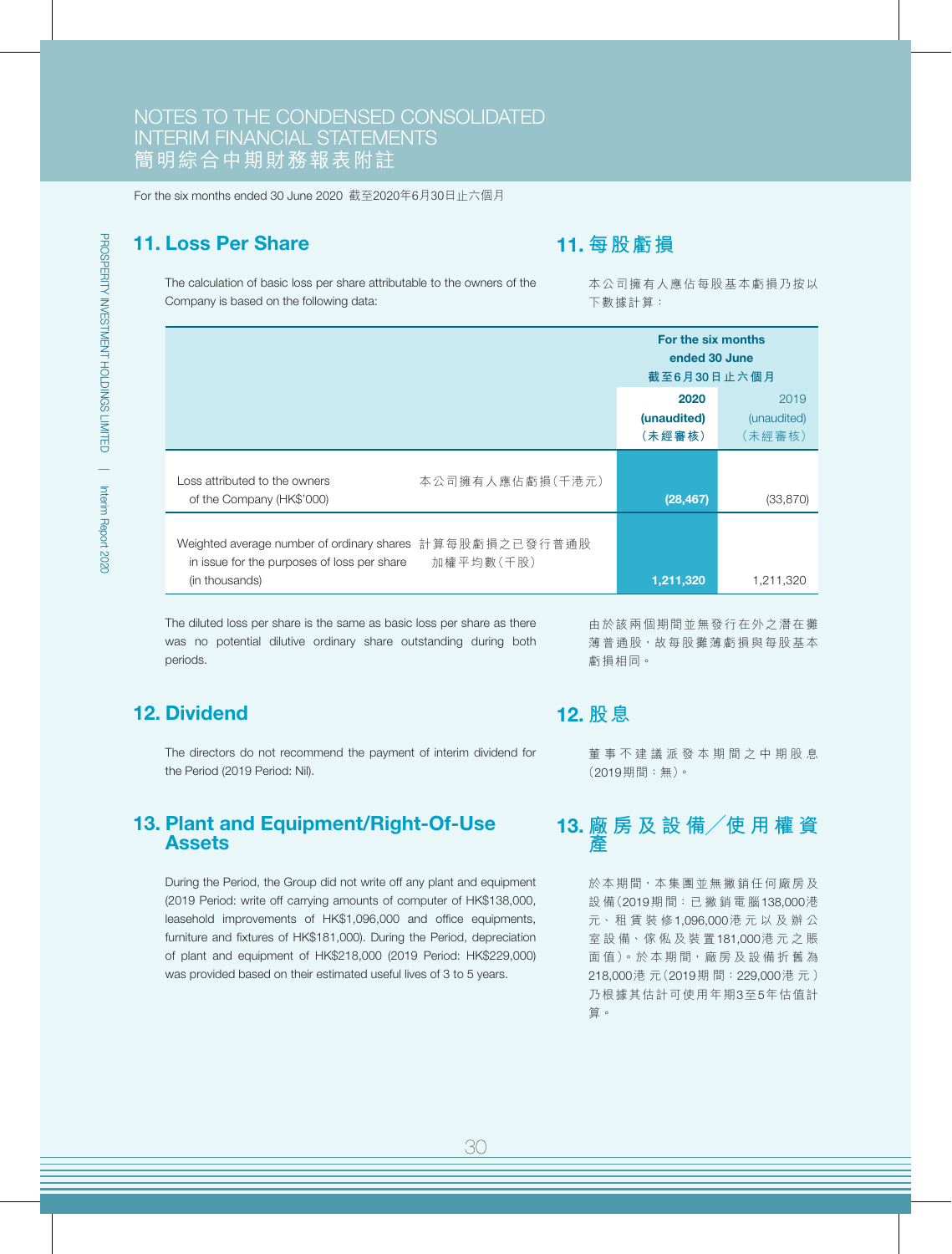# NOTES TO THE CONDENSED CONSOLIDATED INTERIM FINANCIAL STATEMENTS
# 簡明綜合中期財務報表附註

For the six months ended 30 June 2020 截至2020年6月30日止六個月

## 11. Loss Per Share

## 11. 每股虧損

The calculation of basic loss per share attributable to the owners of the Company is based on the following data:

本公司擁有人應佔每股基本虧損乃按以下數據計算：

| | | For the six months ended 30 June 截至6月30日止六個月 | |
|---|---|---|---|
| | | **2020 (unaudited) (未經審核)** | 2019 (unaudited) (未經審核) |
| Loss attributed to the owners of the Company (HK$'000) | 本公司擁有人應佔虧損(千港元) | **(28,467)** | (33,870) |
| Weighted average number of ordinary shares in issue for the purposes of loss per share (in thousands) | 計算每股虧損之已發行普通股加權平均數(千股) | **1,211,320** | 1,211,320 |

The diluted loss per share is the same as basic loss per share as there was no potential dilutive ordinary share outstanding during both periods.

由於該兩個期間並無發行在外之潛在攤薄普通股，故每股攤薄虧損與每股基本虧損相同。

## 12. Dividend

## 12. 股息

The directors do not recommend the payment of interim dividend for the Period (2019 Period: Nil).

董事不建議派發本期間之中期股息(2019期間：無)。

## 13. Plant and Equipment/Right-Of-Use Assets

## 13. 廠房及設備／使用權資產

During the Period, the Group did not write off any plant and equipment (2019 Period: write off carrying amounts of computer of HK$138,000, leasehold improvements of HK$1,096,000 and office equipments, furniture and fixtures of HK$181,000). During the Period, depreciation of plant and equipment of HK$218,000 (2019 Period: HK$229,000) was provided based on their estimated useful lives of 3 to 5 years.

於本期間，本集團並無撇銷任何廠房及設備(2019期間：已撇銷電腦138,000港元、租賃裝修1,096,000港元以及辦公室設備、傢俬及裝置181,000港元之賬面值)。於本期間，廠房及設備折舊為218,000港元(2019期間：229,000港元)乃根據其估計可使用年期3至5年估值計算。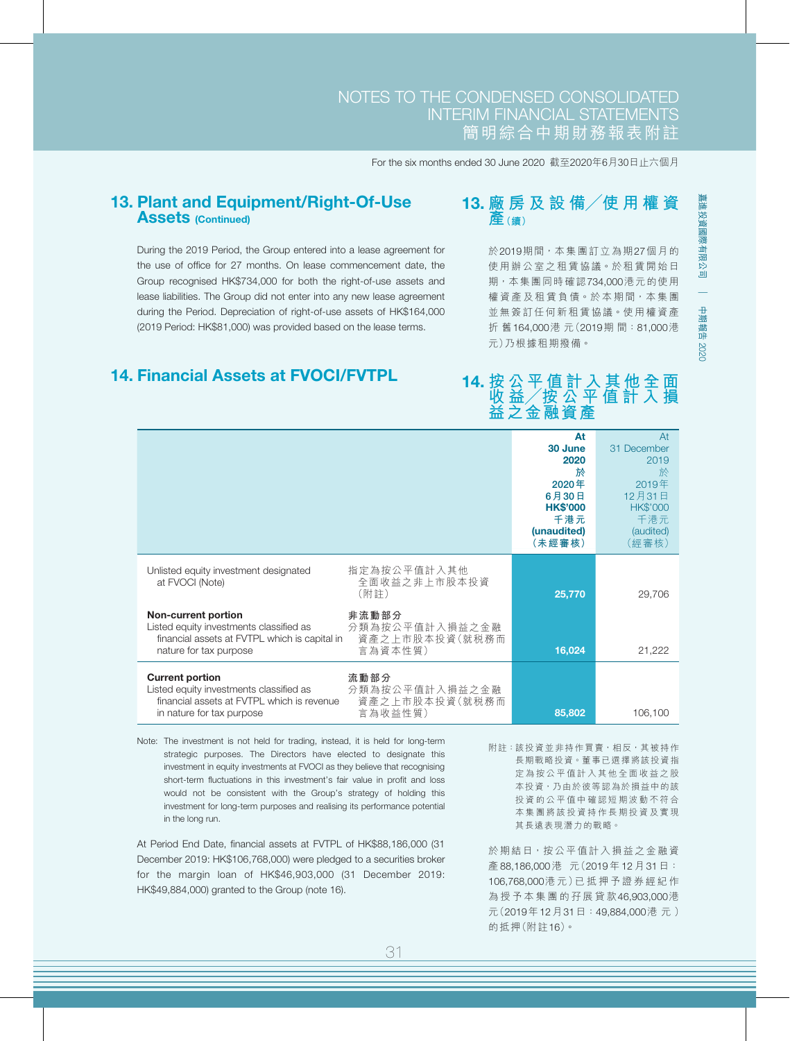## 13. Plant and Equipment/Right-Of-Use Assets (Continued)

During the 2019 Period, the Group entered into a lease agreement for the use of office for 27 months. On lease commencement date, the Group recognised HK$734,000 for both the right-of-use assets and lease liabilities. The Group did not enter into any new lease agreement during the Period. Depreciation of right-of-use assets of HK$164,000 (2019 Period: HK$81,000) was provided based on the lease terms.

## 13. 廠房及設備／使用權資產（續）

於2019期間，本集團訂立為期27個月的使用辦公室之租賃協議。於租賃開始日期，本集團同時確認734,000港元的使用權資產及租賃負債。於本期間，本集團並無簽訂任何新租賃協議。使用權資產折舊164,000港元（2019期間：81,000港元）乃根據租期撥備。

## 14. Financial Assets at FVOCI/FVTPL

## 14. 按公平值計入其他全面收益／按公平值計入損益之金融資產

| | | At 30 June 2020 於2020年6月30日 HK$'000 千港元 (unaudited) (未經審核) | At 31 December 2019 於2019年12月31日 HK$'000 千港元 (audited) (經審核) |
|---|---|---|---|
| Unlisted equity investment designated at FVOCI (Note) | 指定為按公平值計入其他全面收益之非上市股本投資（附註） | **25,770** | 29,706 |
| **Non-current portion** Listed equity investments classified as financial assets at FVTPL which is capital in nature for tax purpose | **非流動部分** 分類為按公平值計入損益之金融資產之上市股本投資（就稅務而言為資本性質） | **16,024** | 21,222 |
| **Current portion** Listed equity investments classified as financial assets at FVTPL which is revenue in nature for tax purpose | **流動部分** 分類為按公平值計入損益之金融資產之上市股本投資（就稅務而言為收益性質） | **85,802** | 106,100 |

Note: The investment is not held for trading, instead, it is held for long-term strategic purposes. The Directors have elected to designate this investment in equity investments at FVOCI as they believe that recognising short-term fluctuations in this investment's fair value in profit and loss would not be consistent with the Group's strategy of holding this investment for long-term purposes and realising its performance potential in the long run.

附註：該投資並非持作買賣，相反，其被持作長期戰略投資。董事已選擇將該投資指定為按公平值計入其他全面收益之股本投資，乃由於彼等認為於損益中的該投資的公平值中確認短期波動不符合本集團將該投資持作長期投資及實現其長遠表現潛力的戰略。

At Period End Date, financial assets at FVTPL of HK$88,186,000 (31 December 2019: HK$106,768,000) were pledged to a securities broker for the margin loan of HK$46,903,000 (31 December 2019: HK$49,884,000) granted to the Group (note 16).

於期結日，按公平值計入損益之金融資產88,186,000港元（2019年12月31日：106,768,000港元）已抵押予證券經紀作為授予本集團的孖展貸款46,903,000港元（2019年12月31日：49,884,000港元）的抵押（附註16）。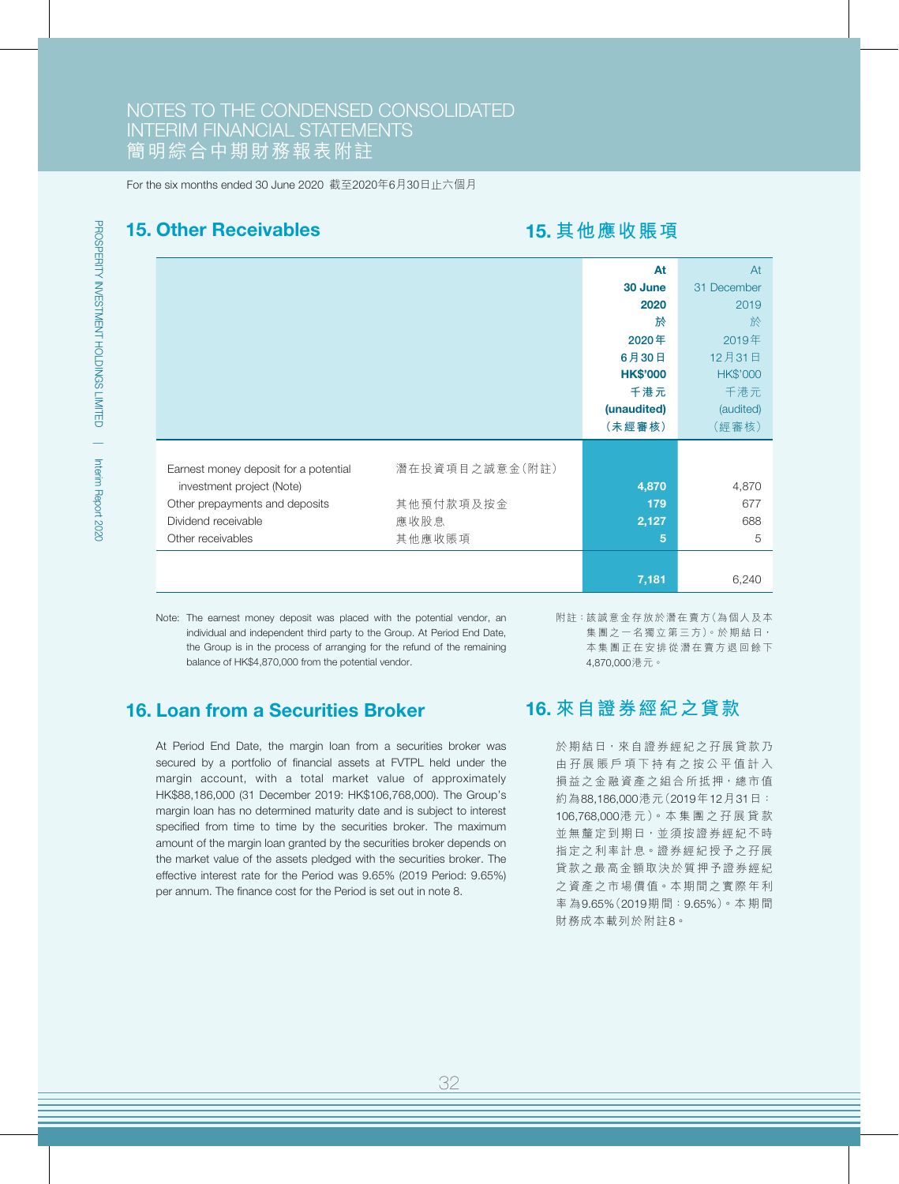# NOTES TO THE CONDENSED CONSOLIDATED INTERIM FINANCIAL STATEMENTS
# 簡明綜合中期財務報表附註

For the six months ended 30 June 2020 截至2020年6月30日止六個月

## 15. Other Receivables

## 15. 其他應收賬項

| | | At 30 June 2020 於2020年6月30日 HK$'000 千港元 (unaudited) （未經審核） | At 31 December 2019 於2019年12月31日 HK$'000 千港元 (audited) （經審核） |
|---|---|---|---|
| Earnest money deposit for a potential investment project (Note) | 潛在投資項目之誠意金（附註） | 4,870 | 4,870 |
| Other prepayments and deposits | 其他預付款項及按金 | 179 | 677 |
| Dividend receivable | 應收股息 | 2,127 | 688 |
| Other receivables | 其他應收賬項 | 5 | 5 |
| | | 7,181 | 6,240 |

Note: The earnest money deposit was placed with the potential vendor, an individual and independent third party to the Group. At Period End Date, the Group is in the process of arranging for the refund of the remaining balance of HK$4,870,000 from the potential vendor.

附註：該誠意金存放於潛在賣方（為個人及本集團之一名獨立第三方）。於期結日，本集團正在安排從潛在賣方退回餘下4,870,000港元。

## 16. Loan from a Securities Broker

At Period End Date, the margin loan from a securities broker was secured by a portfolio of financial assets at FVTPL held under the margin account, with a total market value of approximately HK$88,186,000 (31 December 2019: HK$106,768,000). The Group's margin loan has no determined maturity date and is subject to interest specified from time to time by the securities broker. The maximum amount of the margin loan granted by the securities broker depends on the market value of the assets pledged with the securities broker. The effective interest rate for the Period was 9.65% (2019 Period: 9.65%) per annum. The finance cost for the Period is set out in note 8.

## 16. 來自證券經紀之貸款

於期結日，來自證券經紀之孖展貸款乃由孖展賬戶項下持有之按公平值計入損益之金融資產之組合所抵押，總市值約為88,186,000港元（2019年12月31日：106,768,000港元）。本集團之孖展貸款並無釐定到期日，並須按證券經紀不時指定之利率計息。證券經紀授予之孖展貸款之最高金額取決於質押予證券經紀之資產之市場價值。本期間之實際年利率為9.65%（2019期間：9.65%）。本期間財務成本載列於附註8。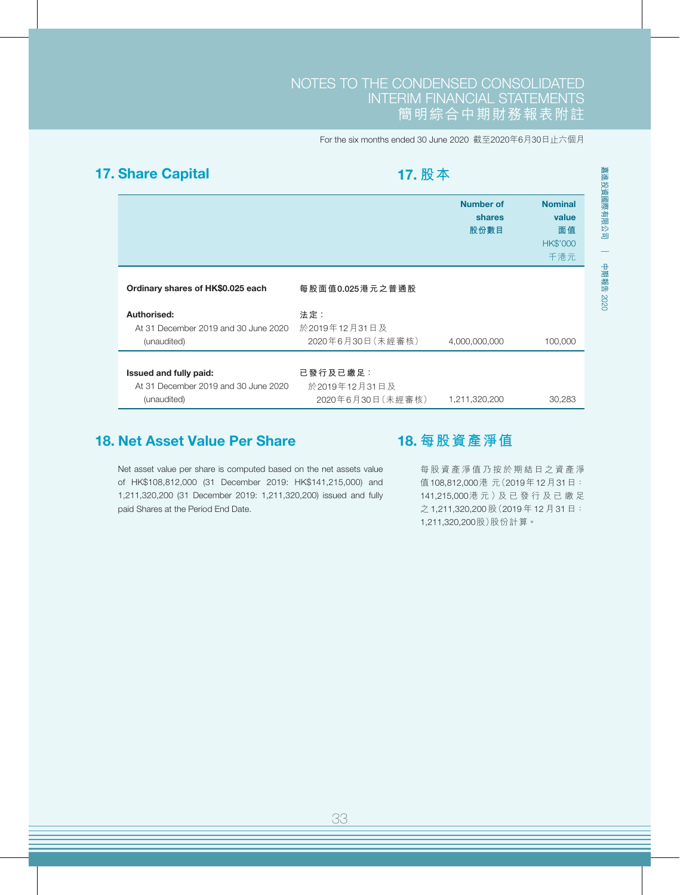## 17. Share Capital

## 17. 股本

| | | Number of shares<br>股份數目 | Nominal value<br>面值<br>HK$'000<br>千港元 |
|---|---|---|---|
| **Ordinary shares of HK$0.025 each** | **每股面值0.025港元之普通股** | | |
| **Authorised:** | **法定：** | | |
| At 31 December 2019 and 30 June 2020 (unaudited) | 於2019年12月31日及2020年6月30日（未經審核） | 4,000,000,000 | 100,000 |
| **Issued and fully paid:** | **已發行及已繳足：** | | |
| At 31 December 2019 and 30 June 2020 (unaudited) | 於2019年12月31日及2020年6月30日（未經審核） | 1,211,320,200 | 30,283 |

## 18. Net Asset Value Per Share

Net asset value per share is computed based on the net assets value of HK$108,812,000 (31 December 2019: HK$141,215,000) and 1,211,320,200 (31 December 2019: 1,211,320,200) issued and fully paid Shares at the Period End Date.

## 18. 每股資產淨值

每股資產淨值乃按於期結日之資產淨值108,812,000港元（2019年12月31日：141,215,000港元）及已發行及已繳足之1,211,320,200股（2019年12月31日：1,211,320,200股）股份計算。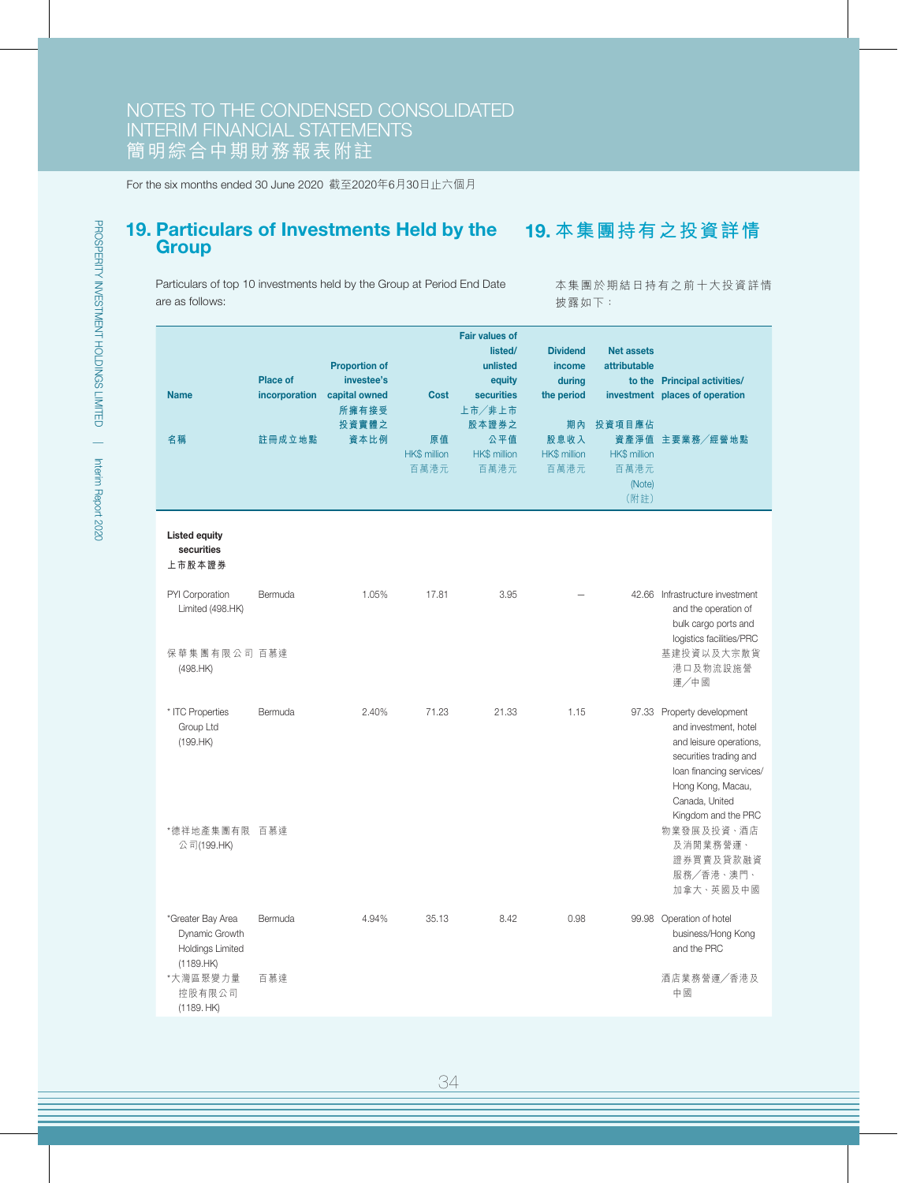# NOTES TO THE CONDENSED CONSOLIDATED INTERIM FINANCIAL STATEMENTS
# 簡明綜合中期財務報表附註

For the six months ended 30 June 2020 截至2020年6月30日止六個月

## 19. Particulars of Investments Held by the Group

## 19. 本集團持有之投資詳情

Particulars of top 10 investments held by the Group at Period End Date are as follows:

本集團於期結日持有之前十大投資詳情披露如下：

| Name<br>名稱 | Place of incorporation<br>註冊成立地點 | Proportion of investee's capital owned<br>所擁有接受投資實體之資本比例 | Cost<br>原值<br>HK$ million<br>百萬港元 | Fair values of listed/unlisted equity securities<br>上市／非上市股本證券之公平值<br>HK$ million<br>百萬港元 | Dividend income during the period<br>期內股息收入<br>HK$ million<br>百萬港元 | Net assets attributable to the investment<br>投資項目應佔資產淨值<br>HK$ million<br>百萬港元<br>(Note)<br>（附註） | Principal activities/places of operation<br>主要業務／經營地點 |
|---|---|---|---|---|---|---|---|
| **Listed equity securities<br>上市股本證券** | | | | | | | |
| PYI Corporation Limited (498.HK)<br>保華集團有限公司 (498.HK) | Bermuda<br>百慕達 | 1.05% | 17.81 | 3.95 | – | 42.66 | Infrastructure investment and the operation of bulk cargo ports and logistics facilities/PRC<br>基建投資以及大宗散貨港口及物流設施營運／中國 |
| * ITC Properties Group Ltd (199.HK)<br>*德祥地產集團有限公司(199.HK) | Bermuda<br>百慕達 | 2.40% | 71.23 | 21.33 | 1.15 | 97.33 | Property development and investment, hotel and leisure operations, securities trading and loan financing services/Hong Kong, Macau, Canada, United Kingdom and the PRC<br>物業發展及投資、酒店及消閒業務營運、證券買賣及貸款融資服務／香港、澳門、加拿大、英國及中國 |
| *Greater Bay Area Dynamic Growth Holdings Limited (1189.HK)<br>*大灣區聚變力量控股有限公司 (1189. HK) | Bermuda<br>百慕達 | 4.94% | 35.13 | 8.42 | 0.98 | 99.98 | Operation of hotel business/Hong Kong and the PRC<br>酒店業務營運／香港及中國 |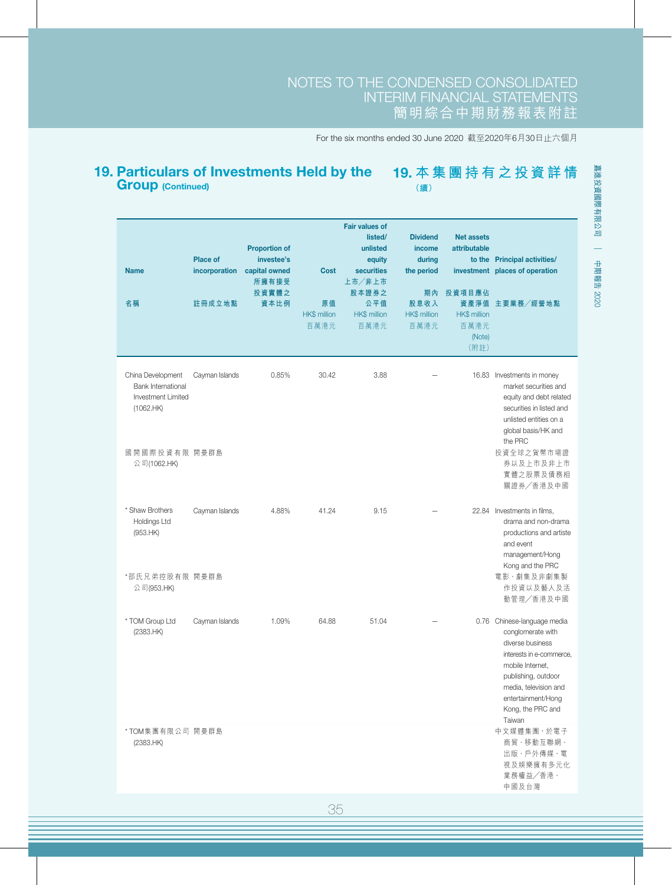## 19. Particulars of Investments Held by the Group (Continued)

## 19. 本集團持有之投資詳情（續）

| Name<br>名稱 | Place of incorporation<br>註冊成立地點 | Proportion of investee's capital owned<br>所擁有接受投資實體之資本比例 | Cost<br>原值<br>HK$ million<br>百萬港元 | Fair values of listed/unlisted equity securities<br>上市／非上市股本證券之公平值<br>HK$ million<br>百萬港元 | Dividend income during the period<br>期內股息收入<br>HK$ million<br>百萬港元 | Net assets attributable to the investment<br>投資項目應佔資產淨值<br>HK$ million<br>百萬港元<br>(Note)<br>（附註） | Principal activities/places of operation<br>主要業務／經營地點 |
|---|---|---|---|---|---|---|---|
| China Development Bank International Investment Limited (1062.HK)<br>國開國際投資有限公司(1062.HK) | Cayman Islands<br>開曼群島 | 0.85% | 30.42 | 3.88 | – | 16.83 | Investments in money market securities and equity and debt related securities in listed and unlisted entities on a global basis/HK and the PRC<br>投資全球之貨幣市場證券以及上市及非上市實體之股票及債務相關證券／香港及中國 |
| * Shaw Brothers Holdings Ltd (953.HK)<br>*邵氏兄弟控股有限公司(953.HK) | Cayman Islands<br>開曼群島 | 4.88% | 41.24 | 9.15 | – | 22.84 | Investments in films, drama and non-drama productions and artiste and event management/Hong Kong and the PRC<br>電影、劇集及非劇集製作投資以及藝人及活動管理／香港及中國 |
| * TOM Group Ltd (2383.HK)<br>* TOM集團有限公司(2383.HK) | Cayman Islands<br>開曼群島 | 1.09% | 64.88 | 51.04 | – | 0.76 | Chinese-language media conglomerate with diverse business interests in e-commerce, mobile Internet, publishing, outdoor media, television and entertainment/Hong Kong, the PRC and Taiwan<br>中文媒體集團，於電子商貿、移動互聯網、出版、戶外傳媒、電視及娛樂擁有多元化業務權益／香港、中國及台灣 |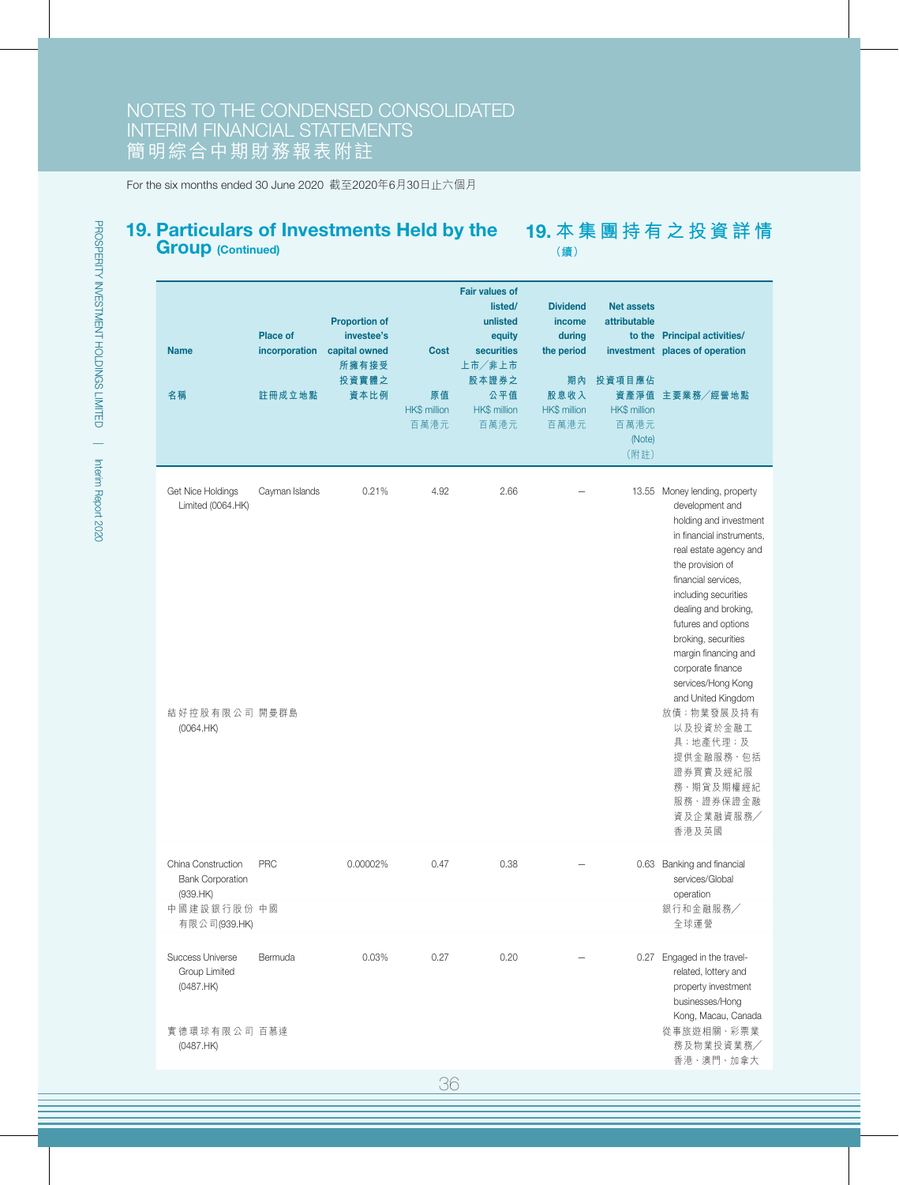For the six months ended 30 June 2020 截至2020年6月30日止六個月

## 19. Particulars of Investments Held by the Group (Continued)

## 19. 本集團持有之投資詳情（續）

| Name 名稱 | Place of incorporation 註冊成立地點 | Proportion of investee's capital owned 所擁有接受投資實體之資本比例 | Cost 原值 HK$ million 百萬港元 | Fair values of listed/unlisted equity securities 上市／非上市股本證券之公平值 HK$ million 百萬港元 | Dividend income during the period 期內股息收入 HK$ million 百萬港元 | Net assets attributable to the investment 投資項目應佔資產淨值 HK$ million 百萬港元 (Note) (附註) | Principal activities/places of operation 主要業務／經營地點 |
|---|---|---|---|---|---|---|---|
| Get Nice Holdings Limited (0064.HK) 結好控股有限公司 (0064.HK) | Cayman Islands 開曼群島 | 0.21% | 4.92 | 2.66 | – | 13.55 | Money lending, property development and holding and investment in financial instruments, real estate agency and the provision of financial services, including securities dealing and broking, futures and options broking, securities margin financing and corporate finance services/Hong Kong and United Kingdom 放債；物業發展及持有以及投資於金融工具；地產代理；及提供金融服務，包括證券買賣及經紀服務、期貨及期權經紀服務、證券保證金融資及企業融資服務／香港及英國 |
| China Construction Bank Corporation (939.HK) 中國建設銀行股份有限公司(939.HK) | PRC 中國 | 0.00002% | 0.47 | 0.38 | – | 0.63 | Banking and financial services/Global operation 銀行和金融服務／全球運營 |
| Success Universe Group Limited (0487.HK) 實德環球有限公司 (0487.HK) | Bermuda 百慕達 | 0.03% | 0.27 | 0.20 | – | 0.27 | Engaged in the travel-related, lottery and property investment businesses/Hong Kong, Macau, Canada 從事旅遊相關、彩票業務及物業投資業務／香港、澳門、加拿大 |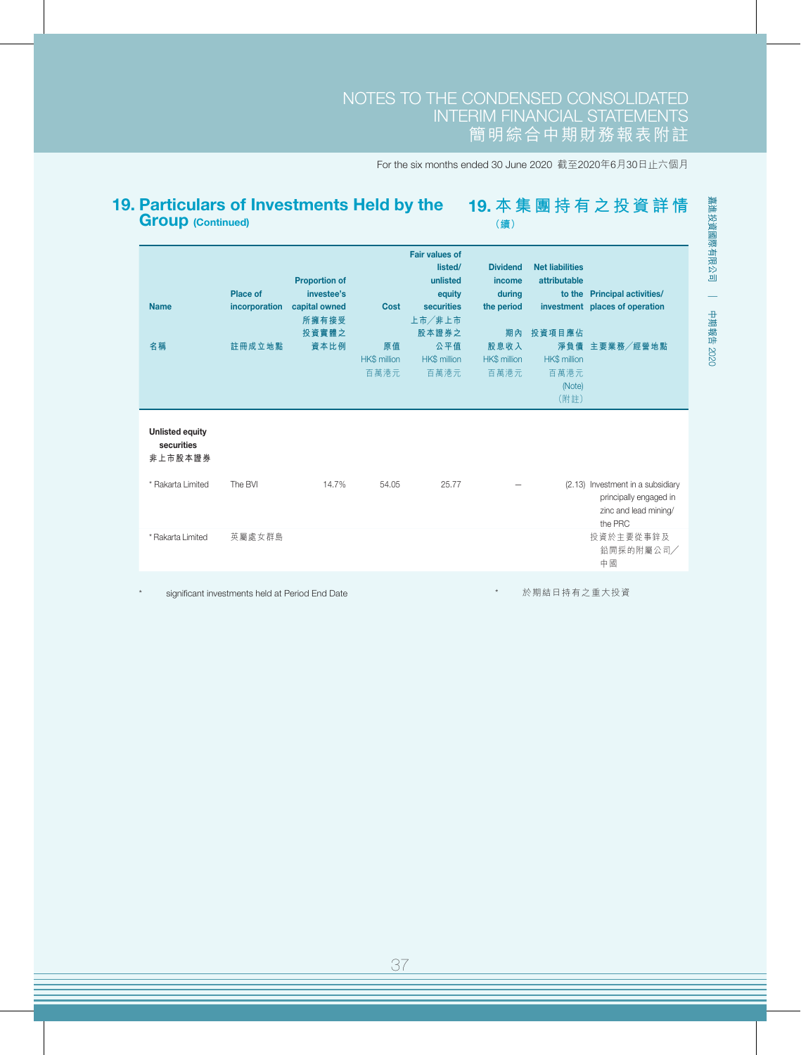## 19. Particulars of Investments Held by the Group (Continued)

## 19. 本集團持有之投資詳情（續）

| Name<br>名稱 | Place of incorporation<br>註冊成立地點 | Proportion of investee's capital owned<br>所擁有接受投資實體之資本比例 | Cost<br>原值<br>HK$ million<br>百萬港元 | Fair values of listed/ unlisted equity securities<br>上市／非上市股本證券之公平值<br>HK$ million<br>百萬港元 | Dividend income during the period<br>期內股息收入<br>HK$ million<br>百萬港元 | Net liabilities attributable to the investment<br>投資項目應佔淨負債<br>HK$ million<br>百萬港元<br>(Note)<br>（附註） | Principal activities/ places of operation<br>主要業務／經營地點 |
|---|---|---|---|---|---|---|---|
| **Unlisted equity securities**<br>**非上市股本證券** | | | | | | | |
| * Rakarta Limited | The BVI | 14.7% | 54.05 | 25.77 | – | (2.13) | Investment in a subsidiary principally engaged in zinc and lead mining/ the PRC |
| * Rakarta Limited | 英屬處女群島 | | | | | | 投資於主要從事鋅及鉛開採的附屬公司／中國 |

\* significant investments held at Period End Date

\* 於期結日持有之重大投資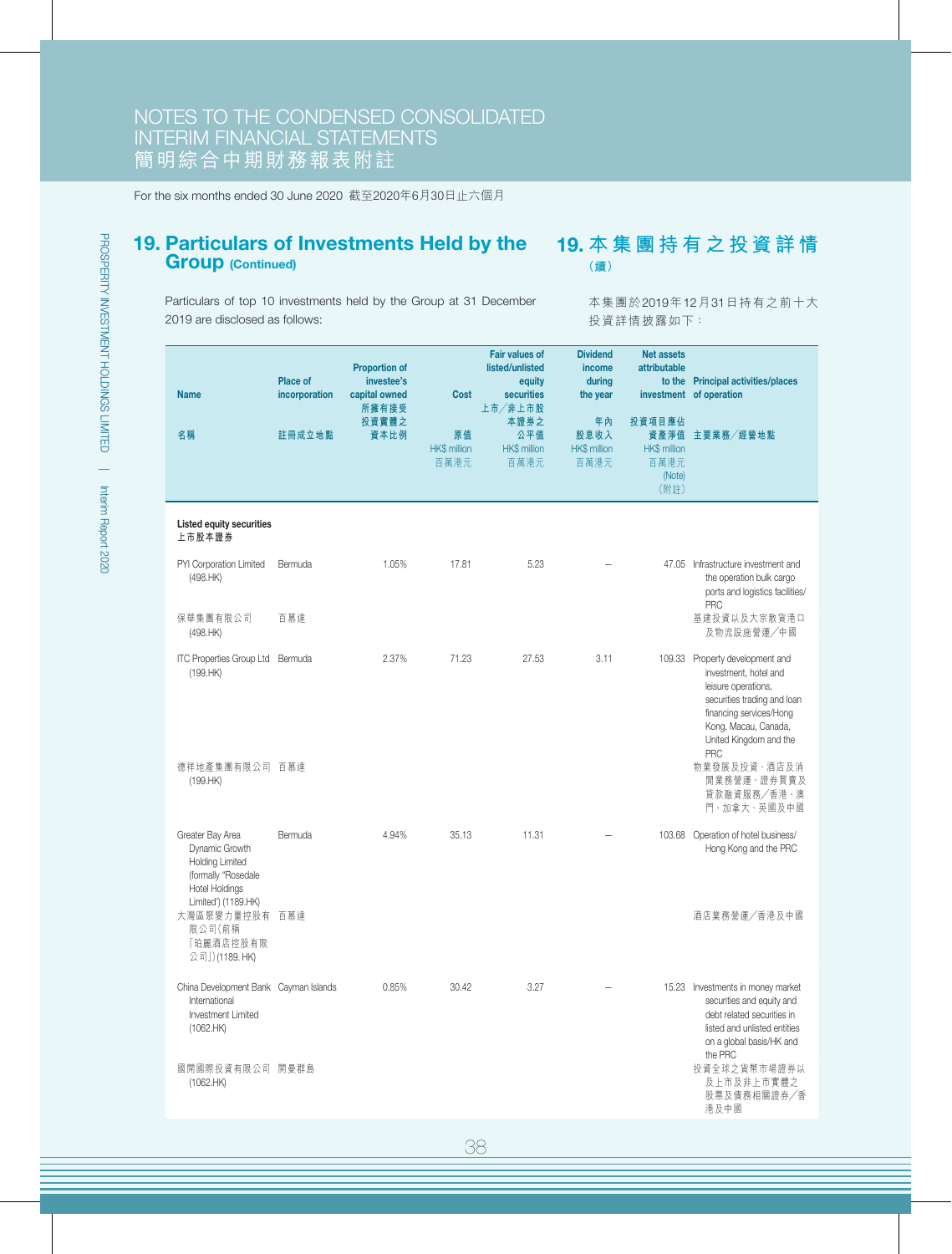# NOTES TO THE CONDENSED CONSOLIDATED INTERIM FINANCIAL STATEMENTS
# 簡明綜合中期財務報表附註

For the six months ended 30 June 2020 截至2020年6月30日止六個月

## 19. Particulars of Investments Held by the Group (Continued)

## 19. 本集團持有之投資詳情（續）

Particulars of top 10 investments held by the Group at 31 December 2019 are disclosed as follows:

本集團於2019年12月31日持有之前十大投資詳情披露如下：

| Name<br>名稱 | Place of incorporation<br>註冊成立地點 | Proportion of investee's capital owned<br>所擁有接受投資實體之資本比例 | Cost<br>原值<br>HK$ million<br>百萬港元 | Fair values of listed/unlisted equity securities<br>上市／非上市股本證券之公平值<br>HK$ million<br>百萬港元 | Dividend income during the year<br>年內股息收入<br>HK$ million<br>百萬港元 | Net assets attributable to the investment<br>投資項目應佔資產淨值<br>HK$ million<br>百萬港元<br>(Note)<br>（附註） | Principal activities/places of operation<br>主要業務／經營地點 |
|---|---|---|---|---|---|---|---|
| **Listed equity securities**<br>**上市股本證券** | | | | | | | |
| PYI Corporation Limited (498.HK)<br>保華集團有限公司 (498.HK) | Bermuda<br>百慕達 | 1.05% | 17.81 | 5.23 | – | 47.05 | Infrastructure investment and the operation bulk cargo ports and logistics facilities/PRC<br>基建投資以及大宗散貨港口及物流設施營運／中國 |
| ITC Properties Group Ltd (199.HK)<br>德祥地產集團有限公司 (199.HK) | Bermuda<br>百慕達 | 2.37% | 71.23 | 27.53 | 3.11 | 109.33 | Property development and investment, hotel and leisure operations, securities trading and loan financing services/Hong Kong, Macau, Canada, United Kingdom and the PRC<br>物業發展及投資、酒店及消閒業務營運、證券買賣及貸款融資服務／香港、澳門、加拿大、英國及中國 |
| Greater Bay Area Dynamic Growth Holding Limited (formally "Rosedale Hotel Holdings Limited") (1189.HK)<br>大灣區聚變力量控股有限公司（前稱「珀麗酒店控股有限公司」）(1189. HK) | Bermuda<br>百慕達 | 4.94% | 35.13 | 11.31 | – | 103.68 | Operation of hotel business/Hong Kong and the PRC<br>酒店業務營運／香港及中國 |
| China Development Bank International Investment Limited (1062.HK)<br>國開國際投資有限公司 (1062.HK) | Cayman Islands<br>開曼群島 | 0.85% | 30.42 | 3.27 | – | 15.23 | Investments in money market securities and equity and debt related securities in listed and unlisted entities on a global basis/HK and the PRC<br>投資全球之貨幣市場證券以及上市及非上市實體之股票及債務相關證券／香港及中國 |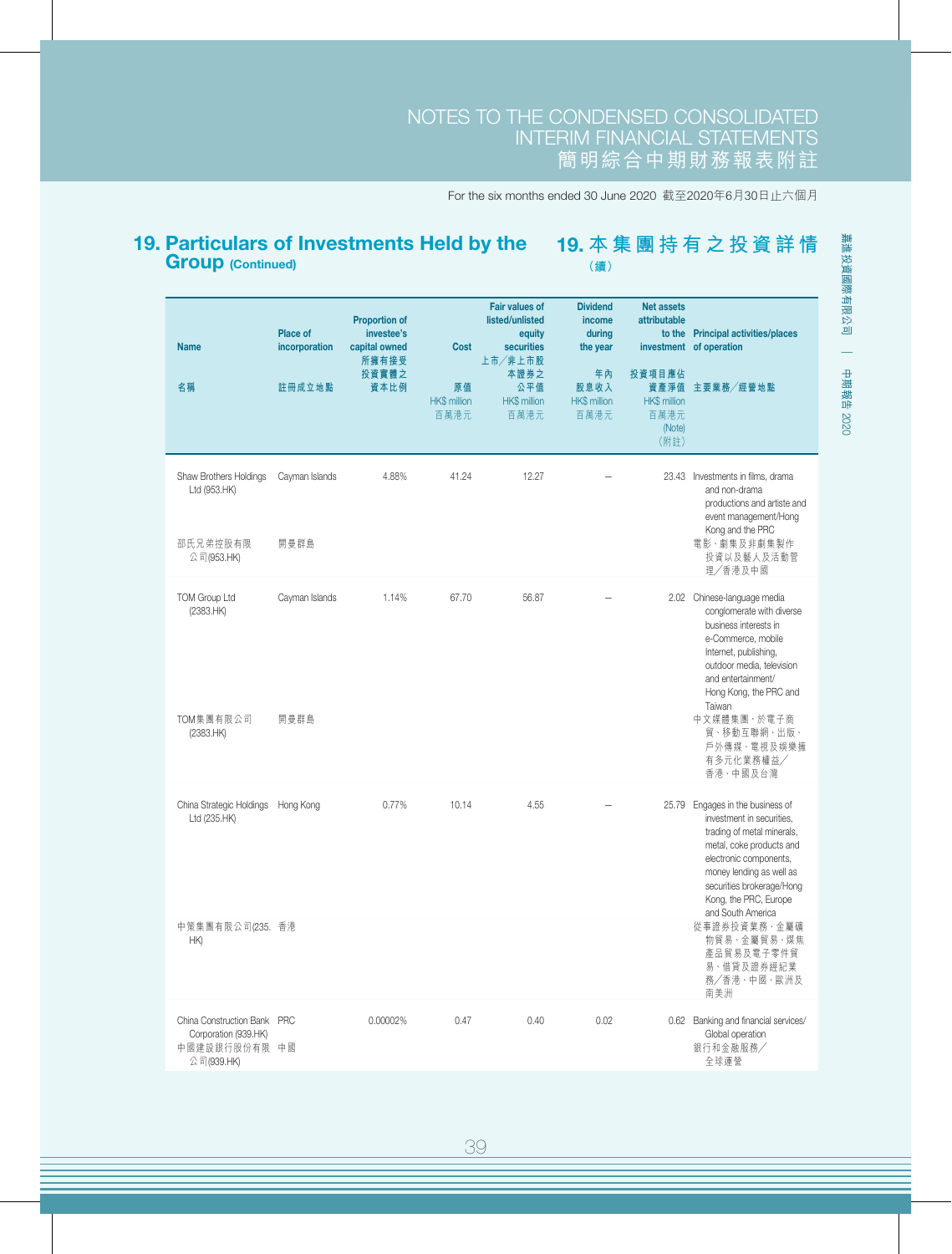## 19. Particulars of Investments Held by the Group (Continued)

## 19. 本集團持有之投資詳情（續）

| Name<br>名稱 | Place of incorporation<br>註冊成立地點 | Proportion of investee's capital owned<br>所擁有接受投資實體之資本比例 | Cost<br>原值<br>HK$ million<br>百萬港元 | Fair values of listed/unlisted equity securities<br>上市／非上市股本證券之公平值<br>HK$ million<br>百萬港元 | Dividend income during the year<br>年內股息收入<br>HK$ million<br>百萬港元 | Net assets attributable to the investment<br>投資項目應佔資產淨值<br>HK$ million<br>百萬港元<br>(Note)<br>（附註） | Principal activities/places of operation<br>主要業務／經營地點 |
|---|---|---|---|---|---|---|---|
| Shaw Brothers Holdings Ltd (953.HK)<br>邵氏兄弟控股有限公司(953.HK) | Cayman Islands<br>開曼群島 | 4.88% | 41.24 | 12.27 | – | 23.43 | Investments in films, drama and non-drama productions and artiste and event management/Hong Kong and the PRC<br>電影、劇集及非劇集製作投資以及藝人及活動管理／香港及中國 |
| TOM Group Ltd (2383.HK)<br>TOM集團有限公司(2383.HK) | Cayman Islands<br>開曼群島 | 1.14% | 67.70 | 56.87 | – | 2.02 | Chinese-language media conglomerate with diverse business interests in e-Commerce, mobile Internet, publishing, outdoor media, television and entertainment/Hong Kong, the PRC and Taiwan<br>中文媒體集團，於電子商貿、移動互聯網、出版、戶外傳媒、電視及娛樂擁有多元化業務權益／香港、中國及台灣 |
| China Strategic Holdings Ltd (235.HK)<br>中策集團有限公司(235.HK) | Hong Kong<br>香港 | 0.77% | 10.14 | 4.55 | – | 25.79 | Engages in the business of investment in securities, trading of metal minerals, metal, coke products and electronic components, money lending as well as securities brokerage/Hong Kong, the PRC, Europe and South America<br>從事證券投資業務、金屬礦物貿易、金屬貿易、煤焦產品貿易及電子零件貿易、借貸及證券經紀業務／香港、中國、歐洲及南美洲 |
| China Construction Bank Corporation (939.HK)<br>中國建設銀行股份有限公司(939.HK) | PRC<br>中國 | 0.00002% | 0.47 | 0.40 | 0.02 | 0.62 | Banking and financial services/Global operation<br>銀行和金融服務／全球運營 |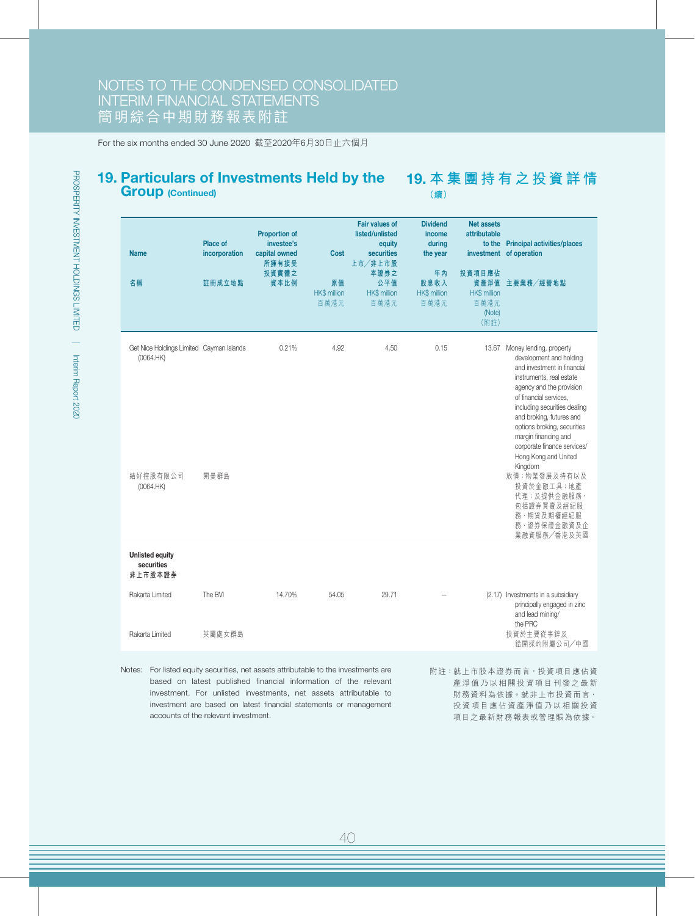## 19. Particulars of Investments Held by the Group (Continued)

## 19. 本集團持有之投資詳情（續）

| Name<br>名稱 | Place of incorporation<br>註冊成立地點 | Proportion of investee's capital owned<br>所擁有接受投資實體之資本比例 | Cost<br>原值<br>HK$ million<br>百萬港元 | Fair values of listed/unlisted equity securities<br>上市／非上市股本證券之公平值<br>HK$ million<br>百萬港元 | Dividend income during the year<br>年內股息收入<br>HK$ million<br>百萬港元 | Net assets attributable to the investment<br>投資項目應佔資產淨值<br>HK$ million<br>百萬港元<br>(Note)<br>（附註） | Principal activities/places of operation<br>主要業務／經營地點 |
|---|---|---|---|---|---|---|---|
| Get Nice Holdings Limited (0064.HK)<br>結好控股有限公司 (0064.HK) | Cayman Islands<br>開曼群島 | 0.21% | 4.92 | 4.50 | 0.15 | 13.67 | Money lending, property development and holding and investment in financial instruments, real estate agency and the provision of financial services, including securities dealing and broking, futures and options broking, securities margin financing and corporate finance services/ Hong Kong and United Kingdom<br>放債；物業發展及持有以及投資於金融工具；地產代理；及提供金融服務，包括證券買賣及經紀服務、期貨及期權經紀服務、證券保證金融資及企業融資服務／香港及英國 |
| **Unlisted equity securities**<br>**非上市股本證券** | | | | | | | |
| Rakarta Limited<br>Rakarta Limited | The BVI<br>英屬處女群島 | 14.70% | 54.05 | 29.71 | – | (2.17) | Investments in a subsidiary principally engaged in zinc and lead mining/ the PRC<br>投資於主要從事鋅及鉛開採的附屬公司／中國 |

Notes: For listed equity securities, net assets attributable to the investments are based on latest published financial information of the relevant investment. For unlisted investments, net assets attributable to investment are based on latest financial statements or management accounts of the relevant investment.

附註：就上市股本證券而言，投資項目應佔資產淨值乃以相關投資項目刊發之最新財務資料為依據。就非上市投資而言，投資項目應佔資產淨值乃以相關投資項目之最新財務報表或管理賬為依據。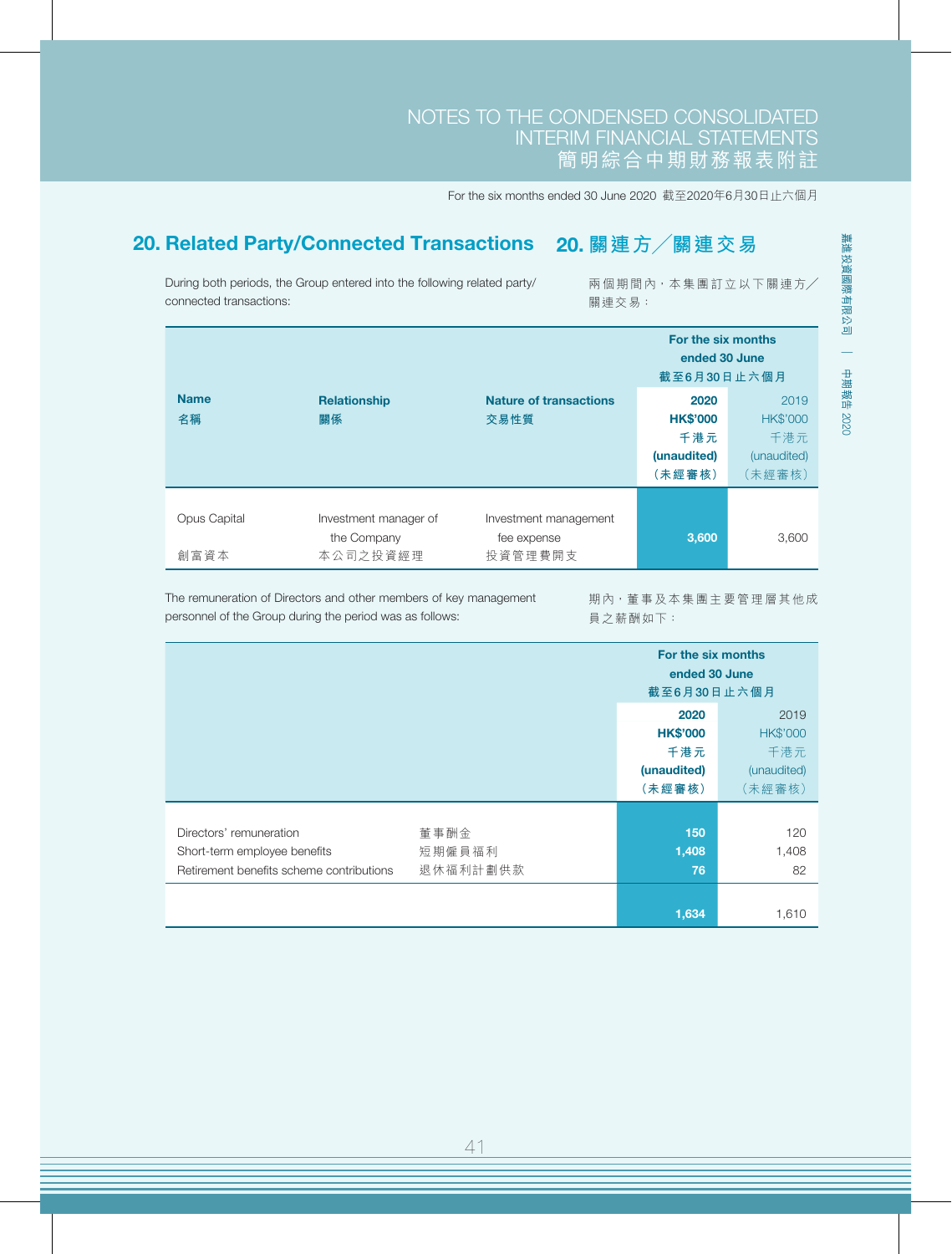## 20. Related Party/Connected Transactions 20. 關連方╱關連交易

During both periods, the Group entered into the following related party/connected transactions:

兩個期間內，本集團訂立以下關連方╱關連交易：

| Name<br>名稱 | Relationship<br>關係 | Nature of transactions<br>交易性質 | For the six months ended 30 June<br>截至6月30日止六個月<br>2020<br>HK$'000<br>千港元<br>(unaudited)<br>（未經審核） | <br><br>2019<br>HK$'000<br>千港元<br>(unaudited)<br>（未經審核） |
|---|---|---|---|---|
| Opus Capital<br>創富資本 | Investment manager of the Company<br>本公司之投資經理 | Investment management fee expense<br>投資管理費開支 | 3,600 | 3,600 |

The remuneration of Directors and other members of key management personnel of the Group during the period was as follows:

期內，董事及本集團主要管理層其他成員之薪酬如下：

| | | For the six months ended 30 June<br>截至6月30日止六個月<br>2020<br>HK$'000<br>千港元<br>(unaudited)<br>（未經審核） | <br><br>2019<br>HK$'000<br>千港元<br>(unaudited)<br>（未經審核） |
|---|---|---|---|
| Directors' remuneration | 董事酬金 | 150 | 120 |
| Short-term employee benefits | 短期僱員福利 | 1,408 | 1,408 |
| Retirement benefits scheme contributions | 退休福利計劃供款 | 76 | 82 |
| | | 1,634 | 1,610 |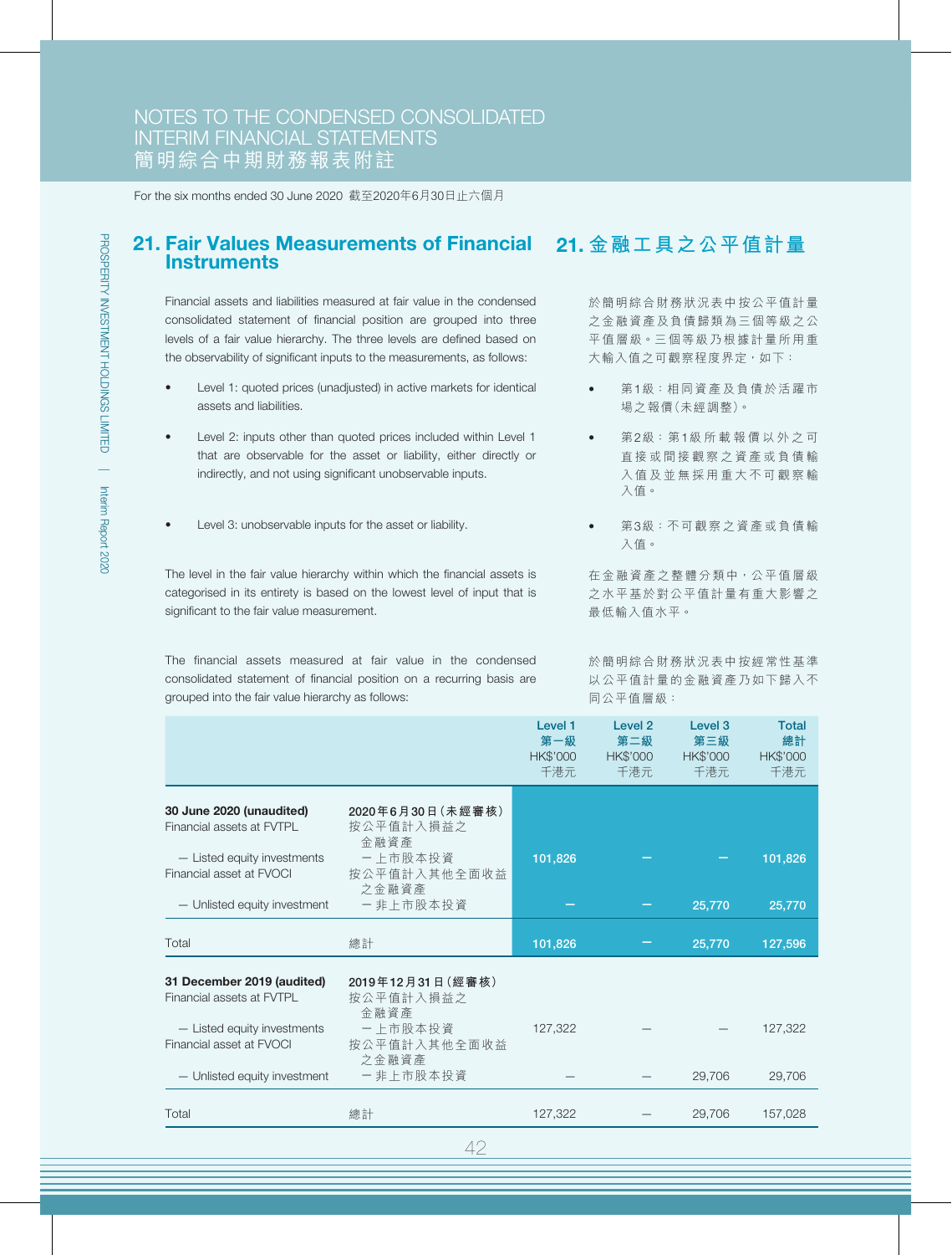## 21. Fair Values Measurements of Financial Instruments

## 21. 金融工具之公平值計量

Financial assets and liabilities measured at fair value in the condensed consolidated statement of financial position are grouped into three levels of a fair value hierarchy. The three levels are defined based on the observability of significant inputs to the measurements, as follows:

- Level 1: quoted prices (unadjusted) in active markets for identical assets and liabilities.
- Level 2: inputs other than quoted prices included within Level 1 that are observable for the asset or liability, either directly or indirectly, and not using significant unobservable inputs.
- Level 3: unobservable inputs for the asset or liability.

The level in the fair value hierarchy within which the financial assets is categorised in its entirety is based on the lowest level of input that is significant to the fair value measurement.

The financial assets measured at fair value in the condensed consolidated statement of financial position on a recurring basis are grouped into the fair value hierarchy as follows:

於簡明綜合財務狀況表中按公平值計量之金融資產及負債歸類為三個等級之公平值層級。三個等級乃根據計量所用重大輸入值之可觀察程度界定，如下：

- 第1級：相同資產及負債於活躍市場之報價（未經調整）。
- 第2級：第1級所載報價以外之可直接或間接觀察之資產或負債輸入值及並無採用重大不可觀察輸入值。
- 第3級：不可觀察之資產或負債輸入值。

在金融資產之整體分類中，公平值層級之水平基於對公平值計量有重大影響之最低輸入值水平。

於簡明綜合財務狀況表中按經常性基準以公平值計量的金融資產乃如下歸入不同公平值層級：

| | | Level 1 第一級 HK$'000 千港元 | Level 2 第二級 HK$'000 千港元 | Level 3 第三級 HK$'000 千港元 | Total 總計 HK$'000 千港元 |
|---|---|---|---|---|---|
| **30 June 2020 (unaudited)** | **2020年6月30日（未經審核）** | | | | |
| Financial assets at FVTPL | 按公平值計入損益之金融資產 | | | | |
| — Listed equity investments | — 上市股本投資 | 101,826 | – | – | 101,826 |
| Financial asset at FVOCI | 按公平值計入其他全面收益之金融資產 | | | | |
| — Unlisted equity investment | — 非上市股本投資 | – | – | 25,770 | 25,770 |
| Total | 總計 | 101,826 | – | 25,770 | 127,596 |
| **31 December 2019 (audited)** | **2019年12月31日（經審核）** | | | | |
| Financial assets at FVTPL | 按公平值計入損益之金融資產 | | | | |
| — Listed equity investments | — 上市股本投資 | 127,322 | – | – | 127,322 |
| Financial asset at FVOCI | 按公平值計入其他全面收益之金融資產 | | | | |
| — Unlisted equity investment | — 非上市股本投資 | – | – | 29,706 | 29,706 |
| Total | 總計 | 127,322 | – | 29,706 | 157,028 |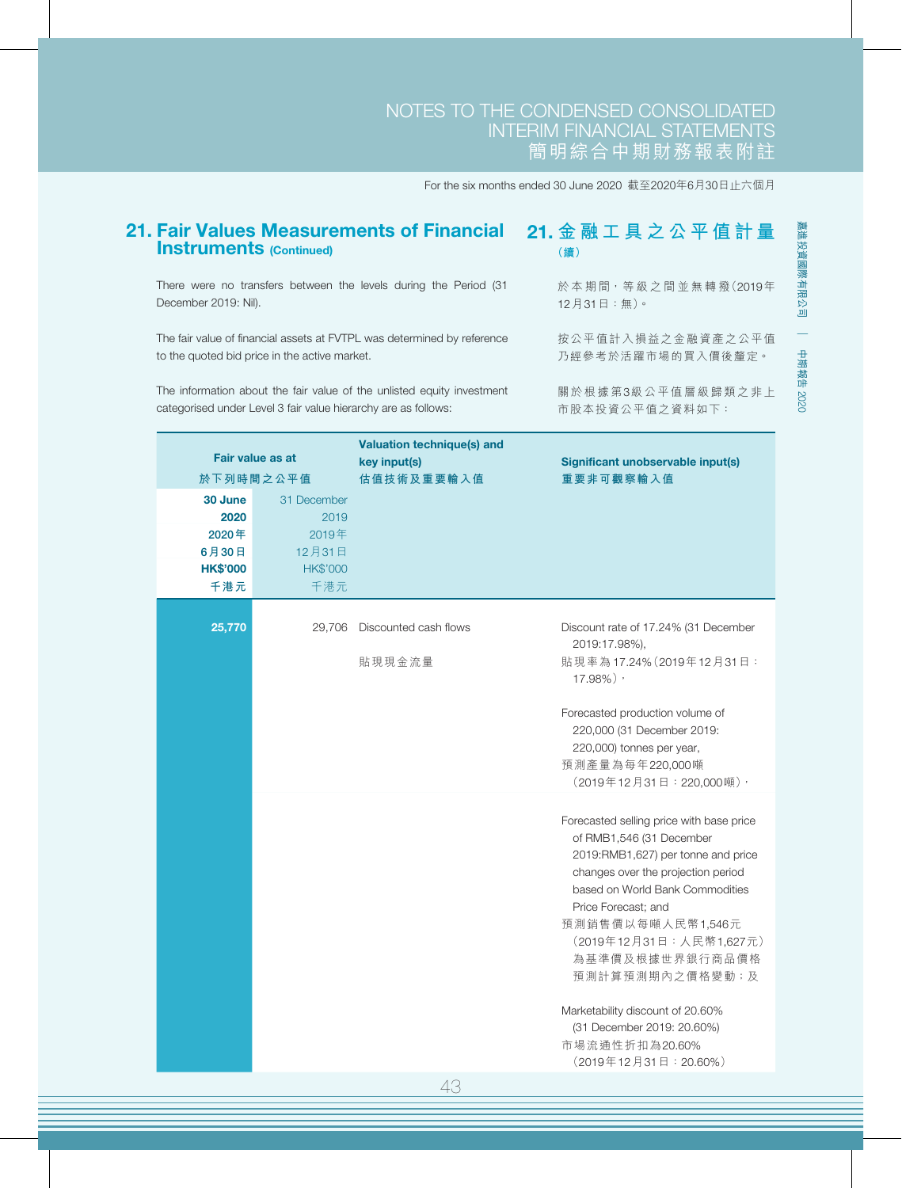## 21. Fair Values Measurements of Financial Instruments (Continued)

## 21. 金融工具之公平值計量（續）

There were no transfers between the levels during the Period (31 December 2019: Nil).

於本期間，等級之間並無轉撥（2019年12月31日：無）。

The fair value of financial assets at FVTPL was determined by reference to the quoted bid price in the active market.

按公平值計入損益之金融資產之公平值乃經參考於活躍市場的買入價後釐定。

The information about the fair value of the unlisted equity investment categorised under Level 3 fair value hierarchy are as follows:

關於根據第3級公平值層級歸類之非上市股本投資公平值之資料如下：

| Fair value as at 於下列時間之公平值 | | Valuation technique(s) and key input(s) 估值技術及重要輸入值 | Significant unobservable input(s) 重要非可觀察輸入值 |
|---|---|---|---|
| **30 June 2020 2020年6月30日 HK$'000 千港元** | 31 December 2019 2019年12月31日 HK$'000 千港元 | | |
| **25,770** | 29,706 | Discounted cash flows 貼現現金流量 | Discount rate of 17.24% (31 December 2019:17.98%), 貼現率為17.24%（2019年12月31日：17.98%）， |
| | | | Forecasted production volume of 220,000 (31 December 2019: 220,000) tonnes per year, 預測產量為每年220,000噸（2019年12月31日：220,000噸）， |
| | | | Forecasted selling price with base price of RMB1,546 (31 December 2019:RMB1,627) per tonne and price changes over the projection period based on World Bank Commodities Price Forecast; and 預測銷售價以每噸人民幣1,546元（2019年12月31日：人民幣1,627元）為基準價及根據世界銀行商品價格預測計算預測期內之價格變動；及 |
| | | | Marketability discount of 20.60% (31 December 2019: 20.60%) 市場流通性折扣為20.60%（2019年12月31日：20.60%） |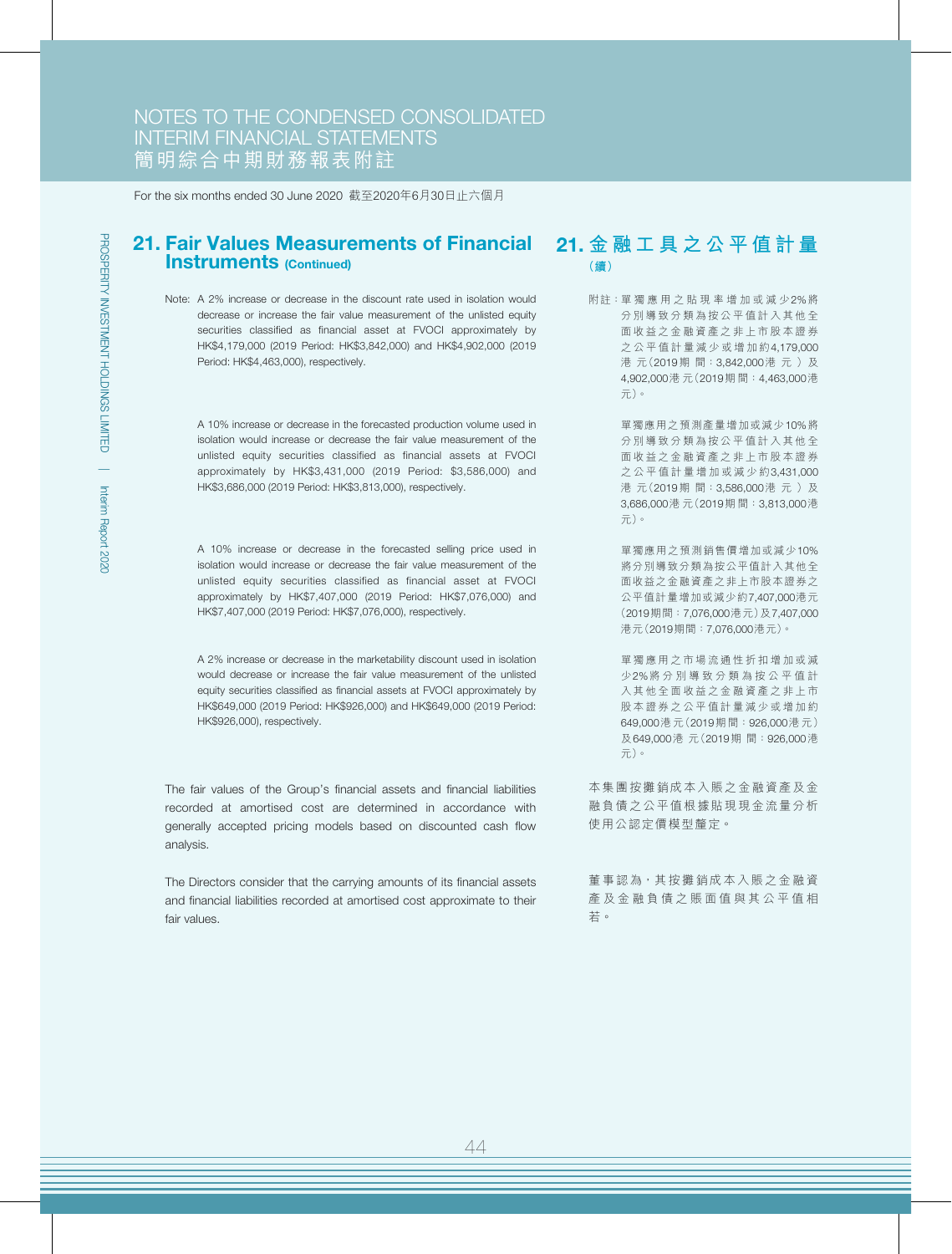## 21. Fair Values Measurements of Financial Instruments (Continued)

Note: A 2% increase or decrease in the discount rate used in isolation would decrease or increase the fair value measurement of the unlisted equity securities classified as financial assets at FVOCI approximately by HK$4,179,000 (2019 Period: HK$3,842,000) and HK$4,902,000 (2019 Period: HK$4,463,000), respectively.

A 10% increase or decrease in the forecasted production volume used in isolation would increase or decrease the fair value measurement of the unlisted equity securities classified as financial asset at FVOCI approximately by HK$3,431,000 (2019 Period: $3,586,000) and HK$3,686,000 (2019 Period: HK$3,813,000), respectively.

A 10% increase or decrease in the forecasted selling price used in isolation would increase or decrease the fair value measurement of the unlisted equity securities classified as financial asset at FVOCI approximately by HK$7,407,000 (2019 Period: HK$7,076,000) and HK$7,407,000 (2019 Period: HK$7,076,000), respectively.

A 2% increase or decrease in the marketability discount used in isolation would decrease or increase the fair value measurement of the unlisted equity securities classified as financial assets at FVOCI approximately by HK$649,000 (2019 Period: HK$926,000) and HK$649,000 (2019 Period: HK$926,000), respectively.

The fair values of the Group's financial assets and financial liabilities recorded at amortised cost are determined in accordance with generally accepted pricing models based on discounted cash flow analysis.

The Directors consider that the carrying amounts of its financial assets and financial liabilities recorded at amortised cost approximate to their fair values.

## 21. 金融工具之公平值計量（續）

附註：單獨應用之貼現率增加或減少2%將分別導致分類為按公平值計入其他全面收益之金融資產之非上市股本證券之公平值計量減少或增加約4,179,000港元（2019期間：3,842,000港元）及4,902,000港元（2019期間：4,463,000港元）。

單獨應用之預測產量增加或減少10%將分別導致分類為按公平值計入其他全面收益之金融資產之非上市股本證券之公平值計量增加或減少約3,431,000港元（2019期間：3,586,000港元）及3,686,000港元（2019期間：3,813,000港元）。

單獨應用之預測銷售價增加或減少10%將分別導致分類為按公平值計入其他全面收益之金融資產之非上市股本證券之公平值計量增加或減少約7,407,000港元（2019期間：7,076,000港元）及7,407,000港元（2019期間：7,076,000港元）。

單獨應用之市場流通性折扣增加或減少2%將分別導致分類為按公平值計入其他全面收益之金融資產之非上市股本證券之公平值計量減少或增加約649,000港元（2019期間：926,000港元）及649,000港元（2019期間：926,000港元）。

本集團按攤銷成本入賬之金融資產及金融負債之公平值根據貼現現金流量分析使用公認定價模型釐定。

董事認為，其按攤銷成本入賬之金融資產及金融負債之賬面值與其公平值相若。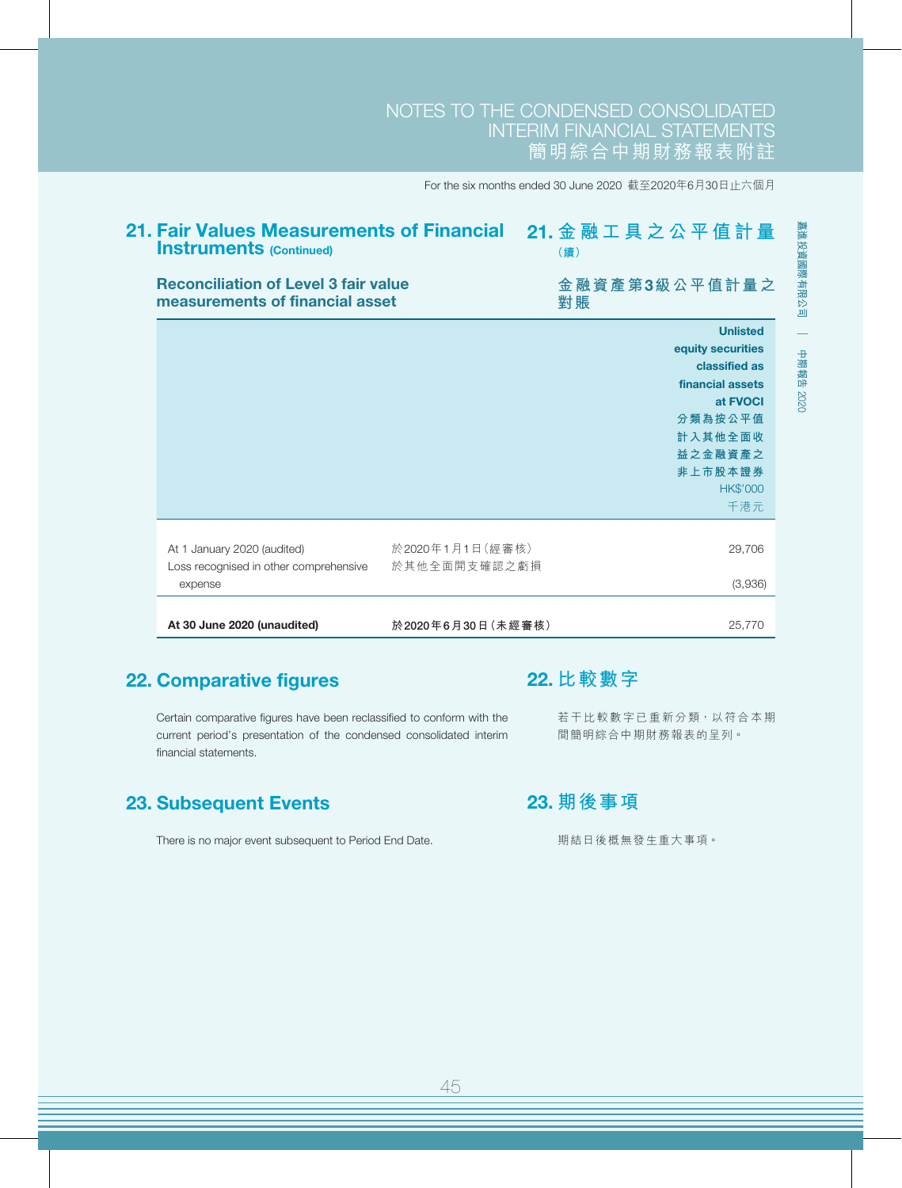## 21. Fair Values Measurements of Financial Instruments (Continued)

## 21. 金融工具之公平值計量（續）

### Reconciliation of Level 3 fair value measurements of financial asset

### 金融資產第3級公平值計量之對賬

| | | Unlisted equity securities classified as financial assets at FVOCI 分類為按公平值計入其他全面收益之金融資產之非上市股本證券 HK$'000 千港元 |
|---|---|---|
| At 1 January 2020 (audited) | 於2020年1月1日（經審核） | 29,706 |
| Loss recognised in other comprehensive expense | 於其他全面開支確認之虧損 | (3,936) |
| **At 30 June 2020 (unaudited)** | **於2020年6月30日（未經審核）** | 25,770 |

## 22. Comparative figures

Certain comparative figures have been reclassified to conform with the current period's presentation of the condensed consolidated interim financial statements.

## 22. 比較數字

若干比較數字已重新分類，以符合本期間簡明綜合中期財務報表的呈列。

## 23. Subsequent Events

There is no major event subsequent to Period End Date.

## 23. 期後事項

期結日後概無發生重大事項。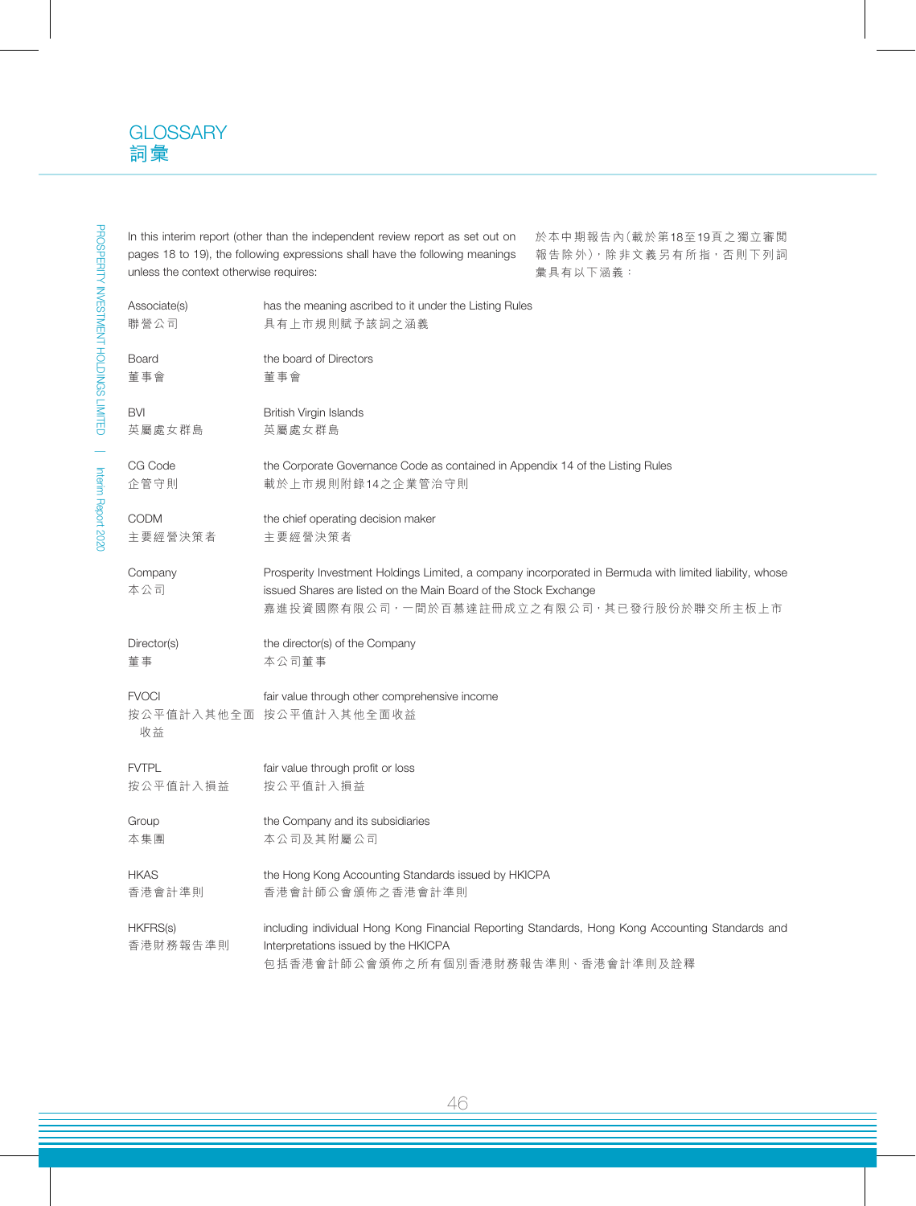# GLOSSARY
# 詞彙

In this interim report (other than the independent review report as set out on pages 18 to 19), the following expressions shall have the following meanings unless the context otherwise requires:

於本中期報告內（載於第18至19頁之獨立審閱報告除外），除非文義另有所指，否則下列詞彙具有以下涵義：

| | |
|---|---|
| Associate(s)<br>聯營公司 | has the meaning ascribed to it under the Listing Rules<br>具有上市規則賦予該詞之涵義 |
| Board<br>董事會 | the board of Directors<br>董事會 |
| BVI<br>英屬處女群島 | British Virgin Islands<br>英屬處女群島 |
| CG Code<br>企管守則 | the Corporate Governance Code as contained in Appendix 14 of the Listing Rules<br>載於上市規則附錄14之企業管治守則 |
| CODM<br>主要經營決策者 | the chief operating decision maker<br>主要經營決策者 |
| Company<br>本公司 | Prosperity Investment Holdings Limited, a company incorporated in Bermuda with limited liability, whose issued Shares are listed on the Main Board of the Stock Exchange<br>嘉進投資國際有限公司，一間於百慕達註冊成立之有限公司，其已發行股份於聯交所主板上市 |
| Director(s)<br>董事 | the director(s) of the Company<br>本公司董事 |
| FVOCI<br>按公平值計入其他全面收益 | fair value through other comprehensive income<br>按公平值計入其他全面收益 |
| FVTPL<br>按公平值計入損益 | fair value through profit or loss<br>按公平值計入損益 |
| Group<br>本集團 | the Company and its subsidiaries<br>本公司及其附屬公司 |
| HKAS<br>香港會計準則 | the Hong Kong Accounting Standards issued by HKICPA<br>香港會計師公會頒佈之香港會計準則 |
| HKFRS(s)<br>香港財務報告準則 | including individual Hong Kong Financial Reporting Standards, Hong Kong Accounting Standards and Interpretations issued by the HKICPA<br>包括香港會計師公會頒佈之所有個別香港財務報告準則、香港會計準則及詮釋 |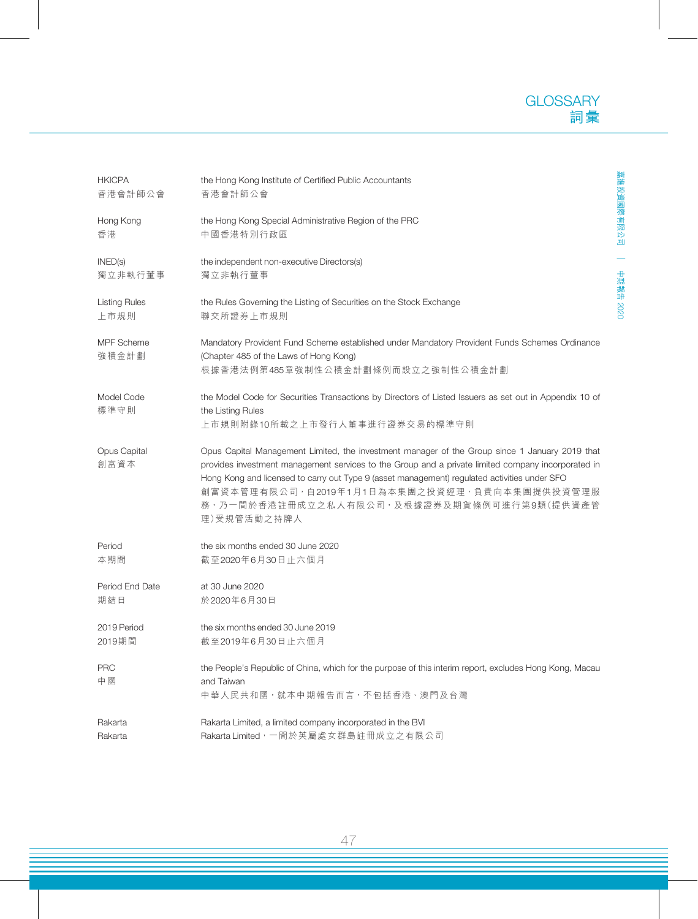# GLOSSARY
# 詞彙

| | |
|---|---|
| HKICPA<br>香港會計師公會 | the Hong Kong Institute of Certified Public Accountants<br>香港會計師公會 |
| Hong Kong<br>香港 | the Hong Kong Special Administrative Region of the PRC<br>中國香港特別行政區 |
| INED(s)<br>獨立非執行董事 | the independent non-executive Directors(s)<br>獨立非執行董事 |
| Listing Rules<br>上市規則 | the Rules Governing the Listing of Securities on the Stock Exchange<br>聯交所證券上市規則 |
| MPF Scheme<br>強積金計劃 | Mandatory Provident Fund Scheme established under Mandatory Provident Funds Schemes Ordinance (Chapter 485 of the Laws of Hong Kong)<br>根據香港法例第485章強制性公積金計劃條例而設立之強制性公積金計劃 |
| Model Code<br>標準守則 | the Model Code for Securities Transactions by Directors of Listed Issuers as set out in Appendix 10 of the Listing Rules<br>上市規則附錄10所載之上市發行人董事進行證券交易的標準守則 |
| Opus Capital<br>創富資本 | Opus Capital Management Limited, the investment manager of the Group since 1 January 2019 that provides investment management services to the Group and a private limited company incorporated in Hong Kong and licensed to carry out Type 9 (asset management) regulated activities under SFO<br>創富資本管理有限公司，自2019年1月1日為本集團之投資經理，負責向本集團提供投資管理服務，乃一間於香港註冊成立之私人有限公司，及根據證券及期貨條例可進行第9類（提供資產管理）受規管活動之持牌人 |
| Period<br>本期間 | the six months ended 30 June 2020<br>截至2020年6月30日止六個月 |
| Period End Date<br>期結日 | at 30 June 2020<br>於2020年6月30日 |
| 2019 Period<br>2019期間 | the six months ended 30 June 2019<br>截至2019年6月30日止六個月 |
| PRC<br>中國 | the People's Republic of China, which for the purpose of this interim report, excludes Hong Kong, Macau and Taiwan<br>中華人民共和國，就本中期報告而言，不包括香港、澳門及台灣 |
| Rakarta<br>Rakarta | Rakarta Limited, a limited company incorporated in the BVI<br>Rakarta Limited，一間於英屬處女群島註冊成立之有限公司 |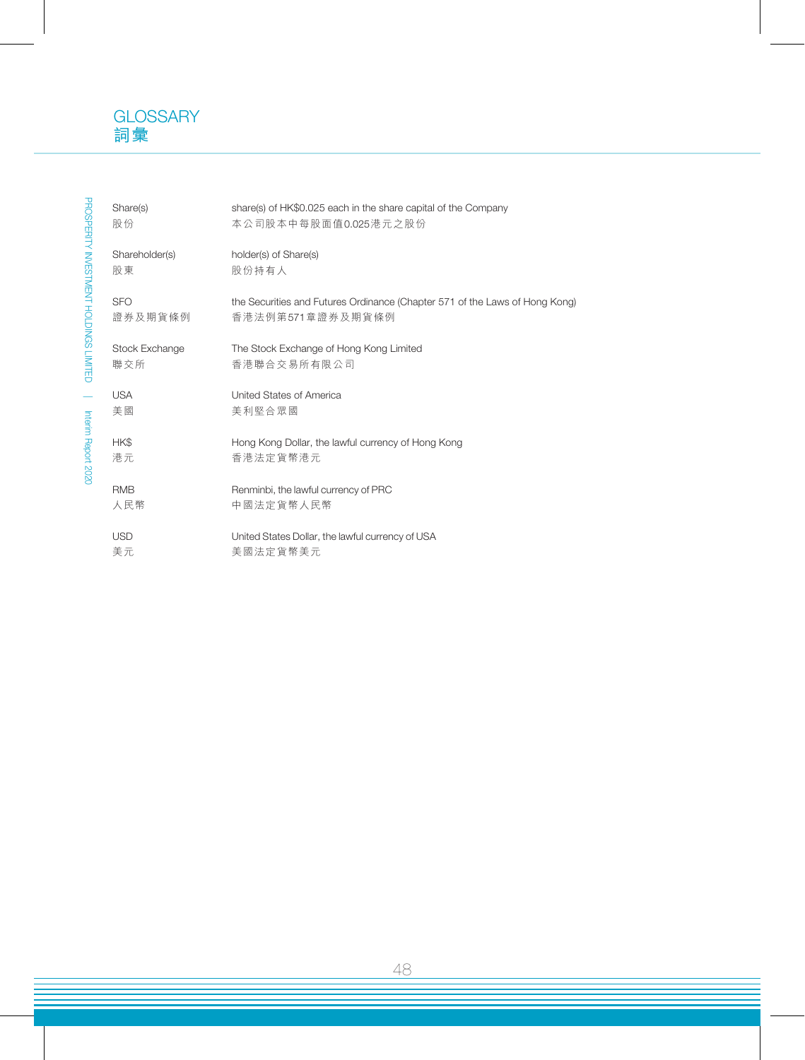# GLOSSARY
# 詞彙

| | |
|---|---|
| Share(s)<br>股份 | share(s) of HK$0.025 each in the share capital of the Company<br>本公司股本中每股面值0.025港元之股份 |
| Shareholder(s)<br>股東 | holder(s) of Share(s)<br>股份持有人 |
| SFO<br>證券及期貨條例 | the Securities and Futures Ordinance (Chapter 571 of the Laws of Hong Kong)<br>香港法例第571章證券及期貨條例 |
| Stock Exchange<br>聯交所 | The Stock Exchange of Hong Kong Limited<br>香港聯合交易所有限公司 |
| USA<br>美國 | United States of America<br>美利堅合眾國 |
| HK$<br>港元 | Hong Kong Dollar, the lawful currency of Hong Kong<br>香港法定貨幣港元 |
| RMB<br>人民幣 | Renminbi, the lawful currency of PRC<br>中國法定貨幣人民幣 |
| USD<br>美元 | United States Dollar, the lawful currency of USA<br>美國法定貨幣美元 |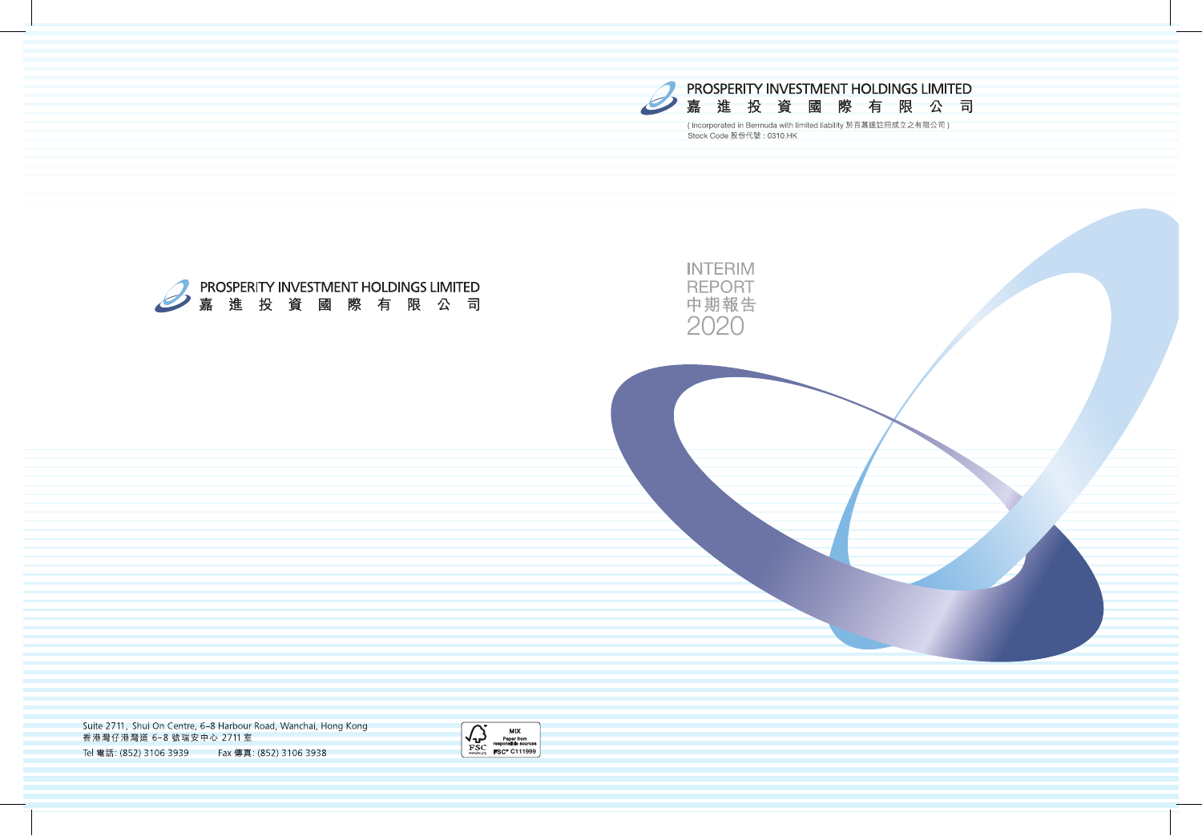PROSPERITY INVESTMENT HOLDINGS LIMITED
嘉進投資國際有限公司

( Incorporated in Bermuda with limited liability 於百慕達註冊成立之有限公司 )
Stock Code 股份代號 : 0310.HK

# INTERIM REPORT
# 中期報告
# 2020

PROSPERITY INVESTMENT HOLDINGS LIMITED
嘉進投資國際有限公司

Suite 2711, Shui On Centre, 6–8 Harbour Road, Wanchai, Hong Kong
香港灣仔港灣道 6–8 號瑞安中心 2711 室

Tel 電話: (852) 3106 3939 Fax 傳真: (852) 3106 3938

MIX
Paper from responsible sources
FSC® C111999